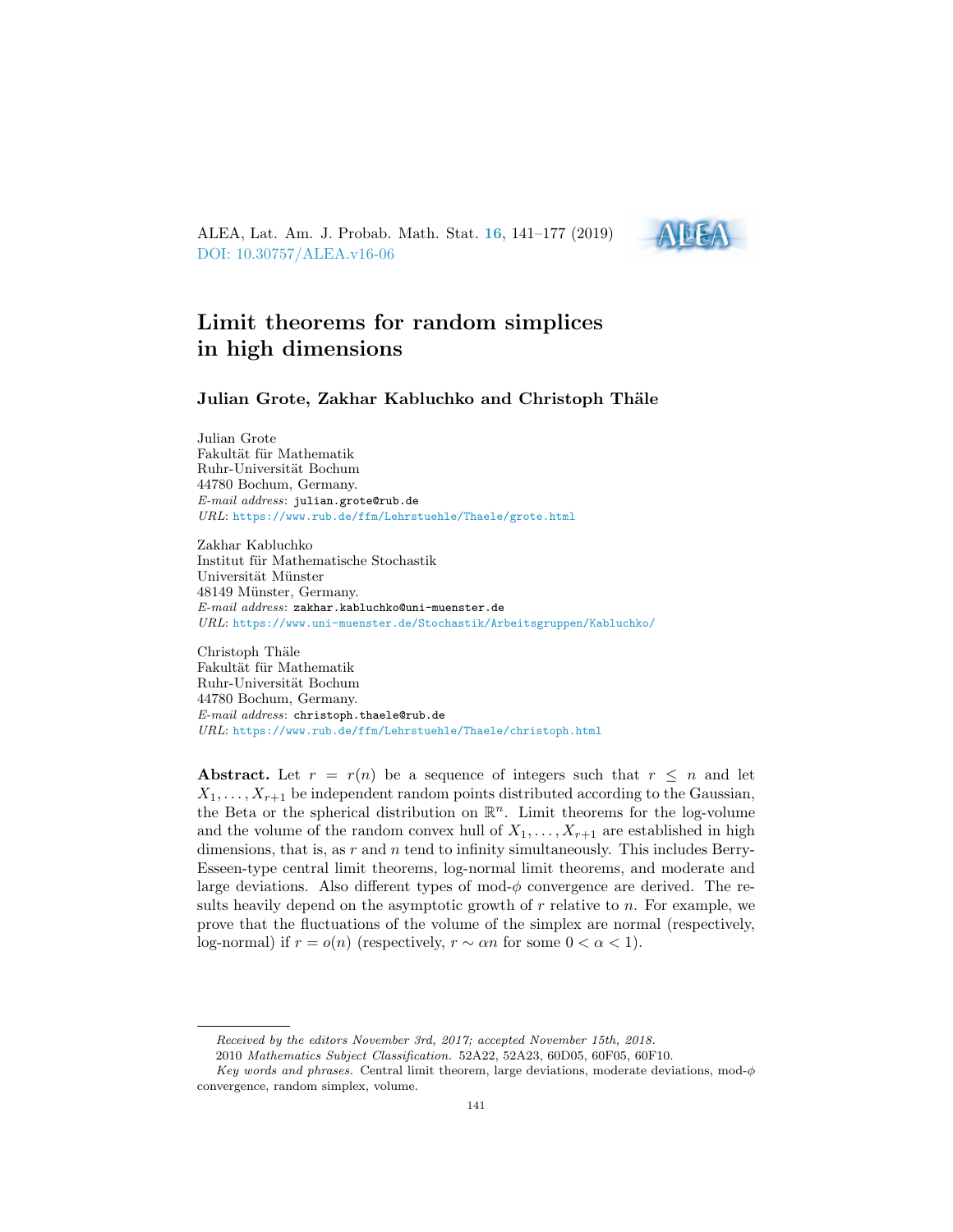# Limit theorems for random simplices in high dimensions

**Julian Grote, Zakhar Kabluchko and Christoph Thäle**

Julian Grote
Fakultät für Mathematik
Ruhr-Universität Bochum
44780 Bochum, Germany.
*E-mail address*: julian.grote@rub.de
*URL*: https://www.rub.de/ffm/Lehrstuehle/Thaele/grote.html

Zakhar Kabluchko
Institut für Mathematische Stochastik
Universität Münster
48149 Münster, Germany.
*E-mail address*: zakhar.kabluchko@uni-muenster.de
*URL*: https://www.uni-muenster.de/Stochastik/Arbeitsgruppen/Kabluchko/

Christoph Thäle
Fakultät für Mathematik
Ruhr-Universität Bochum
44780 Bochum, Germany.
*E-mail address*: christoph.thaele@rub.de
*URL*: https://www.rub.de/ffm/Lehrstuehle/Thaele/christoph.html

**Abstract.** Let $r = r(n)$ be a sequence of integers such that $r \leq n$ and let $X_1, \ldots, X_{r+1}$ be independent random points distributed according to the Gaussian, the Beta or the spherical distribution on $\mathbb{R}^n$. Limit theorems for the log-volume and the volume of the random convex hull of $X_1, \ldots, X_{r+1}$ are established in high dimensions, that is, as $r$ and $n$ tend to infinity simultaneously. This includes Berry-Esseen-type central limit theorems, log-normal limit theorems, and moderate and large deviations. Also different types of mod-$\phi$ convergence are derived. The results heavily depend on the asymptotic growth of $r$ relative to $n$. For example, we prove that the fluctuations of the volume of the simplex are normal (respectively, log-normal) if $r = o(n)$ (respectively, $r \sim \alpha n$ for some $0 < \alpha < 1$).

---

*Received by the editors November 3rd, 2017; accepted November 15th, 2018.*

2010 *Mathematics Subject Classification.* 52A22, 52A23, 60D05, 60F05, 60F10.

*Key words and phrases.* Central limit theorem, large deviations, moderate deviations, mod-$\phi$ convergence, random simplex, volume.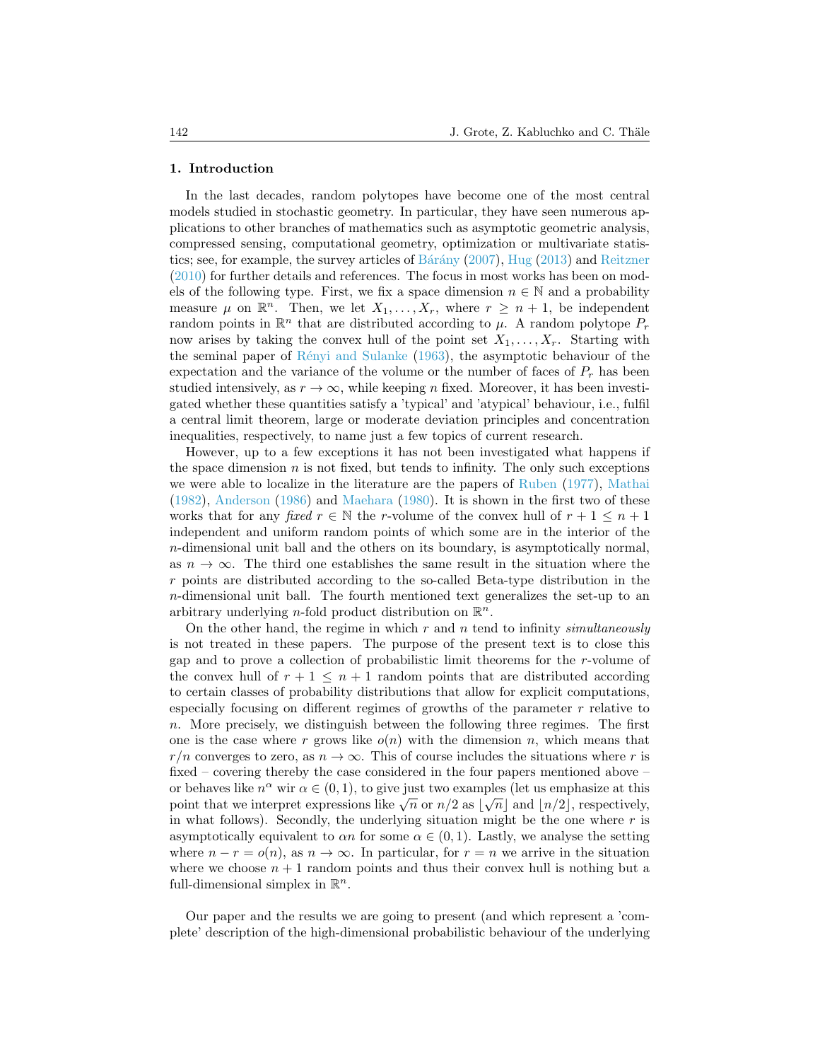## 1. Introduction

In the last decades, random polytopes have become one of the most central models studied in stochastic geometry. In particular, they have seen numerous applications to other branches of mathematics such as asymptotic geometric analysis, compressed sensing, computational geometry, optimization or multivariate statistics; see, for example, the survey articles of Bárány (2007), Hug (2013) and Reitzner (2010) for further details and references. The focus in most works has been on models of the following type. First, we fix a space dimension $n \in \mathbb{N}$ and a probability measure $\mu$ on $\mathbb{R}^n$. Then, we let $X_1, \ldots, X_r$, where $r \geq n+1$, be independent random points in $\mathbb{R}^n$ that are distributed according to $\mu$. A random polytope $P_r$ now arises by taking the convex hull of the point set $X_1, \ldots, X_r$. Starting with the seminal paper of Rényi and Sulanke (1963), the asymptotic behaviour of the expectation and the variance of the volume or the number of faces of $P_r$ has been studied intensively, as $r \to \infty$, while keeping $n$ fixed. Moreover, it has been investigated whether these quantities satisfy a 'typical' and 'atypical' behaviour, i.e., fulfil a central limit theorem, large or moderate deviation principles and concentration inequalities, respectively, to name just a few topics of current research.

However, up to a few exceptions it has not been investigated what happens if the space dimension $n$ is not fixed, but tends to infinity. The only such exceptions we were able to localize in the literature are the papers of Ruben (1977), Mathai (1982), Anderson (1986) and Maehara (1980). It is shown in the first two of these works that for any *fixed* $r \in \mathbb{N}$ the $r$-volume of the convex hull of $r+1 \leq n+1$ independent and uniform random points of which some are in the interior of the $n$-dimensional unit ball and the others on its boundary, is asymptotically normal, as $n \to \infty$. The third one establishes the same result in the situation where the $r$ points are distributed according to the so-called Beta-type distribution in the $n$-dimensional unit ball. The fourth mentioned text generalizes the set-up to an arbitrary underlying $n$-fold product distribution on $\mathbb{R}^n$.

On the other hand, the regime in which $r$ and $n$ tend to infinity *simultaneously* is not treated in these papers. The purpose of the present text is to close this gap and to prove a collection of probabilistic limit theorems for the $r$-volume of the convex hull of $r+1 \leq n+1$ random points that are distributed according to certain classes of probability distributions that allow for explicit computations, especially focusing on different regimes of growths of the parameter $r$ relative to $n$. More precisely, we distinguish between the following three regimes. The first one is the case where $r$ grows like $o(n)$ with the dimension $n$, which means that $r/n$ converges to zero, as $n \to \infty$. This of course includes the situations where $r$ is fixed – covering thereby the case considered in the four papers mentioned above – or behaves like $n^\alpha$ wir $\alpha \in (0,1)$, to give just two examples (let us emphasize at this point that we interpret expressions like $\sqrt{n}$ or $n/2$ as $\lfloor\sqrt{n}\rfloor$ and $\lfloor n/2 \rfloor$, respectively, in what follows). Secondly, the underlying situation might be the one where $r$ is asymptotically equivalent to $\alpha n$ for some $\alpha \in (0,1)$. Lastly, we analyse the setting where $n - r = o(n)$, as $n \to \infty$. In particular, for $r = n$ we arrive in the situation where we choose $n+1$ random points and thus their convex hull is nothing but a full-dimensional simplex in $\mathbb{R}^n$.

Our paper and the results we are going to present (and which represent a 'complete' description of the high-dimensional probabilistic behaviour of the underlying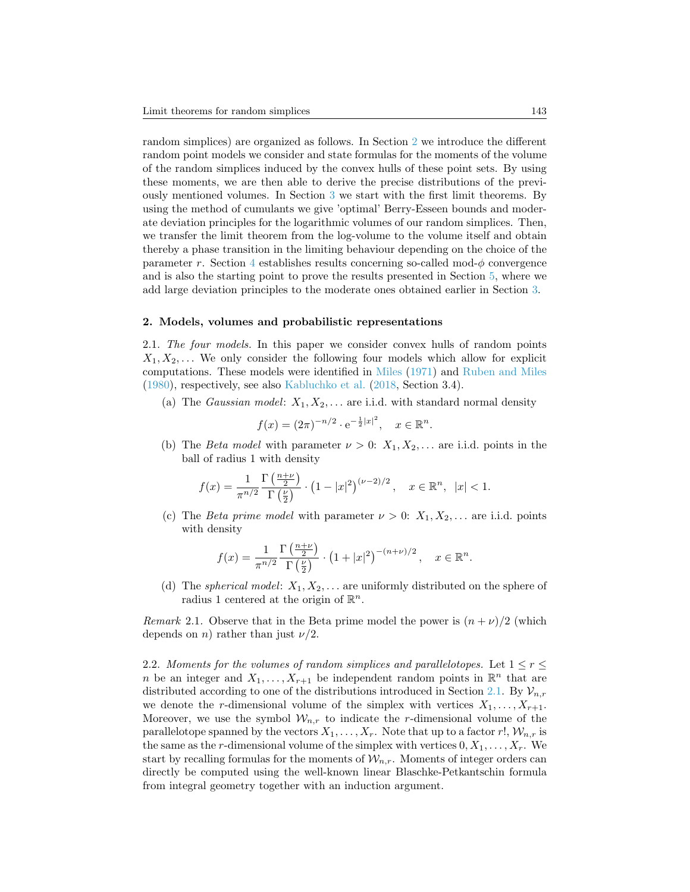random simplices) are organized as follows. In Section 2 we introduce the different random point models we consider and state formulas for the moments of the volume of the random simplices induced by the convex hulls of these point sets. By using these moments, we are then able to derive the precise distributions of the previously mentioned volumes. In Section 3 we start with the first limit theorems. By using the method of cumulants we give 'optimal' Berry-Esseen bounds and moderate deviation principles for the logarithmic volumes of our random simplices. Then, we transfer the limit theorem from the log-volume to the volume itself and obtain thereby a phase transition in the limiting behaviour depending on the choice of the parameter $r$. Section 4 establishes results concerning so-called mod-$\phi$ convergence and is also the starting point to prove the results presented in Section 5, where we add large deviation principles to the moderate ones obtained earlier in Section 3.

## 2. Models, volumes and probabilistic representations

2.1. *The four models.* In this paper we consider convex hulls of random points $X_1, X_2, \dots$ We only consider the following four models which allow for explicit computations. These models were identified in Miles (1971) and Ruben and Miles (1980), respectively, see also Kabluchko et al. (2018, Section 3.4).

(a) The *Gaussian model*: $X_1, X_2, \dots$ are i.i.d. with standard normal density

$$f(x) = (2\pi)^{-n/2} \cdot \mathrm{e}^{-\frac{1}{2}|x|^2}, \quad x \in \mathbb{R}^n.$$

(b) The *Beta model* with parameter $\nu > 0$: $X_1, X_2, \dots$ are i.i.d. points in the ball of radius 1 with density

$$f(x) = \frac{1}{\pi^{n/2}} \frac{\Gamma\left(\frac{n+\nu}{2}\right)}{\Gamma\left(\frac{\nu}{2}\right)} \cdot \left(1 - |x|^2\right)^{(\nu-2)/2}, \quad x \in \mathbb{R}^n, \ \ |x| < 1.$$

(c) The *Beta prime model* with parameter $\nu > 0$: $X_1, X_2, \dots$ are i.i.d. points with density

$$f(x) = \frac{1}{\pi^{n/2}} \frac{\Gamma\left(\frac{n+\nu}{2}\right)}{\Gamma\left(\frac{\nu}{2}\right)} \cdot \left(1 + |x|^2\right)^{-(n+\nu)/2}, \quad x \in \mathbb{R}^n.$$

(d) The *spherical model*: $X_1, X_2, \dots$ are uniformly distributed on the sphere of radius 1 centered at the origin of $\mathbb{R}^n$.

*Remark* 2.1. Observe that in the Beta prime model the power is $(n+\nu)/2$ (which depends on $n$) rather than just $\nu/2$.

2.2. *Moments for the volumes of random simplices and parallelotopes.* Let $1 \le r \le n$ be an integer and $X_1, \dots, X_{r+1}$ be independent random points in $\mathbb{R}^n$ that are distributed according to one of the distributions introduced in Section 2.1. By $\mathcal{V}_{n,r}$ we denote the $r$-dimensional volume of the simplex with vertices $X_1, \dots, X_{r+1}$. Moreover, we use the symbol $\mathcal{W}_{n,r}$ to indicate the $r$-dimensional volume of the parallelotope spanned by the vectors $X_1, \dots, X_r$. Note that up to a factor $r!$, $\mathcal{W}_{n,r}$ is the same as the $r$-dimensional volume of the simplex with vertices $0, X_1, \dots, X_r$. We start by recalling formulas for the moments of $\mathcal{W}_{n,r}$. Moments of integer orders can directly be computed using the well-known linear Blaschke-Petkantschin formula from integral geometry together with an induction argument.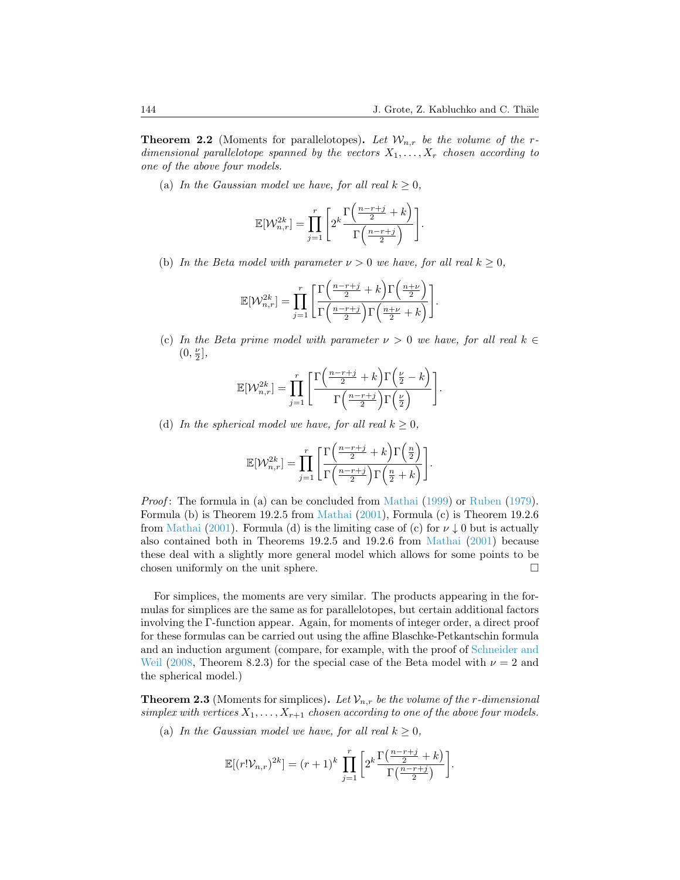**Theorem 2.2** (Moments for parallelotopes)**.** *Let $\mathcal{W}_{n,r}$ be the volume of the $r$-dimensional parallelotope spanned by the vectors $X_1, \ldots, X_r$ chosen according to one of the above four models.*

(a) *In the Gaussian model we have, for all real $k \geq 0$,*

$$\mathbb{E}[\mathcal{W}_{n,r}^{2k}] = \prod_{j=1}^{r} \left[ 2^k \frac{\Gamma\left(\frac{n-r+j}{2} + k\right)}{\Gamma\left(\frac{n-r+j}{2}\right)} \right].$$

(b) *In the Beta model with parameter $\nu > 0$ we have, for all real $k \geq 0$,*

$$\mathbb{E}[\mathcal{W}_{n,r}^{2k}] = \prod_{j=1}^{r} \left[ \frac{\Gamma\left(\frac{n-r+j}{2} + k\right)\Gamma\left(\frac{n+\nu}{2}\right)}{\Gamma\left(\frac{n-r+j}{2}\right)\Gamma\left(\frac{n+\nu}{2} + k\right)} \right].$$

(c) *In the Beta prime model with parameter $\nu > 0$ we have, for all real $k \in (0, \frac{\nu}{2}]$,*

$$\mathbb{E}[\mathcal{W}_{n,r}^{2k}] = \prod_{j=1}^{r} \left[ \frac{\Gamma\left(\frac{n-r+j}{2} + k\right)\Gamma\left(\frac{\nu}{2} - k\right)}{\Gamma\left(\frac{n-r+j}{2}\right)\Gamma\left(\frac{\nu}{2}\right)} \right].$$

(d) *In the spherical model we have, for all real $k \geq 0$,*

$$\mathbb{E}[\mathcal{W}_{n,r}^{2k}] = \prod_{j=1}^{r} \left[ \frac{\Gamma\left(\frac{n-r+j}{2} + k\right)\Gamma\left(\frac{n}{2}\right)}{\Gamma\left(\frac{n-r+j}{2}\right)\Gamma\left(\frac{n}{2} + k\right)} \right].$$

*Proof*: The formula in (a) can be concluded from Mathai (1999) or Ruben (1979). Formula (b) is Theorem 19.2.5 from Mathai (2001), Formula (c) is Theorem 19.2.6 from Mathai (2001). Formula (d) is the limiting case of (c) for $\nu \downarrow 0$ but is actually also contained both in Theorems 19.2.5 and 19.2.6 from Mathai (2001) because these deal with a slightly more general model which allows for some points to be chosen uniformly on the unit sphere. □

For simplices, the moments are very similar. The products appearing in the formulas for simplices are the same as for parallelotopes, but certain additional factors involving the $\Gamma$-function appear. Again, for moments of integer order, a direct proof for these formulas can be carried out using the affine Blaschke-Petkantschin formula and an induction argument (compare, for example, with the proof of Schneider and Weil (2008, Theorem 8.2.3) for the special case of the Beta model with $\nu = 2$ and the spherical model.)

**Theorem 2.3** (Moments for simplices)**.** *Let $\mathcal{V}_{n,r}$ be the volume of the $r$-dimensional simplex with vertices $X_1, \ldots, X_{r+1}$ chosen according to one of the above four models.*

(a) *In the Gaussian model we have, for all real $k \geq 0$,*

$$\mathbb{E}[(r!\mathcal{V}_{n,r})^{2k}] = (r+1)^k \prod_{j=1}^{r} \left[ 2^k \frac{\Gamma\left(\frac{n-r+j}{2} + k\right)}{\Gamma\left(\frac{n-r+j}{2}\right)} \right].$$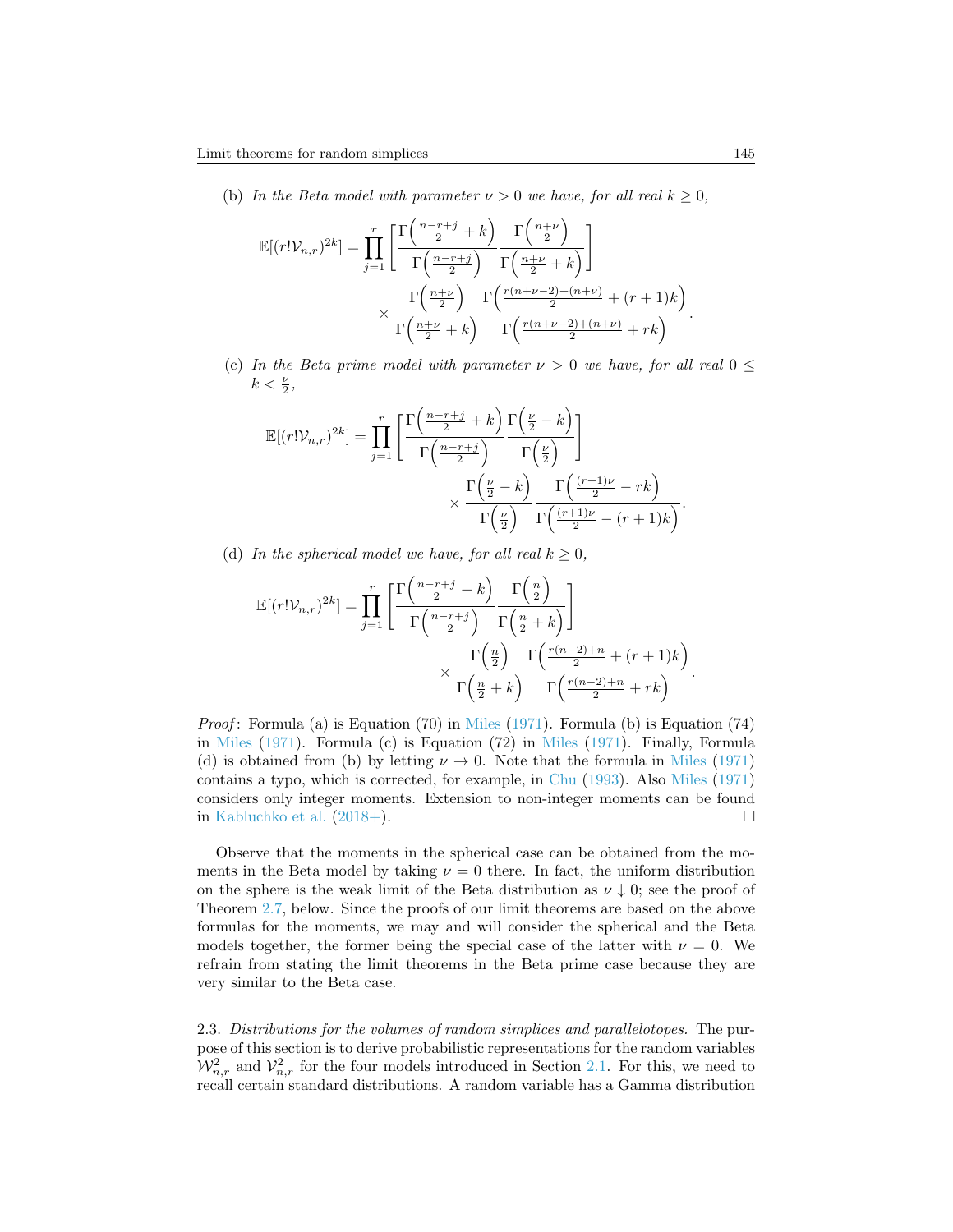(b) *In the Beta model with parameter $\nu > 0$ we have, for all real $k \geq 0$,*

$$\mathbb{E}[(r!\mathcal{V}_{n,r})^{2k}] = \prod_{j=1}^{r} \left[ \frac{\Gamma\Big(\frac{n-r+j}{2}+k\Big)}{\Gamma\Big(\frac{n-r+j}{2}\Big)} \frac{\Gamma\Big(\frac{n+\nu}{2}\Big)}{\Gamma\Big(\frac{n+\nu}{2}+k\Big)} \right] \times \frac{\Gamma\Big(\frac{n+\nu}{2}\Big)}{\Gamma\Big(\frac{n+\nu}{2}+k\Big)} \frac{\Gamma\Big(\frac{r(n+\nu-2)+(n+\nu)}{2}+(r+1)k\Big)}{\Gamma\Big(\frac{r(n+\nu-2)+(n+\nu)}{2}+rk\Big)}.$$

(c) *In the Beta prime model with parameter $\nu > 0$ we have, for all real $0 \leq k < \frac{\nu}{2}$,*

$$\mathbb{E}[(r!\mathcal{V}_{n,r})^{2k}] = \prod_{j=1}^{r} \left[ \frac{\Gamma\Big(\frac{n-r+j}{2}+k\Big)}{\Gamma\Big(\frac{n-r+j}{2}\Big)} \frac{\Gamma\Big(\frac{\nu}{2}-k\Big)}{\Gamma\Big(\frac{\nu}{2}\Big)} \right] \times \frac{\Gamma\Big(\frac{\nu}{2}-k\Big)}{\Gamma\Big(\frac{\nu}{2}\Big)} \frac{\Gamma\Big(\frac{(r+1)\nu}{2}-rk\Big)}{\Gamma\Big(\frac{(r+1)\nu}{2}-(r+1)k\Big)}.$$

(d) *In the spherical model we have, for all real $k \geq 0$,*

$$\mathbb{E}[(r!\mathcal{V}_{n,r})^{2k}] = \prod_{j=1}^{r} \left[ \frac{\Gamma\Big(\frac{n-r+j}{2}+k\Big)}{\Gamma\Big(\frac{n-r+j}{2}\Big)} \frac{\Gamma\Big(\frac{n}{2}\Big)}{\Gamma\Big(\frac{n}{2}+k\Big)} \right] \times \frac{\Gamma\Big(\frac{n}{2}\Big)}{\Gamma\Big(\frac{n}{2}+k\Big)} \frac{\Gamma\Big(\frac{r(n-2)+n}{2}+(r+1)k\Big)}{\Gamma\Big(\frac{r(n-2)+n}{2}+rk\Big)}.$$

*Proof*: Formula (a) is Equation (70) in Miles (1971). Formula (b) is Equation (74) in Miles (1971). Formula (c) is Equation (72) in Miles (1971). Finally, Formula (d) is obtained from (b) by letting $\nu \to 0$. Note that the formula in Miles (1971) contains a typo, which is corrected, for example, in Chu (1993). Also Miles (1971) considers only integer moments. Extension to non-integer moments can be found in Kabluchko et al. (2018+). □

Observe that the moments in the spherical case can be obtained from the moments in the Beta model by taking $\nu = 0$ there. In fact, the uniform distribution on the sphere is the weak limit of the Beta distribution as $\nu \downarrow 0$; see the proof of Theorem 2.7, below. Since the proofs of our limit theorems are based on the above formulas for the moments, we may and will consider the spherical and the Beta models together, the former being the special case of the latter with $\nu = 0$. We refrain from stating the limit theorems in the Beta prime case because they are very similar to the Beta case.

2.3. *Distributions for the volumes of random simplices and parallelotopes.* The purpose of this section is to derive probabilistic representations for the random variables $\mathcal{W}_{n,r}^2$ and $\mathcal{V}_{n,r}^2$ for the four models introduced in Section 2.1. For this, we need to recall certain standard distributions. A random variable has a Gamma distribution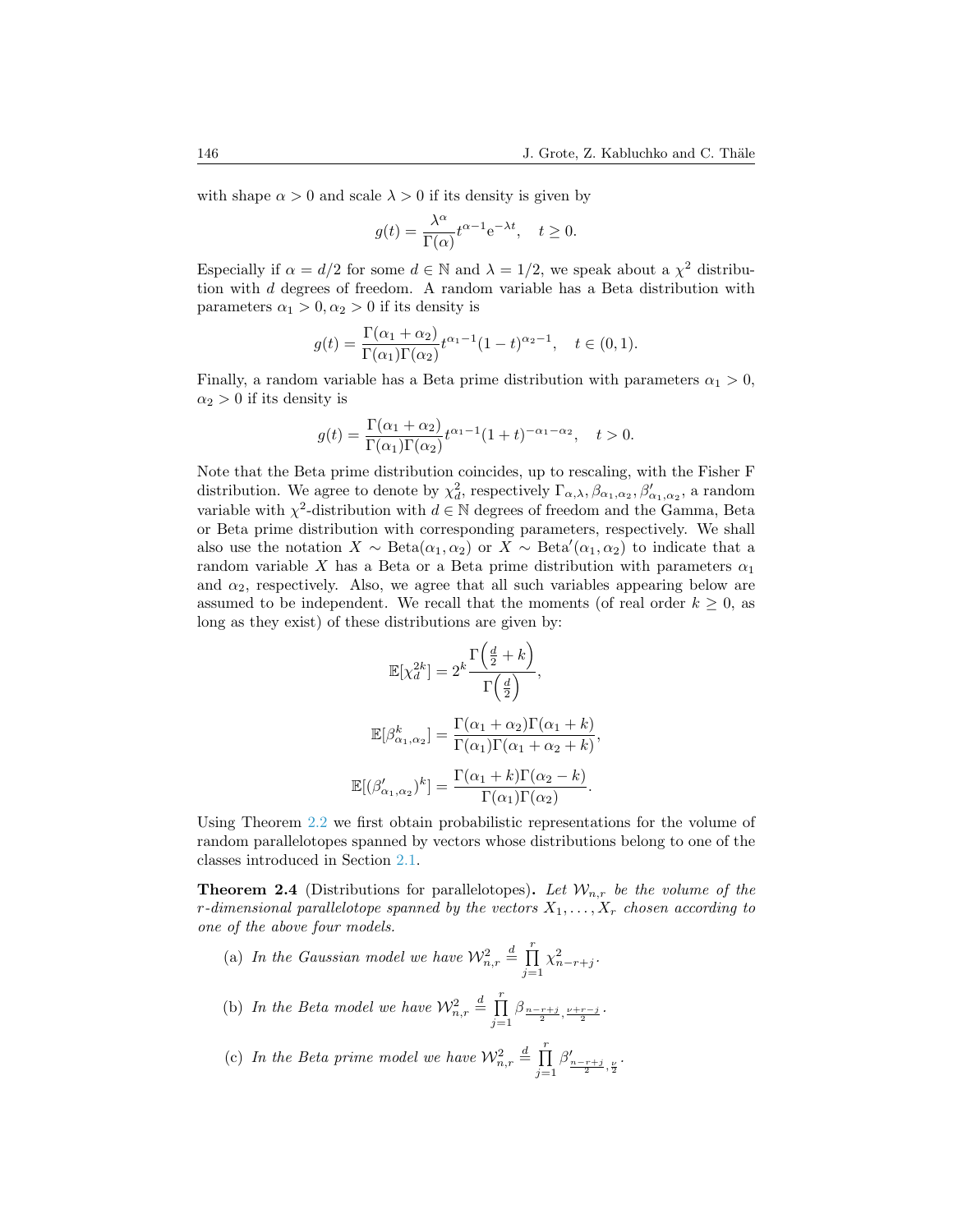with shape $\alpha > 0$ and scale $\lambda > 0$ if its density is given by

$$g(t) = \frac{\lambda^\alpha}{\Gamma(\alpha)} t^{\alpha-1} \mathrm{e}^{-\lambda t}, \quad t \geq 0.$$

Especially if $\alpha = d/2$ for some $d \in \mathbb{N}$ and $\lambda = 1/2$, we speak about a $\chi^2$ distribution with $d$ degrees of freedom. A random variable has a Beta distribution with parameters $\alpha_1 > 0, \alpha_2 > 0$ if its density is

$$g(t) = \frac{\Gamma(\alpha_1 + \alpha_2)}{\Gamma(\alpha_1)\Gamma(\alpha_2)} t^{\alpha_1 - 1}(1-t)^{\alpha_2 - 1}, \quad t \in (0,1).$$

Finally, a random variable has a Beta prime distribution with parameters $\alpha_1 > 0$, $\alpha_2 > 0$ if its density is

$$g(t) = \frac{\Gamma(\alpha_1 + \alpha_2)}{\Gamma(\alpha_1)\Gamma(\alpha_2)} t^{\alpha_1 - 1}(1+t)^{-\alpha_1 - \alpha_2}, \quad t > 0.$$

Note that the Beta prime distribution coincides, up to rescaling, with the Fisher F distribution. We agree to denote by $\chi_d^2$, respectively $\Gamma_{\alpha,\lambda}, \beta_{\alpha_1,\alpha_2}, \beta'_{\alpha_1,\alpha_2}$, a random variable with $\chi^2$-distribution with $d \in \mathbb{N}$ degrees of freedom and the Gamma, Beta or Beta prime distribution with corresponding parameters, respectively. We shall also use the notation $X \sim \mathrm{Beta}(\alpha_1, \alpha_2)$ or $X \sim \mathrm{Beta}'(\alpha_1, \alpha_2)$ to indicate that a random variable $X$ has a Beta or a Beta prime distribution with parameters $\alpha_1$ and $\alpha_2$, respectively. Also, we agree that all such variables appearing below are assumed to be independent. We recall that the moments (of real order $k \geq 0$, as long as they exist) of these distributions are given by:

$$\mathbb{E}[\chi_d^{2k}] = 2^k \frac{\Gamma\Big(\frac{d}{2} + k\Big)}{\Gamma\Big(\frac{d}{2}\Big)},$$

$$\mathbb{E}[\beta_{\alpha_1,\alpha_2}^k] = \frac{\Gamma(\alpha_1 + \alpha_2)\Gamma(\alpha_1 + k)}{\Gamma(\alpha_1)\Gamma(\alpha_1 + \alpha_2 + k)},$$

$$\mathbb{E}[(\beta'_{\alpha_1,\alpha_2})^k] = \frac{\Gamma(\alpha_1 + k)\Gamma(\alpha_2 - k)}{\Gamma(\alpha_1)\Gamma(\alpha_2)}.$$

Using Theorem 2.2 we first obtain probabilistic representations for the volume of random parallelotopes spanned by vectors whose distributions belong to one of the classes introduced in Section 2.1.

**Theorem 2.4** (Distributions for parallelotopes)**.** *Let $\mathcal{W}_{n,r}$ be the volume of the $r$-dimensional parallelotope spanned by the vectors $X_1, \ldots, X_r$ chosen according to one of the above four models.*

(a) *In the Gaussian model we have $\mathcal{W}_{n,r}^2 \stackrel{d}{=} \prod_{j=1}^{r} \chi_{n-r+j}^2$.*

(b) *In the Beta model we have $\mathcal{W}_{n,r}^2 \stackrel{d}{=} \prod_{j=1}^{r} \beta_{\frac{n-r+j}{2}, \frac{\nu+r-j}{2}}$.*

(c) *In the Beta prime model we have $\mathcal{W}_{n,r}^2 \stackrel{d}{=} \prod_{j=1}^{r} \beta'_{\frac{n-r+j}{2}, \frac{\nu}{2}}$.*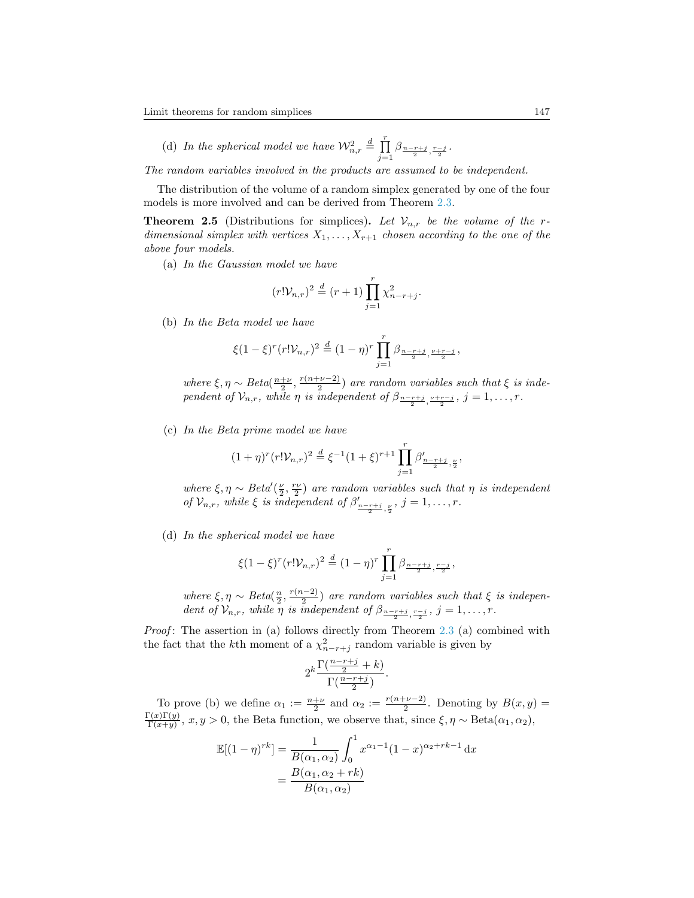(d) *In the spherical model we have* $\mathcal{W}_{n,r}^2 \overset{d}{=} \prod_{j=1}^{r} \beta_{\frac{n-r+j}{2},\frac{r-j}{2}}$.

*The random variables involved in the products are assumed to be independent.*

The distribution of the volume of a random simplex generated by one of the four models is more involved and can be derived from Theorem 2.3.

**Theorem 2.5** (Distributions for simplices)**.** *Let $\mathcal{V}_{n,r}$ be the volume of the $r$-dimensional simplex with vertices $X_1, \ldots, X_{r+1}$ chosen according to the one of the above four models.*

(a) *In the Gaussian model we have*

$$(r!\mathcal{V}_{n,r})^2 \overset{d}{=} (r+1) \prod_{j=1}^{r} \chi_{n-r+j}^2.$$

(b) *In the Beta model we have*

$$\xi(1-\xi)^r (r!\mathcal{V}_{n,r})^2 \overset{d}{=} (1-\eta)^r \prod_{j=1}^{r} \beta_{\frac{n-r+j}{2},\frac{\nu+r-j}{2}},$$

*where $\xi, \eta \sim Beta(\frac{n+\nu}{2}, \frac{r(n+\nu-2)}{2})$ are random variables such that $\xi$ is independent of $\mathcal{V}_{n,r}$, while $\eta$ is independent of $\beta_{\frac{n-r+j}{2},\frac{\nu+r-j}{2}}$, $j = 1, \ldots, r$.*

(c) *In the Beta prime model we have*

$$(1+\eta)^r (r!\mathcal{V}_{n,r})^2 \overset{d}{=} \xi^{-1}(1+\xi)^{r+1} \prod_{j=1}^{r} \beta'_{\frac{n-r+j}{2},\frac{\nu}{2}},$$

*where $\xi, \eta \sim Beta'(\frac{\nu}{2}, \frac{r\nu}{2})$ are random variables such that $\eta$ is independent of $\mathcal{V}_{n,r}$, while $\xi$ is independent of $\beta'_{\frac{n-r+j}{2},\frac{\nu}{2}}$, $j = 1, \ldots, r$.*

(d) *In the spherical model we have*

$$\xi(1-\xi)^r (r!\mathcal{V}_{n,r})^2 \overset{d}{=} (1-\eta)^r \prod_{j=1}^{r} \beta_{\frac{n-r+j}{2},\frac{r-j}{2}},$$

*where $\xi, \eta \sim Beta(\frac{n}{2}, \frac{r(n-2)}{2})$ are random variables such that $\xi$ is independent of $\mathcal{V}_{n,r}$, while $\eta$ is independent of $\beta_{\frac{n-r+j}{2},\frac{r-j}{2}}$, $j = 1, \ldots, r$.*

*Proof*: The assertion in (a) follows directly from Theorem 2.3 (a) combined with the fact that the $k$th moment of a $\chi_{n-r+j}^2$ random variable is given by

$$2^k \frac{\Gamma(\frac{n-r+j}{2}+k)}{\Gamma(\frac{n-r+j}{2})}.$$

To prove (b) we define $\alpha_1 := \frac{n+\nu}{2}$ and $\alpha_2 := \frac{r(n+\nu-2)}{2}$. Denoting by $B(x,y) = \frac{\Gamma(x)\Gamma(y)}{\Gamma(x+y)}$, $x, y > 0$, the Beta function, we observe that, since $\xi, \eta \sim \mathrm{Beta}(\alpha_1, \alpha_2)$,

$$\begin{aligned}
\mathbb{E}[(1-\eta)^{rk}] &= \frac{1}{B(\alpha_1,\alpha_2)} \int_0^1 x^{\alpha_1-1}(1-x)^{\alpha_2+rk-1}\,\mathrm{d}x \\
&= \frac{B(\alpha_1,\alpha_2+rk)}{B(\alpha_1,\alpha_2)}
\end{aligned}$$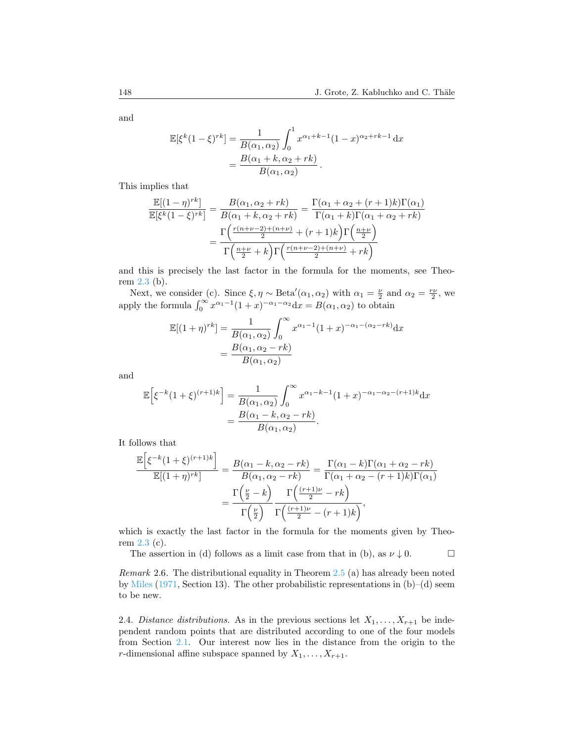and

$$
\begin{aligned}
\mathbb{E}[\xi^k(1-\xi)^{rk}] &= \frac{1}{B(\alpha_1,\alpha_2)}\int_0^1 x^{\alpha_1+k-1}(1-x)^{\alpha_2+rk-1}\,\mathrm{d}x\\
&= \frac{B(\alpha_1+k,\alpha_2+rk)}{B(\alpha_1,\alpha_2)}\,.
\end{aligned}
$$

This implies that

$$
\begin{aligned}
\frac{\mathbb{E}[(1-\eta)^{rk}]}{\mathbb{E}[\xi^k(1-\xi)^{rk}]} &= \frac{B(\alpha_1,\alpha_2+rk)}{B(\alpha_1+k,\alpha_2+rk)} = \frac{\Gamma(\alpha_1+\alpha_2+(r+1)k)\Gamma(\alpha_1)}{\Gamma(\alpha_1+k)\Gamma(\alpha_1+\alpha_2+rk)}\\
&= \frac{\Gamma\Big(\frac{r(n+\nu-2)+(n+\nu)}{2}+(r+1)k\Big)\Gamma\Big(\frac{n+\nu}{2}\Big)}{\Gamma\Big(\frac{n+\nu}{2}+k\Big)\Gamma\Big(\frac{r(n+\nu-2)+(n+\nu)}{2}+rk\Big)}
\end{aligned}
$$

and this is precisely the last factor in the formula for the moments, see Theorem 2.3 (b).

Next, we consider (c). Since $\xi,\eta\sim\mathrm{Beta}'(\alpha_1,\alpha_2)$ with $\alpha_1=\frac{\nu}{2}$ and $\alpha_2=\frac{r\nu}{2}$, we apply the formula $\int_0^\infty x^{\alpha_1-1}(1+x)^{-\alpha_1-\alpha_2}\mathrm{d}x = B(\alpha_1,\alpha_2)$ to obtain

$$
\begin{aligned}
\mathbb{E}[(1+\eta)^{rk}] &= \frac{1}{B(\alpha_1,\alpha_2)}\int_0^\infty x^{\alpha_1-1}(1+x)^{-\alpha_1-(\alpha_2-rk)}\mathrm{d}x\\
&= \frac{B(\alpha_1,\alpha_2-rk)}{B(\alpha_1,\alpha_2)}
\end{aligned}
$$

and

$$
\begin{aligned}
\mathbb{E}\Big[\xi^{-k}(1+\xi)^{(r+1)k}\Big] &= \frac{1}{B(\alpha_1,\alpha_2)}\int_0^\infty x^{\alpha_1-k-1}(1+x)^{-\alpha_1-\alpha_2-(r+1)k}\mathrm{d}x\\
&= \frac{B(\alpha_1-k,\alpha_2-rk)}{B(\alpha_1,\alpha_2)}.
\end{aligned}
$$

It follows that

$$
\begin{aligned}
\frac{\mathbb{E}\Big[\xi^{-k}(1+\xi)^{(r+1)k}\Big]}{\mathbb{E}[(1+\eta)^{rk}]} &= \frac{B(\alpha_1-k,\alpha_2-rk)}{B(\alpha_1,\alpha_2-rk)} = \frac{\Gamma(\alpha_1-k)\Gamma(\alpha_1+\alpha_2-rk)}{\Gamma(\alpha_1+\alpha_2-(r+1)k)\Gamma(\alpha_1)}\\
&= \frac{\Gamma\Big(\frac{\nu}{2}-k\Big)}{\Gamma\Big(\frac{\nu}{2}\Big)}\,\frac{\Gamma\Big(\frac{(r+1)\nu}{2}-rk\Big)}{\Gamma\Big(\frac{(r+1)\nu}{2}-(r+1)k\Big)},
\end{aligned}
$$

which is exactly the last factor in the formula for the moments given by Theorem 2.3 (c).

The assertion in (d) follows as a limit case from that in (b), as $\nu\downarrow 0$. $\square$

*Remark* 2.6. The distributional equality in Theorem 2.5 (a) has already been noted by Miles (1971, Section 13). The other probabilistic representations in (b)–(d) seem to be new.

2.4. *Distance distributions.* As in the previous sections let $X_1,\dots,X_{r+1}$ be independent random points that are distributed according to one of the four models from Section 2.1. Our interest now lies in the distance from the origin to the $r$-dimensional affine subspace spanned by $X_1,\dots,X_{r+1}$.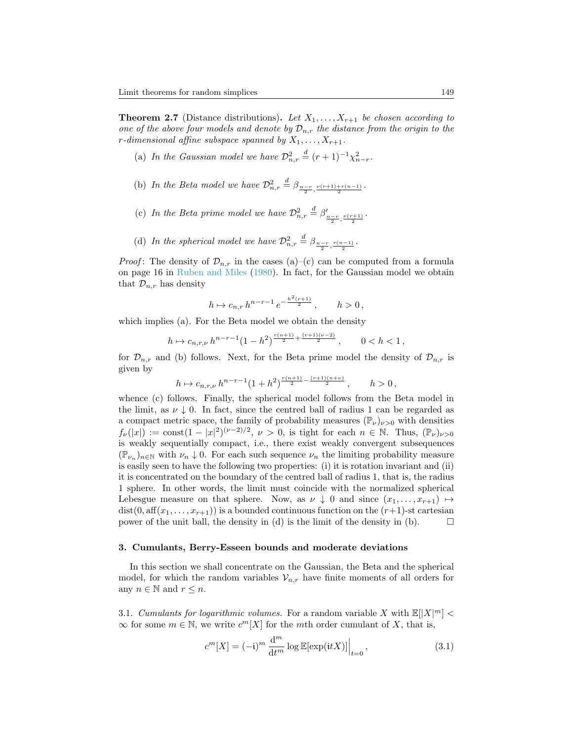**Theorem 2.7** (Distance distributions)**.** *Let $X_1, \ldots, X_{r+1}$ be chosen according to one of the above four models and denote by $\mathcal{D}_{n,r}$ the distance from the origin to the $r$-dimensional affine subspace spanned by $X_1, \ldots, X_{r+1}$.*

(a) *In the Gaussian model we have $\mathcal{D}_{n,r}^2 \overset{d}{=} (r+1)^{-1}\chi_{n-r}^2$.*

(b) *In the Beta model we have $\mathcal{D}_{n,r}^2 \overset{d}{=} \beta_{\frac{n-r}{2}, \frac{\nu(r+1)+r(n-1)}{2}}$.*

(c) *In the Beta prime model we have $\mathcal{D}_{n,r}^2 \overset{d}{=} \beta'_{\frac{n-r}{2}, \frac{\nu(r+1)}{2}}$.*

(d) *In the spherical model we have $\mathcal{D}_{n,r}^2 \overset{d}{=} \beta_{\frac{n-r}{2}, \frac{r(n-1)}{2}}$.*

*Proof*: The density of $\mathcal{D}_{n,r}$ in the cases (a)–(c) can be computed from a formula on page 16 in Ruben and Miles (1980). In fact, for the Gaussian model we obtain that $\mathcal{D}_{n,r}$ has density

$$h \mapsto c_{n,r}\, h^{n-r-1}\, e^{-\frac{h^2(r+1)}{2}}\,, \qquad h > 0\,,$$

which implies (a). For the Beta model we obtain the density

$$h \mapsto c_{n,r,\nu}\, h^{n-r-1}(1-h^2)^{\frac{r(n+1)}{2}+\frac{(r+1)(\nu-2)}{2}}\,, \qquad 0 < h < 1\,,$$

for $\mathcal{D}_{n,r}$ and (b) follows. Next, for the Beta prime model the density of $\mathcal{D}_{n,r}$ is given by

$$h \mapsto c_{n,r,\nu}\, h^{n-r-1}(1+h^2)^{\frac{r(n+1)}{2}-\frac{(r+1)(n+\nu)}{2}}\,, \qquad h > 0\,,$$

whence (c) follows. Finally, the spherical model follows from the Beta model in the limit, as $\nu \downarrow 0$. In fact, since the centred ball of radius 1 can be regarded as a compact metric space, the family of probability measures $(\mathbb{P}_\nu)_{\nu>0}$ with densities $f_\nu(|x|) := \text{const}(1-|x|^2)^{(\nu-2)/2}$, $\nu > 0$, is tight for each $n \in \mathbb{N}$. Thus, $(\mathbb{P}_\nu)_{\nu>0}$ is weakly sequentially compact, i.e., there exist weakly convergent subsequences $(\mathbb{P}_{\nu_n})_{n\in\mathbb{N}}$ with $\nu_n \downarrow 0$. For each such sequence $\nu_n$ the limiting probability measure is easily seen to have the following two properties: (i) it is rotation invariant and (ii) it is concentrated on the boundary of the centred ball of radius 1, that is, the radius 1 sphere. In other words, the limit must coincide with the normalized spherical Lebesgue measure on that sphere. Now, as $\nu \downarrow 0$ and since $(x_1, \ldots, x_{r+1}) \mapsto \text{dist}(0, \text{aff}(x_1, \ldots, x_{r+1}))$ is a bounded continuous function on the $(r+1)$-st cartesian power of the unit ball, the density in (d) is the limit of the density in (b). $\square$

## 3. Cumulants, Berry-Esseen bounds and moderate deviations

In this section we shall concentrate on the Gaussian, the Beta and the spherical model, for which the random variables $\mathcal{V}_{n,r}$ have finite moments of all orders for any $n \in \mathbb{N}$ and $r \le n$.

3.1. *Cumulants for logarithmic volumes.* For a random variable $X$ with $\mathbb{E}[|X|^m] < \infty$ for some $m \in \mathbb{N}$, we write $c^m[X]$ for the $m$th order cumulant of $X$, that is,

$$c^m[X] = (-\mathrm{i})^m \frac{\mathrm{d}^m}{\mathrm{d}t^m} \log \mathbb{E}[\exp(\mathrm{i}tX)]\Big|_{t=0}\,, \tag{3.1}$$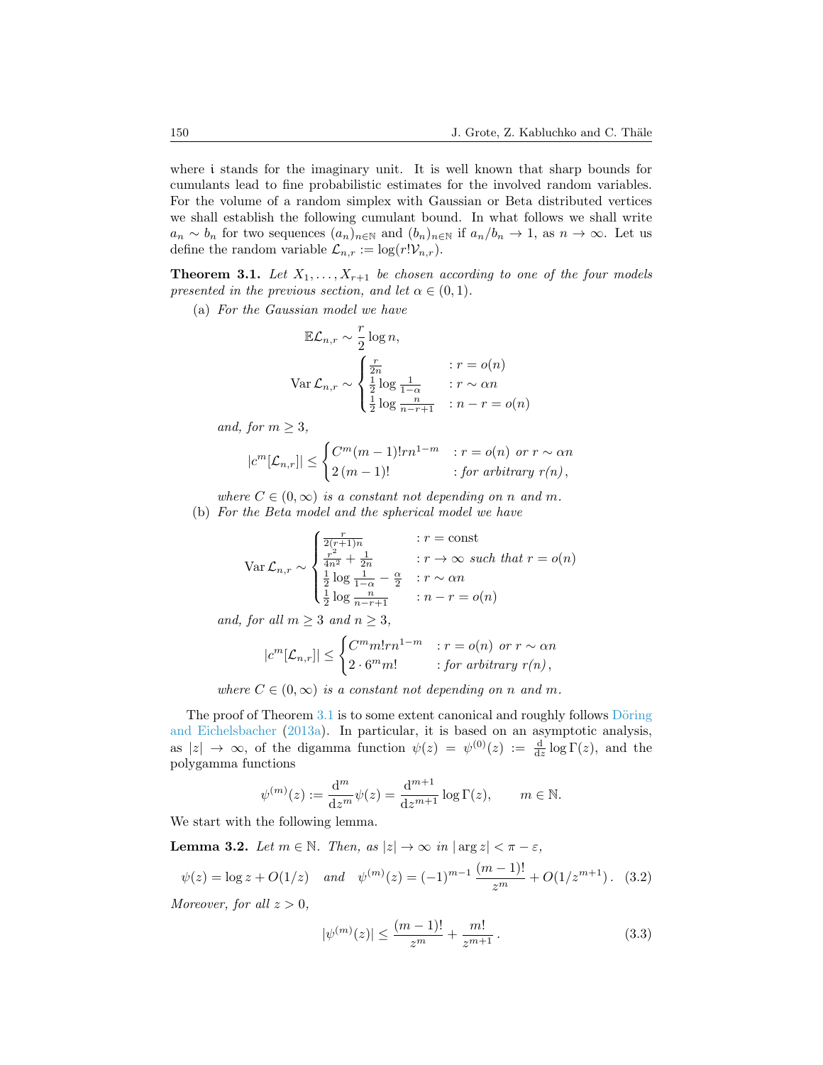where $\mathfrak{i}$ stands for the imaginary unit. It is well known that sharp bounds for cumulants lead to fine probabilistic estimates for the involved random variables. For the volume of a random simplex with Gaussian or Beta distributed vertices we shall establish the following cumulant bound. In what follows we shall write $a_n \sim b_n$ for two sequences $(a_n)_{n\in\mathbb{N}}$ and $(b_n)_{n\in\mathbb{N}}$ if $a_n/b_n \to 1$, as $n \to \infty$. Let us define the random variable $\mathcal{L}_{n,r} := \log(r!\mathcal{V}_{n,r})$.

**Theorem 3.1.** *Let $X_1, \ldots, X_{r+1}$ be chosen according to one of the four models presented in the previous section, and let $\alpha \in (0,1)$.*

(a) *For the Gaussian model we have*

$$\mathbb{E}\mathcal{L}_{n,r} \sim \frac{r}{2}\log n,$$

$$\operatorname{Var}\mathcal{L}_{n,r} \sim \begin{cases} \frac{r}{2n} & : r = o(n) \\ \frac{1}{2}\log\frac{1}{1-\alpha} & : r \sim \alpha n \\ \frac{1}{2}\log\frac{n}{n-r+1} & : n - r = o(n) \end{cases}$$

*and, for $m \geq 3$,*

$$|c^m[\mathcal{L}_{n,r}]| \leq \begin{cases} C^m(m-1)!rn^{1-m} & : r = o(n) \text{ or } r \sim \alpha n \\ 2\,(m-1)! & : \text{for arbitrary } r(n), \end{cases}$$

*where $C \in (0,\infty)$ is a constant not depending on $n$ and $m$.*

(b) *For the Beta model and the spherical model we have*

$$\operatorname{Var}\mathcal{L}_{n,r} \sim \begin{cases} \frac{r}{2(r+1)n} & : r = \text{const} \\ \frac{r^2}{4n^2} + \frac{1}{2n} & : r \to \infty \text{ such that } r = o(n) \\ \frac{1}{2}\log\frac{1}{1-\alpha} - \frac{\alpha}{2} & : r \sim \alpha n \\ \frac{1}{2}\log\frac{n}{n-r+1} & : n - r = o(n) \end{cases}$$

*and, for all $m \geq 3$ and $n \geq 3$,*

$$|c^m[\mathcal{L}_{n,r}]| \leq \begin{cases} C^m m! rn^{1-m} & : r = o(n) \text{ or } r \sim \alpha n \\ 2 \cdot 6^m m! & : \text{for arbitrary } r(n), \end{cases}$$

*where $C \in (0,\infty)$ is a constant not depending on $n$ and $m$.*

The proof of Theorem 3.1 is to some extent canonical and roughly follows Döring and Eichelsbacher (2013a). In particular, it is based on an asymptotic analysis, as $|z| \to \infty$, of the digamma function $\psi(z) = \psi^{(0)}(z) := \frac{\mathrm{d}}{\mathrm{d}z}\log\Gamma(z)$, and the polygamma functions

$$\psi^{(m)}(z) := \frac{\mathrm{d}^m}{\mathrm{d}z^m}\psi(z) = \frac{\mathrm{d}^{m+1}}{\mathrm{d}z^{m+1}}\log\Gamma(z), \qquad m \in \mathbb{N}.$$

We start with the following lemma.

**Lemma 3.2.** *Let $m \in \mathbb{N}$. Then, as $|z| \to \infty$ in $|\arg z| < \pi - \varepsilon$,*

$$\psi(z) = \log z + O(1/z) \quad \text{and} \quad \psi^{(m)}(z) = (-1)^{m-1}\frac{(m-1)!}{z^m} + O(1/z^{m+1}). \tag{3.2}$$

*Moreover, for all $z > 0$,*

$$|\psi^{(m)}(z)| \leq \frac{(m-1)!}{z^m} + \frac{m!}{z^{m+1}}. \tag{3.3}$$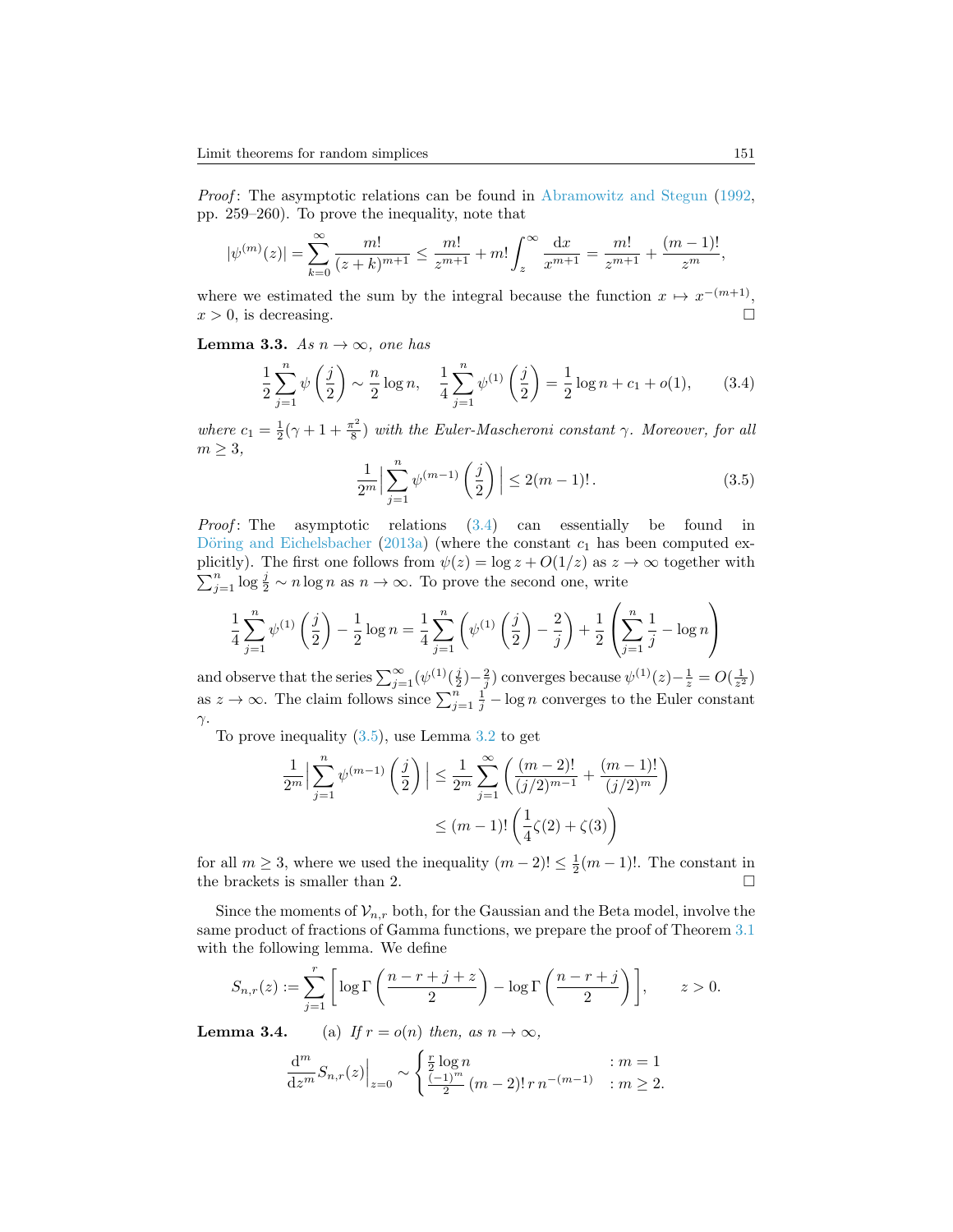*Proof*: The asymptotic relations can be found in Abramowitz and Stegun (1992, pp. 259–260). To prove the inequality, note that

$$|\psi^{(m)}(z)| = \sum_{k=0}^{\infty} \frac{m!}{(z+k)^{m+1}} \leq \frac{m!}{z^{m+1}} + m! \int_z^{\infty} \frac{\mathrm{d}x}{x^{m+1}} = \frac{m!}{z^{m+1}} + \frac{(m-1)!}{z^m},$$

where we estimated the sum by the integral because the function $x \mapsto x^{-(m+1)}$, $x > 0$, is decreasing. □

**Lemma 3.3.** *As $n \to \infty$, one has*

$$\frac{1}{2}\sum_{j=1}^{n} \psi\left(\frac{j}{2}\right) \sim \frac{n}{2}\log n, \quad \frac{1}{4}\sum_{j=1}^{n} \psi^{(1)}\left(\frac{j}{2}\right) = \frac{1}{2}\log n + c_1 + o(1), \tag{3.4}$$

*where $c_1 = \frac{1}{2}(\gamma + 1 + \frac{\pi^2}{8})$ with the Euler-Mascheroni constant $\gamma$. Moreover, for all $m \geq 3$,*

$$\frac{1}{2^m}\Big|\sum_{j=1}^{n} \psi^{(m-1)}\left(\frac{j}{2}\right)\Big| \leq 2(m-1)!\,. \tag{3.5}$$

*Proof*: The asymptotic relations (3.4) can essentially be found in Döring and Eichelsbacher (2013a) (where the constant $c_1$ has been computed explicitly). The first one follows from $\psi(z) = \log z + O(1/z)$ as $z \to \infty$ together with $\sum_{j=1}^{n} \log\frac{j}{2} \sim n \log n$ as $n \to \infty$. To prove the second one, write

$$\frac{1}{4}\sum_{j=1}^{n} \psi^{(1)}\left(\frac{j}{2}\right) - \frac{1}{2}\log n = \frac{1}{4}\sum_{j=1}^{n}\left(\psi^{(1)}\left(\frac{j}{2}\right) - \frac{2}{j}\right) + \frac{1}{2}\left(\sum_{j=1}^{n}\frac{1}{j} - \log n\right)$$

and observe that the series $\sum_{j=1}^{\infty}(\psi^{(1)}(\frac{j}{2}) - \frac{2}{j})$ converges because $\psi^{(1)}(z) - \frac{1}{z} = O(\frac{1}{z^2})$ as $z \to \infty$. The claim follows since $\sum_{j=1}^{n}\frac{1}{j} - \log n$ converges to the Euler constant $\gamma$.

To prove inequality (3.5), use Lemma 3.2 to get

$$\begin{aligned}\frac{1}{2^m}\Big|\sum_{j=1}^{n} \psi^{(m-1)}\left(\frac{j}{2}\right)\Big| &\leq \frac{1}{2^m}\sum_{j=1}^{\infty}\left(\frac{(m-2)!}{(j/2)^{m-1}} + \frac{(m-1)!}{(j/2)^m}\right)\\ &\leq (m-1)!\left(\frac{1}{4}\zeta(2) + \zeta(3)\right)\end{aligned}$$

for all $m \geq 3$, where we used the inequality $(m-2)! \leq \frac{1}{2}(m-1)!$. The constant in the brackets is smaller than 2. □

Since the moments of $\mathcal{V}_{n,r}$ both, for the Gaussian and the Beta model, involve the same product of fractions of Gamma functions, we prepare the proof of Theorem 3.1 with the following lemma. We define

$$S_{n,r}(z) := \sum_{j=1}^{r}\left[\log\Gamma\left(\frac{n-r+j+z}{2}\right) - \log\Gamma\left(\frac{n-r+j}{2}\right)\right], \qquad z > 0.$$

**Lemma 3.4.** (a) *If $r = o(n)$ then, as $n \to \infty$,*

$$\frac{\mathrm{d}^m}{\mathrm{d}z^m}S_{n,r}(z)\Big|_{z=0} \sim \begin{cases} \frac{r}{2}\log n & : m = 1\\ \frac{(-1)^m}{2}(m-2)!\,r\,n^{-(m-1)} & : m \geq 2. \end{cases}$$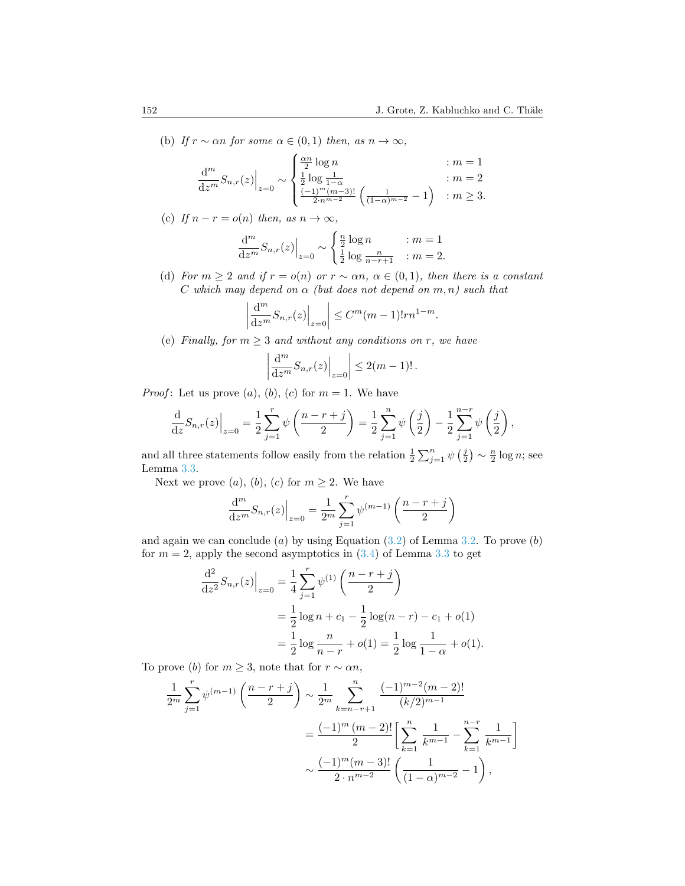(b) *If $r \sim \alpha n$ for some $\alpha \in (0,1)$ then, as $n \to \infty$,*

$$\frac{\mathrm{d}^m}{\mathrm{d}z^m} S_{n,r}(z)\Big|_{z=0} \sim \begin{cases} \frac{\alpha n}{2} \log n & : m = 1 \\ \frac{1}{2} \log \frac{1}{1-\alpha} & : m = 2 \\ \frac{(-1)^m (m-3)!}{2 \cdot n^{m-2}} \left( \frac{1}{(1-\alpha)^{m-2}} - 1 \right) & : m \geq 3. \end{cases}$$

(c) *If $n - r = o(n)$ then, as $n \to \infty$,*

$$\frac{\mathrm{d}^m}{\mathrm{d}z^m} S_{n,r}(z)\Big|_{z=0} \sim \begin{cases} \frac{n}{2} \log n & : m = 1 \\ \frac{1}{2} \log \frac{n}{n-r+1} & : m = 2. \end{cases}$$

(d) *For $m \geq 2$ and if $r = o(n)$ or $r \sim \alpha n$, $\alpha \in (0,1)$, then there is a constant $C$ which may depend on $\alpha$ (but does not depend on $m, n$) such that*

$$\left| \frac{\mathrm{d}^m}{\mathrm{d}z^m} S_{n,r}(z)\Big|_{z=0} \right| \leq C^m (m-1)! r n^{1-m}.$$

(e) *Finally, for $m \geq 3$ and without any conditions on $r$, we have*

$$\left| \frac{\mathrm{d}^m}{\mathrm{d}z^m} S_{n,r}(z)\Big|_{z=0} \right| \leq 2(m-1)!\,.$$

*Proof*: Let us prove $(a)$, $(b)$, $(c)$ for $m = 1$. We have

$$\frac{\mathrm{d}}{\mathrm{d}z} S_{n,r}(z)\Big|_{z=0} = \frac{1}{2} \sum_{j=1}^{r} \psi\left( \frac{n-r+j}{2} \right) = \frac{1}{2} \sum_{j=1}^{n} \psi\left( \frac{j}{2} \right) - \frac{1}{2} \sum_{j=1}^{n-r} \psi\left( \frac{j}{2} \right),$$

and all three statements follow easily from the relation $\frac{1}{2} \sum_{j=1}^{n} \psi\left(\frac{j}{2}\right) \sim \frac{n}{2} \log n$; see Lemma 3.3.

Next we prove $(a)$, $(b)$, $(c)$ for $m \geq 2$. We have

$$\frac{\mathrm{d}^m}{\mathrm{d}z^m} S_{n,r}(z)\Big|_{z=0} = \frac{1}{2^m} \sum_{j=1}^{r} \psi^{(m-1)}\left( \frac{n-r+j}{2} \right)$$

and again we can conclude $(a)$ by using Equation (3.2) of Lemma 3.2. To prove $(b)$ for $m = 2$, apply the second asymptotics in (3.4) of Lemma 3.3 to get

$$\begin{aligned} \frac{\mathrm{d}^2}{\mathrm{d}z^2} S_{n,r}(z)\Big|_{z=0} &= \frac{1}{4} \sum_{j=1}^{r} \psi^{(1)}\left( \frac{n-r+j}{2} \right) \\ &= \frac{1}{2} \log n + c_1 - \frac{1}{2} \log(n-r) - c_1 + o(1) \\ &= \frac{1}{2} \log \frac{n}{n-r} + o(1) = \frac{1}{2} \log \frac{1}{1-\alpha} + o(1). \end{aligned}$$

To prove $(b)$ for $m \geq 3$, note that for $r \sim \alpha n$,

$$\begin{aligned} \frac{1}{2^m} \sum_{j=1}^{r} \psi^{(m-1)}\left( \frac{n-r+j}{2} \right) &\sim \frac{1}{2^m} \sum_{k=n-r+1}^{n} \frac{(-1)^{m-2}(m-2)!}{(k/2)^{m-1}} \\ &= \frac{(-1)^m (m-2)!}{2} \left[ \sum_{k=1}^{n} \frac{1}{k^{m-1}} - \sum_{k=1}^{n-r} \frac{1}{k^{m-1}} \right] \\ &\sim \frac{(-1)^m (m-3)!}{2 \cdot n^{m-2}} \left( \frac{1}{(1-\alpha)^{m-2}} - 1 \right), \end{aligned}$$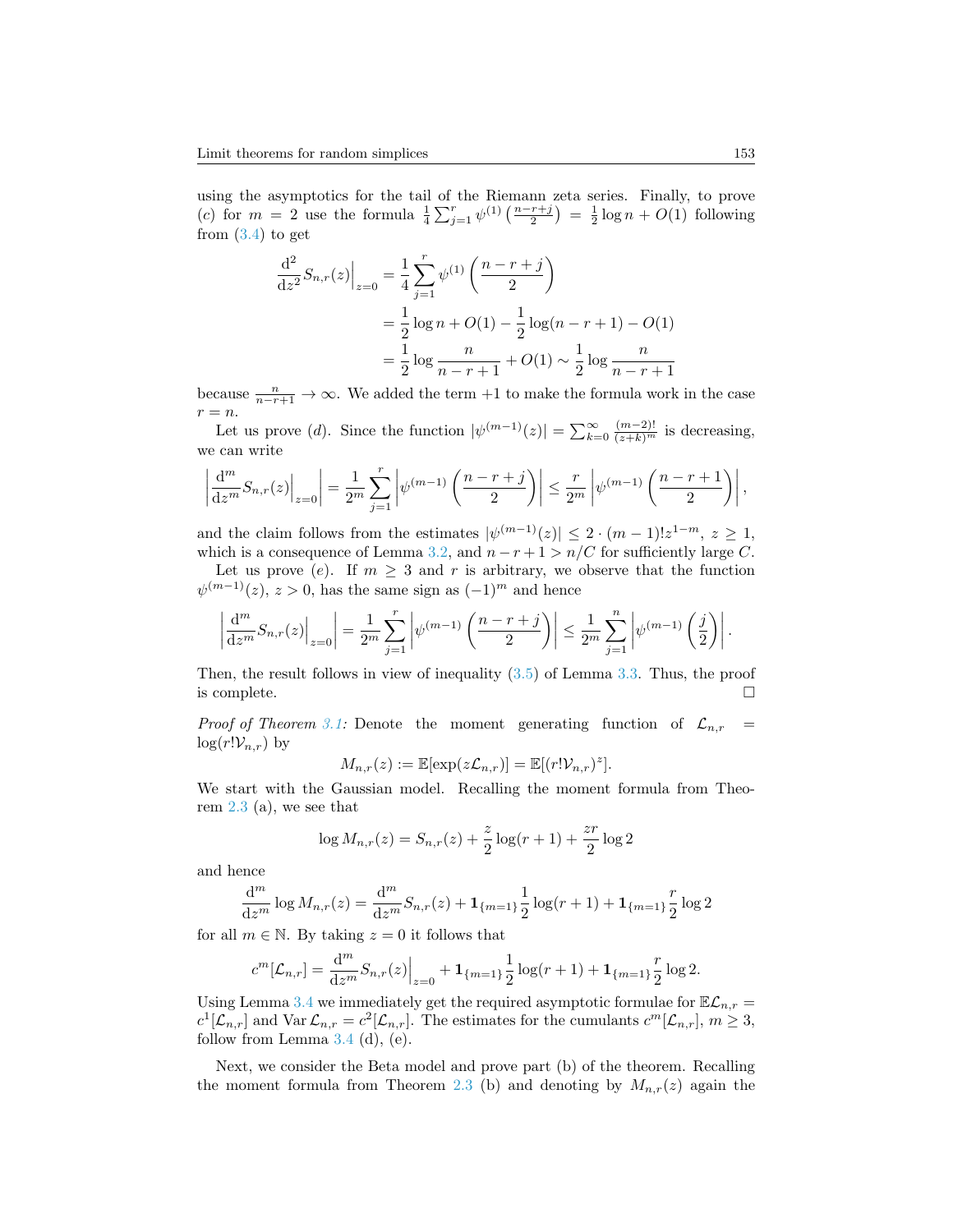using the asymptotics for the tail of the Riemann zeta series. Finally, to prove $(c)$ for $m = 2$ use the formula $\frac{1}{4}\sum_{j=1}^{r}\psi^{(1)}\left(\frac{n-r+j}{2}\right) = \frac{1}{2}\log n + O(1)$ following from (3.4) to get

$$
\begin{aligned}
\frac{\mathrm{d}^2}{\mathrm{d}z^2}S_{n,r}(z)\Big|_{z=0} &= \frac{1}{4}\sum_{j=1}^{r}\psi^{(1)}\left(\frac{n-r+j}{2}\right)\\
&= \frac{1}{2}\log n + O(1) - \frac{1}{2}\log(n-r+1) - O(1)\\
&= \frac{1}{2}\log\frac{n}{n-r+1} + O(1) \sim \frac{1}{2}\log\frac{n}{n-r+1}
\end{aligned}
$$

because $\frac{n}{n-r+1}\to\infty$. We added the term $+1$ to make the formula work in the case $r = n$.

Let us prove $(d)$. Since the function $|\psi^{(m-1)}(z)| = \sum_{k=0}^{\infty}\frac{(m-2)!}{(z+k)^m}$ is decreasing, we can write

$$
\left|\frac{\mathrm{d}^m}{\mathrm{d}z^m}S_{n,r}(z)\Big|_{z=0}\right| = \frac{1}{2^m}\sum_{j=1}^{r}\left|\psi^{(m-1)}\left(\frac{n-r+j}{2}\right)\right| \le \frac{r}{2^m}\left|\psi^{(m-1)}\left(\frac{n-r+1}{2}\right)\right|,
$$

and the claim follows from the estimates $|\psi^{(m-1)}(z)| \le 2\cdot(m-1)!z^{1-m}$, $z\ge 1$, which is a consequence of Lemma 3.2, and $n-r+1 > n/C$ for sufficiently large $C$.

Let us prove $(e)$. If $m\ge 3$ and $r$ is arbitrary, we observe that the function $\psi^{(m-1)}(z)$, $z>0$, has the same sign as $(-1)^m$ and hence

$$
\left|\frac{\mathrm{d}^m}{\mathrm{d}z^m}S_{n,r}(z)\Big|_{z=0}\right| = \frac{1}{2^m}\sum_{j=1}^{r}\left|\psi^{(m-1)}\left(\frac{n-r+j}{2}\right)\right| \le \frac{1}{2^m}\sum_{j=1}^{n}\left|\psi^{(m-1)}\left(\frac{j}{2}\right)\right|.
$$

Then, the result follows in view of inequality (3.5) of Lemma 3.3. Thus, the proof is complete. □

*Proof of Theorem 3.1:* Denote the moment generating function of $\mathcal{L}_{n,r} = \log(r!\mathcal{V}_{n,r})$ by

$$
M_{n,r}(z) := \mathbb{E}[\exp(z\mathcal{L}_{n,r})] = \mathbb{E}[(r!\mathcal{V}_{n,r})^z].
$$

We start with the Gaussian model. Recalling the moment formula from Theorem 2.3 (a), we see that

$$
\log M_{n,r}(z) = S_{n,r}(z) + \frac{z}{2}\log(r+1) + \frac{zr}{2}\log 2
$$

and hence

$$
\frac{\mathrm{d}^m}{\mathrm{d}z^m}\log M_{n,r}(z) = \frac{\mathrm{d}^m}{\mathrm{d}z^m}S_{n,r}(z) + \mathbf{1}_{\{m=1\}}\frac{1}{2}\log(r+1) + \mathbf{1}_{\{m=1\}}\frac{r}{2}\log 2
$$

for all $m\in\mathbb{N}$. By taking $z=0$ it follows that

$$
c^m[\mathcal{L}_{n,r}] = \frac{\mathrm{d}^m}{\mathrm{d}z^m}S_{n,r}(z)\Big|_{z=0} + \mathbf{1}_{\{m=1\}}\frac{1}{2}\log(r+1) + \mathbf{1}_{\{m=1\}}\frac{r}{2}\log 2.
$$

Using Lemma 3.4 we immediately get the required asymptotic formulae for $\mathbb{E}\mathcal{L}_{n,r} = c^1[\mathcal{L}_{n,r}]$ and $\operatorname{Var}\mathcal{L}_{n,r} = c^2[\mathcal{L}_{n,r}]$. The estimates for the cumulants $c^m[\mathcal{L}_{n,r}]$, $m\ge 3$, follow from Lemma 3.4 (d), (e).

Next, we consider the Beta model and prove part (b) of the theorem. Recalling the moment formula from Theorem 2.3 (b) and denoting by $M_{n,r}(z)$ again the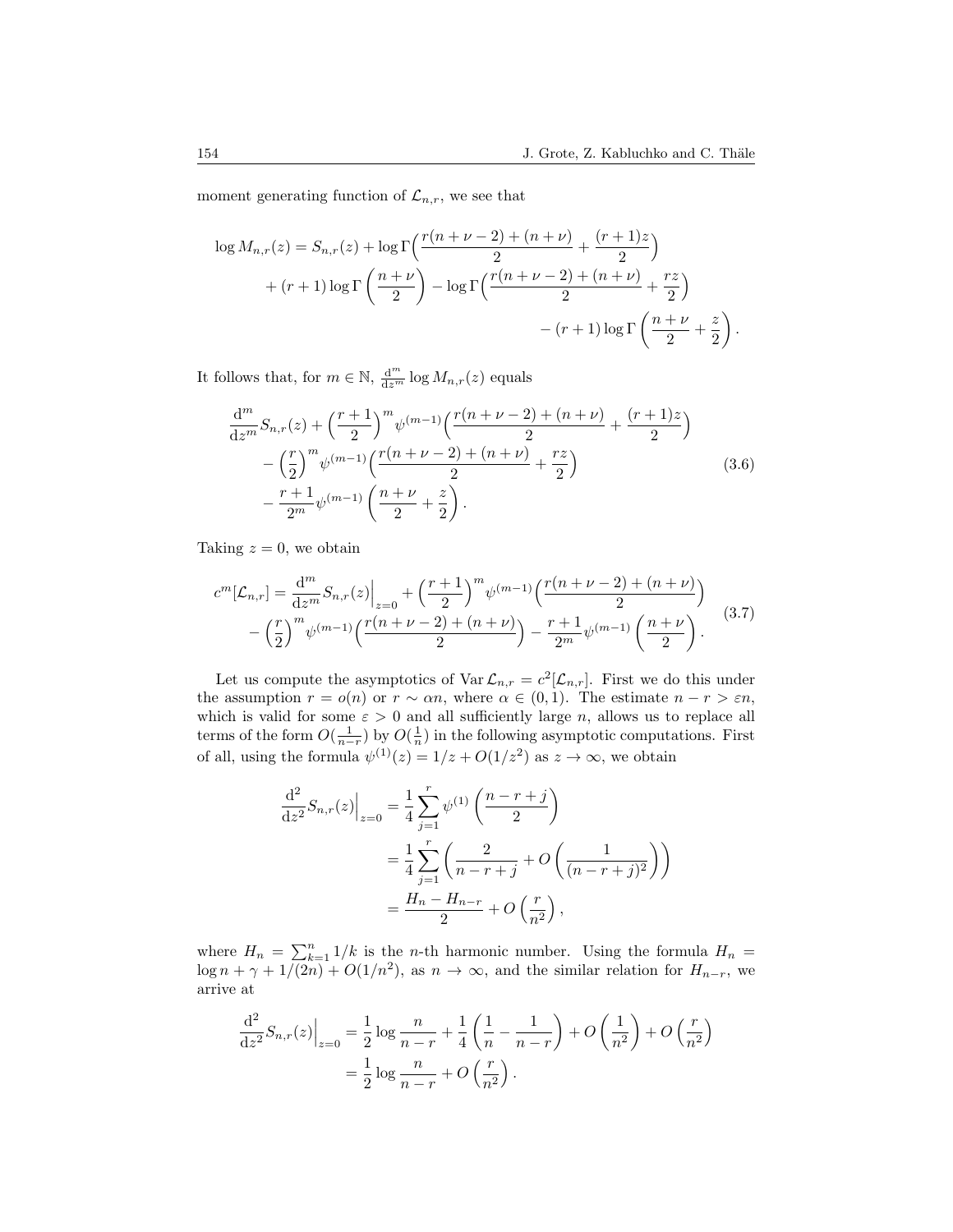moment generating function of $\mathcal{L}_{n,r}$, we see that

$$
\begin{aligned}
\log M_{n,r}(z) = S_{n,r}(z) &+ \log\Gamma\Big(\frac{r(n+\nu-2)+(n+\nu)}{2}+\frac{(r+1)z}{2}\Big)\\
&+(r+1)\log\Gamma\left(\frac{n+\nu}{2}\right)-\log\Gamma\Big(\frac{r(n+\nu-2)+(n+\nu)}{2}+\frac{rz}{2}\Big)\\
&-(r+1)\log\Gamma\left(\frac{n+\nu}{2}+\frac{z}{2}\right).
\end{aligned}
$$

It follows that, for $m\in\mathbb{N}$, $\frac{\mathrm{d}^m}{\mathrm{d}z^m}\log M_{n,r}(z)$ equals

$$
\begin{aligned}
&\frac{\mathrm{d}^m}{\mathrm{d}z^m}S_{n,r}(z)+\Big(\frac{r+1}{2}\Big)^m\psi^{(m-1)}\Big(\frac{r(n+\nu-2)+(n+\nu)}{2}+\frac{(r+1)z}{2}\Big)\\
&\quad-\Big(\frac{r}{2}\Big)^m\psi^{(m-1)}\Big(\frac{r(n+\nu-2)+(n+\nu)}{2}+\frac{rz}{2}\Big)\\
&\quad-\frac{r+1}{2^m}\psi^{(m-1)}\left(\frac{n+\nu}{2}+\frac{z}{2}\right).
\end{aligned}
\tag{3.6}
$$

Taking $z=0$, we obtain

$$
\begin{aligned}
c^m[\mathcal{L}_{n,r}]=\frac{\mathrm{d}^m}{\mathrm{d}z^m}S_{n,r}(z)\Big|_{z=0}&+\Big(\frac{r+1}{2}\Big)^m\psi^{(m-1)}\Big(\frac{r(n+\nu-2)+(n+\nu)}{2}\Big)\\
-\Big(\frac{r}{2}\Big)^m\psi^{(m-1)}\Big(\frac{r(n+\nu-2)+(n+\nu)}{2}\Big)&-\frac{r+1}{2^m}\psi^{(m-1)}\left(\frac{n+\nu}{2}\right).
\end{aligned}
\tag{3.7}
$$

Let us compute the asymptotics of $\operatorname{Var}\mathcal{L}_{n,r}=c^2[\mathcal{L}_{n,r}]$. First we do this under the assumption $r=o(n)$ or $r\sim\alpha n$, where $\alpha\in(0,1)$. The estimate $n-r>\varepsilon n$, which is valid for some $\varepsilon>0$ and all sufficiently large $n$, allows us to replace all terms of the form $O(\frac{1}{n-r})$ by $O(\frac{1}{n})$ in the following asymptotic computations. First of all, using the formula $\psi^{(1)}(z)=1/z+O(1/z^2)$ as $z\to\infty$, we obtain

$$
\begin{aligned}
\frac{\mathrm{d}^2}{\mathrm{d}z^2}S_{n,r}(z)\Big|_{z=0}&=\frac14\sum_{j=1}^r\psi^{(1)}\left(\frac{n-r+j}{2}\right)\\
&=\frac14\sum_{j=1}^r\left(\frac{2}{n-r+j}+O\left(\frac{1}{(n-r+j)^2}\right)\right)\\
&=\frac{H_n-H_{n-r}}{2}+O\left(\frac{r}{n^2}\right),
\end{aligned}
$$

where $H_n=\sum_{k=1}^n1/k$ is the $n$-th harmonic number. Using the formula $H_n=\log n+\gamma+1/(2n)+O(1/n^2)$, as $n\to\infty$, and the similar relation for $H_{n-r}$, we arrive at

$$
\begin{aligned}
\frac{\mathrm{d}^2}{\mathrm{d}z^2}S_{n,r}(z)\Big|_{z=0}&=\frac12\log\frac{n}{n-r}+\frac14\left(\frac1n-\frac{1}{n-r}\right)+O\left(\frac{1}{n^2}\right)+O\left(\frac{r}{n^2}\right)\\
&=\frac12\log\frac{n}{n-r}+O\left(\frac{r}{n^2}\right).
\end{aligned}
$$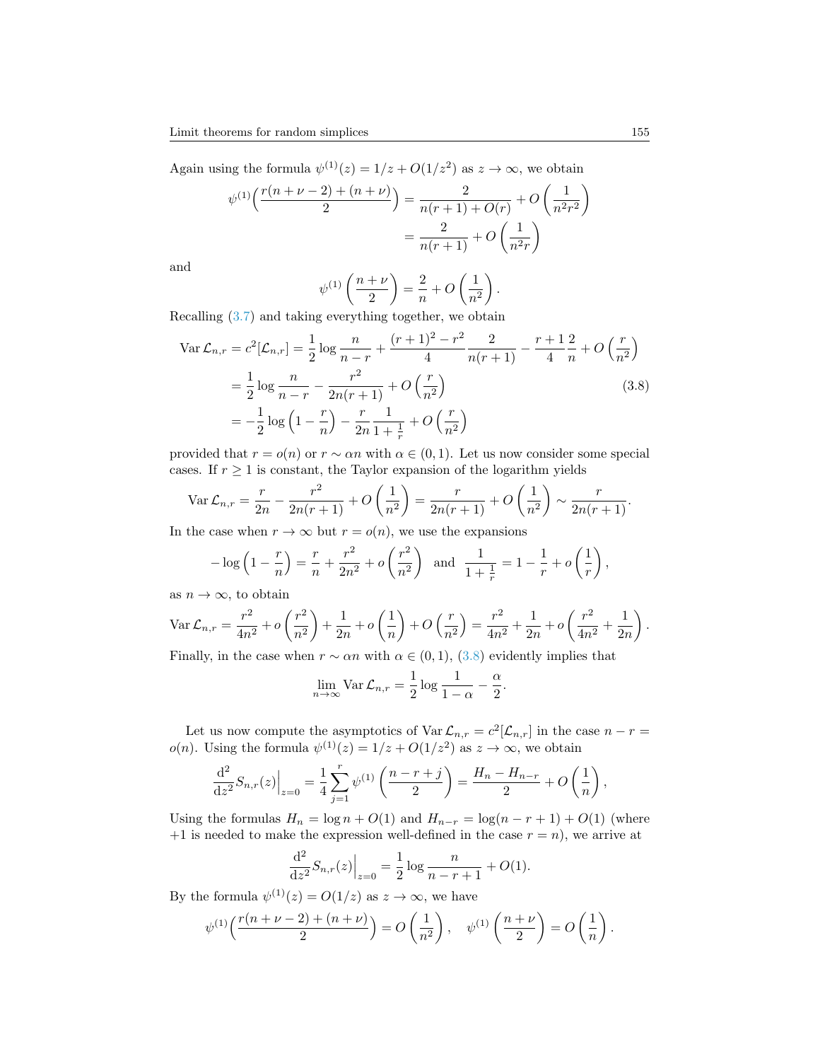Again using the formula $\psi^{(1)}(z) = 1/z + O(1/z^2)$ as $z \to \infty$, we obtain

$$\psi^{(1)}\Big(\frac{r(n+\nu-2)+(n+\nu)}{2}\Big) = \frac{2}{n(r+1)+O(r)} + O\left(\frac{1}{n^2r^2}\right)$$
$$= \frac{2}{n(r+1)} + O\left(\frac{1}{n^2r}\right)$$

and

$$\psi^{(1)}\left(\frac{n+\nu}{2}\right) = \frac{2}{n} + O\left(\frac{1}{n^2}\right).$$

Recalling (3.7) and taking everything together, we obtain

$$\begin{aligned}
\operatorname{Var}\mathcal{L}_{n,r} = c^2[\mathcal{L}_{n,r}] &= \frac{1}{2}\log\frac{n}{n-r} + \frac{(r+1)^2-r^2}{4}\frac{2}{n(r+1)} - \frac{r+1}{4}\frac{2}{n} + O\left(\frac{r}{n^2}\right) \\
&= \frac{1}{2}\log\frac{n}{n-r} - \frac{r^2}{2n(r+1)} + O\left(\frac{r}{n^2}\right) \\
&= -\frac{1}{2}\log\left(1-\frac{r}{n}\right) - \frac{r}{2n}\frac{1}{1+\frac{1}{r}} + O\left(\frac{r}{n^2}\right)
\end{aligned} \tag{3.8}$$

provided that $r = o(n)$ or $r \sim \alpha n$ with $\alpha \in (0,1)$. Let us now consider some special cases. If $r \geq 1$ is constant, the Taylor expansion of the logarithm yields

$$\operatorname{Var}\mathcal{L}_{n,r} = \frac{r}{2n} - \frac{r^2}{2n(r+1)} + O\left(\frac{1}{n^2}\right) = \frac{r}{2n(r+1)} + O\left(\frac{1}{n^2}\right) \sim \frac{r}{2n(r+1)}.$$

In the case when $r \to \infty$ but $r = o(n)$, we use the expansions

$$-\log\left(1-\frac{r}{n}\right) = \frac{r}{n} + \frac{r^2}{2n^2} + o\left(\frac{r^2}{n^2}\right) \quad \text{and} \quad \frac{1}{1+\frac{1}{r}} = 1 - \frac{1}{r} + o\left(\frac{1}{r}\right),$$

as $n \to \infty$, to obtain

$$\operatorname{Var}\mathcal{L}_{n,r} = \frac{r^2}{4n^2} + o\left(\frac{r^2}{n^2}\right) + \frac{1}{2n} + o\left(\frac{1}{n}\right) + O\left(\frac{r}{n^2}\right) = \frac{r^2}{4n^2} + \frac{1}{2n} + o\left(\frac{r^2}{4n^2} + \frac{1}{2n}\right).$$

Finally, in the case when $r \sim \alpha n$ with $\alpha \in (0,1)$, (3.8) evidently implies that

$$\lim_{n\to\infty}\operatorname{Var}\mathcal{L}_{n,r} = \frac{1}{2}\log\frac{1}{1-\alpha} - \frac{\alpha}{2}.$$

Let us now compute the asymptotics of $\operatorname{Var}\mathcal{L}_{n,r} = c^2[\mathcal{L}_{n,r}]$ in the case $n - r = o(n)$. Using the formula $\psi^{(1)}(z) = 1/z + O(1/z^2)$ as $z \to \infty$, we obtain

$$\frac{\mathrm{d}^2}{\mathrm{d}z^2}S_{n,r}(z)\Big|_{z=0} = \frac{1}{4}\sum_{j=1}^{r}\psi^{(1)}\left(\frac{n-r+j}{2}\right) = \frac{H_n - H_{n-r}}{2} + O\left(\frac{1}{n}\right),$$

Using the formulas $H_n = \log n + O(1)$ and $H_{n-r} = \log(n-r+1) + O(1)$ (where $+1$ is needed to make the expression well-defined in the case $r = n$), we arrive at

$$\frac{\mathrm{d}^2}{\mathrm{d}z^2}S_{n,r}(z)\Big|_{z=0} = \frac{1}{2}\log\frac{n}{n-r+1} + O(1).$$

By the formula $\psi^{(1)}(z) = O(1/z)$ as $z \to \infty$, we have

$$\psi^{(1)}\Big(\frac{r(n+\nu-2)+(n+\nu)}{2}\Big) = O\left(\frac{1}{n^2}\right), \quad \psi^{(1)}\left(\frac{n+\nu}{2}\right) = O\left(\frac{1}{n}\right).$$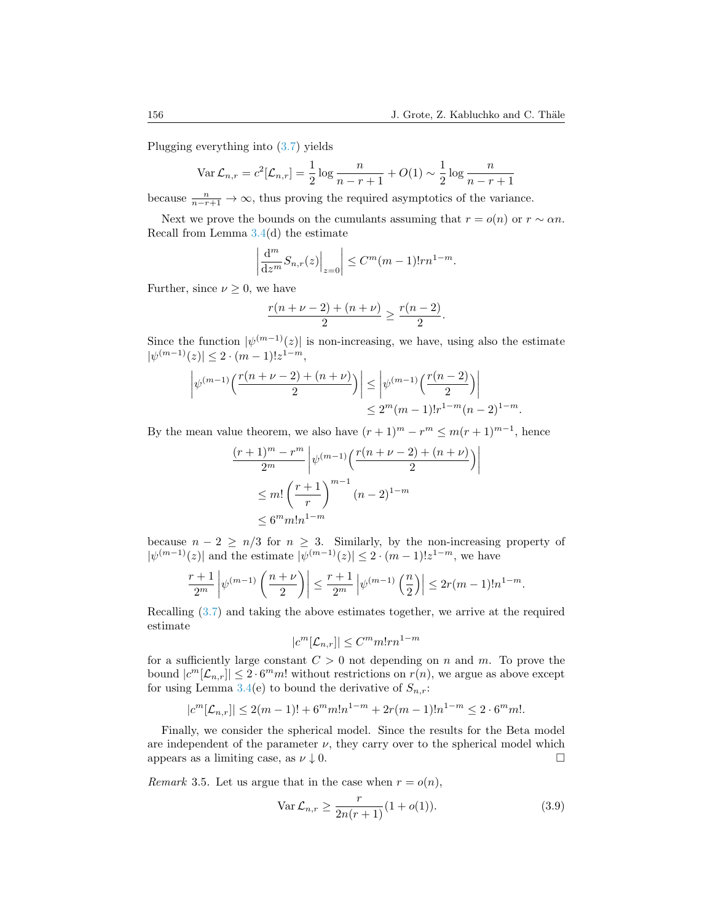Plugging everything into (3.7) yields

$$\operatorname{Var}\mathcal{L}_{n,r} = c^2[\mathcal{L}_{n,r}] = \frac{1}{2}\log\frac{n}{n-r+1} + O(1) \sim \frac{1}{2}\log\frac{n}{n-r+1}$$

because $\frac{n}{n-r+1} \to \infty$, thus proving the required asymptotics of the variance.

Next we prove the bounds on the cumulants assuming that $r = o(n)$ or $r \sim \alpha n$. Recall from Lemma 3.4(d) the estimate

$$\left| \frac{\mathrm{d}^m}{\mathrm{d}z^m} S_{n,r}(z)\Big|_{z=0} \right| \le C^m (m-1)! r n^{1-m}.$$

Further, since $\nu \ge 0$, we have

$$\frac{r(n+\nu-2)+(n+\nu)}{2} \ge \frac{r(n-2)}{2}.$$

Since the function $|\psi^{(m-1)}(z)|$ is non-increasing, we have, using also the estimate $|\psi^{(m-1)}(z)| \le 2 \cdot (m-1)! z^{1-m}$,

$$\begin{aligned}
\left|\psi^{(m-1)}\Big(\frac{r(n+\nu-2)+(n+\nu)}{2}\Big)\right| &\le \left|\psi^{(m-1)}\Big(\frac{r(n-2)}{2}\Big)\right| \\
&\le 2^m (m-1)! r^{1-m} (n-2)^{1-m}.
\end{aligned}$$

By the mean value theorem, we also have $(r+1)^m - r^m \le m(r+1)^{m-1}$, hence

$$\begin{aligned}
&\frac{(r+1)^m - r^m}{2^m}\left|\psi^{(m-1)}\Big(\frac{r(n+\nu-2)+(n+\nu)}{2}\Big)\right| \\
&\le m! \left(\frac{r+1}{r}\right)^{m-1} (n-2)^{1-m} \\
&\le 6^m m! n^{1-m}
\end{aligned}$$

because $n-2 \ge n/3$ for $n \ge 3$. Similarly, by the non-increasing property of $|\psi^{(m-1)}(z)|$ and the estimate $|\psi^{(m-1)}(z)| \le 2 \cdot (m-1)! z^{1-m}$, we have

$$\frac{r+1}{2^m}\left|\psi^{(m-1)}\left(\frac{n+\nu}{2}\right)\right| \le \frac{r+1}{2^m}\left|\psi^{(m-1)}\left(\frac{n}{2}\right)\right| \le 2r(m-1)! n^{1-m}.$$

Recalling (3.7) and taking the above estimates together, we arrive at the required estimate

$$|c^m[\mathcal{L}_{n,r}]| \le C^m m! r n^{1-m}$$

for a sufficiently large constant $C > 0$ not depending on $n$ and $m$. To prove the bound $|c^m[\mathcal{L}_{n,r}]| \le 2 \cdot 6^m m!$ without restrictions on $r(n)$, we argue as above except for using Lemma 3.4(e) to bound the derivative of $S_{n,r}$:

$$|c^m[\mathcal{L}_{n,r}]| \le 2(m-1)! + 6^m m! n^{1-m} + 2r(m-1)! n^{1-m} \le 2 \cdot 6^m m!.$$

Finally, we consider the spherical model. Since the results for the Beta model are independent of the parameter $\nu$, they carry over to the spherical model which appears as a limiting case, as $\nu \downarrow 0$. $\square$

*Remark* 3.5. Let us argue that in the case when $r = o(n)$,

$$\operatorname{Var}\mathcal{L}_{n,r} \ge \frac{r}{2n(r+1)}(1+o(1)). \tag{3.9}$$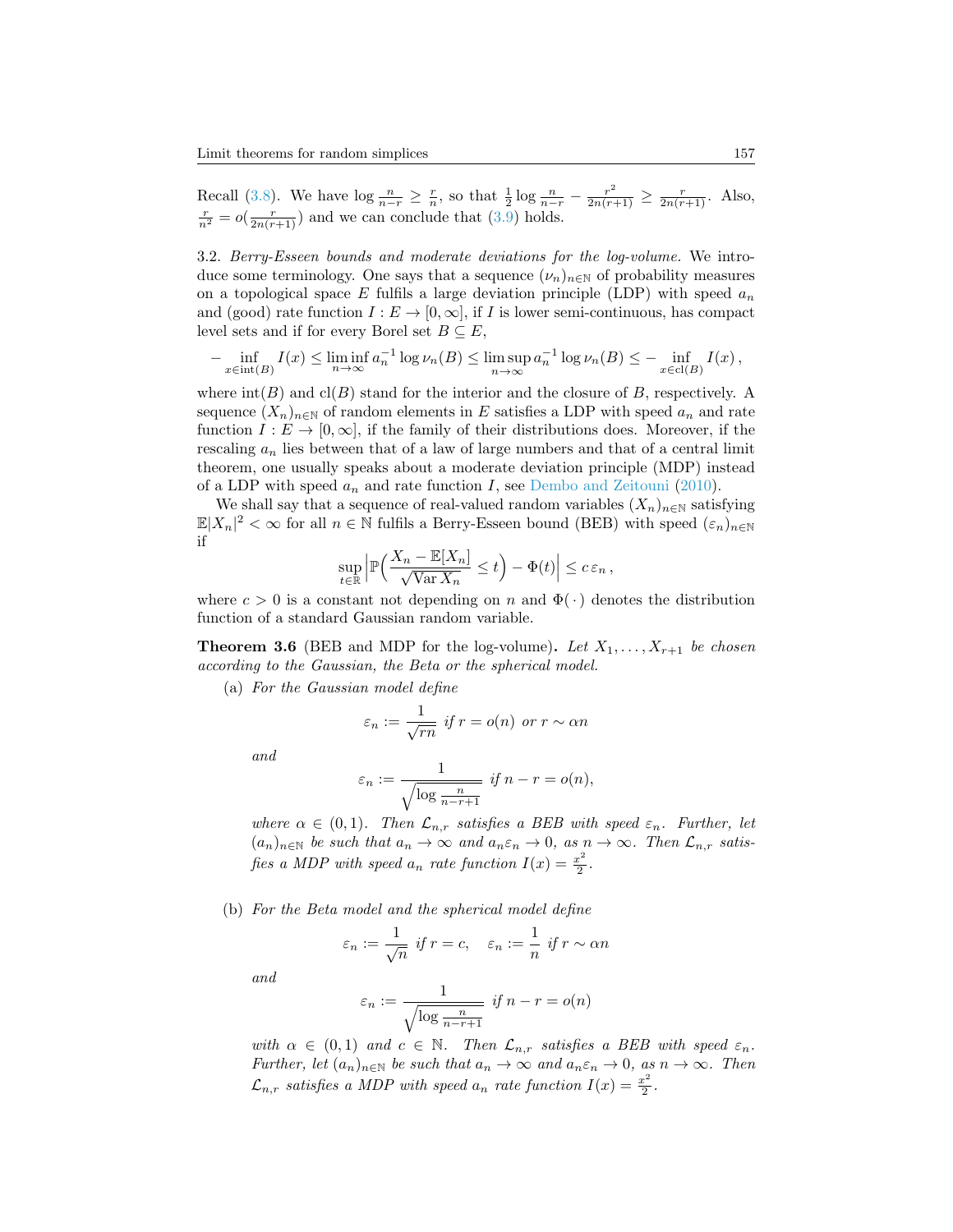Recall (3.8). We have $\log \frac{n}{n-r} \geq \frac{r}{n}$, so that $\frac{1}{2}\log \frac{n}{n-r} - \frac{r^2}{2n(r+1)} \geq \frac{r}{2n(r+1)}$. Also, $\frac{r}{n^2} = o(\frac{r}{2n(r+1)})$ and we can conclude that (3.9) holds.

3.2. *Berry-Esseen bounds and moderate deviations for the log-volume.* We introduce some terminology. One says that a sequence $(\nu_n)_{n\in\mathbb{N}}$ of probability measures on a topological space $E$ fulfils a large deviation principle (LDP) with speed $a_n$ and (good) rate function $I : E \to [0, \infty]$, if $I$ is lower semi-continuous, has compact level sets and if for every Borel set $B \subseteq E$,

$$-\inf_{x\in \mathrm{int}(B)} I(x) \leq \liminf_{n\to\infty} a_n^{-1} \log \nu_n(B) \leq \limsup_{n\to\infty} a_n^{-1} \log \nu_n(B) \leq -\inf_{x\in \mathrm{cl}(B)} I(x)\,,$$

where $\mathrm{int}(B)$ and $\mathrm{cl}(B)$ stand for the interior and the closure of $B$, respectively. A sequence $(X_n)_{n\in\mathbb{N}}$ of random elements in $E$ satisfies a LDP with speed $a_n$ and rate function $I : E \to [0, \infty]$, if the family of their distributions does. Moreover, if the rescaling $a_n$ lies between that of a law of large numbers and that of a central limit theorem, one usually speaks about a moderate deviation principle (MDP) instead of a LDP with speed $a_n$ and rate function $I$, see Dembo and Zeitouni (2010).

We shall say that a sequence of real-valued random variables $(X_n)_{n\in\mathbb{N}}$ satisfying $\mathbb{E}|X_n|^2 < \infty$ for all $n \in \mathbb{N}$ fulfils a Berry-Esseen bound (BEB) with speed $(\varepsilon_n)_{n\in\mathbb{N}}$ if

$$\sup_{t\in\mathbb{R}} \Big|\mathbb{P}\Big(\frac{X_n - \mathbb{E}[X_n]}{\sqrt{\mathrm{Var}\, X_n}} \leq t\Big) - \Phi(t)\Big| \leq c\,\varepsilon_n\,,$$

where $c > 0$ is a constant not depending on $n$ and $\Phi(\,\cdot\,)$ denotes the distribution function of a standard Gaussian random variable.

**Theorem 3.6** (BEB and MDP for the log-volume)**.** *Let $X_1, \ldots, X_{r+1}$ be chosen according to the Gaussian, the Beta or the spherical model.*

(a) *For the Gaussian model define*

$$\varepsilon_n := \frac{1}{\sqrt{rn}} \text{ if } r = o(n) \text{ or } r \sim \alpha n$$

*and*

$$\varepsilon_n := \frac{1}{\sqrt{\log \frac{n}{n-r+1}}} \text{ if } n - r = o(n),$$

*where $\alpha \in (0, 1)$. Then $\mathcal{L}_{n,r}$ satisfies a BEB with speed $\varepsilon_n$. Further, let $(a_n)_{n\in\mathbb{N}}$ be such that $a_n \to \infty$ and $a_n\varepsilon_n \to 0$, as $n \to \infty$. Then $\mathcal{L}_{n,r}$ satisfies a MDP with speed $a_n$ rate function $I(x) = \frac{x^2}{2}$.*

(b) *For the Beta model and the spherical model define*

$$\varepsilon_n := \frac{1}{\sqrt{n}} \text{ if } r = c, \quad \varepsilon_n := \frac{1}{n} \text{ if } r \sim \alpha n$$

*and*

$$\varepsilon_n := \frac{1}{\sqrt{\log \frac{n}{n-r+1}}} \text{ if } n - r = o(n)$$

*with $\alpha \in (0, 1)$ and $c \in \mathbb{N}$. Then $\mathcal{L}_{n,r}$ satisfies a BEB with speed $\varepsilon_n$. Further, let $(a_n)_{n\in\mathbb{N}}$ be such that $a_n \to \infty$ and $a_n\varepsilon_n \to 0$, as $n \to \infty$. Then $\mathcal{L}_{n,r}$ satisfies a MDP with speed $a_n$ rate function $I(x) = \frac{x^2}{2}$.*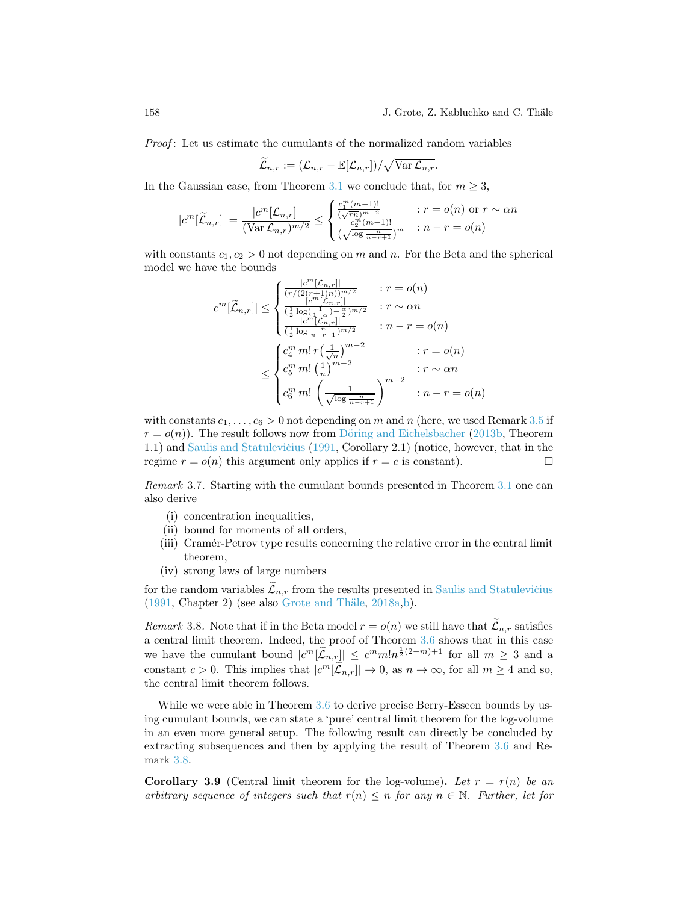*Proof*: Let us estimate the cumulants of the normalized random variables

$$\widetilde{\mathcal{L}}_{n,r} := (\mathcal{L}_{n,r} - \mathbb{E}[\mathcal{L}_{n,r}])/\sqrt{\operatorname{Var}\mathcal{L}_{n,r}}.$$

In the Gaussian case, from Theorem 3.1 we conclude that, for $m \geq 3$,

$$|c^m[\widetilde{\mathcal{L}}_{n,r}]| = \frac{|c^m[\mathcal{L}_{n,r}]|}{(\operatorname{Var}\mathcal{L}_{n,r})^{m/2}} \leq \begin{cases} \frac{c_1^m (m-1)!}{(\sqrt{rn})^{m-2}} & : r = o(n) \text{ or } r \sim \alpha n \\ \frac{c_2^m (m-1)!}{\left(\sqrt{\log \frac{n}{n-r+1}}\right)^m} & : n - r = o(n) \end{cases}$$

with constants $c_1, c_2 > 0$ not depending on $m$ and $n$. For the Beta and the spherical model we have the bounds

$$|c^m[\widetilde{\mathcal{L}}_{n,r}]| \leq \begin{cases} \frac{|c^m[\mathcal{L}_{n,r}]|}{(r/(2(r+1)n))^{m/2}} & : r = o(n) \\ \frac{|c^m[\mathcal{L}_{n,r}]|}{(\frac{1}{2}\log(\frac{1}{1-\alpha}) - \frac{\alpha}{2})^{m/2}} & : r \sim \alpha n \\ \frac{|c^m[\mathcal{L}_{n,r}]|}{(\frac{1}{2}\log\frac{n}{n-r+1})^{m/2}} & : n - r = o(n) \end{cases}$$

$$\leq \begin{cases} c_4^m\, m!\, r\left(\frac{1}{\sqrt{n}}\right)^{m-2} & : r = o(n) \\ c_5^m\, m!\left(\frac{1}{n}\right)^{m-2} & : r \sim \alpha n \\ c_6^m\, m!\left(\frac{1}{\sqrt{\log\frac{n}{n-r+1}}}\right)^{m-2} & : n - r = o(n) \end{cases}$$

with constants $c_1, \ldots, c_6 > 0$ not depending on $m$ and $n$ (here, we used Remark 3.5 if $r = o(n)$). The result follows now from Döring and Eichelsbacher (2013b, Theorem 1.1) and Saulis and Statulevičius (1991, Corollary 2.1) (notice, however, that in the regime $r = o(n)$ this argument only applies if $r = c$ is constant). □

*Remark* 3.7. Starting with the cumulant bounds presented in Theorem 3.1 one can also derive

(i) concentration inequalities,
(ii) bound for moments of all orders,
(iii) Cramér-Petrov type results concerning the relative error in the central limit theorem,
(iv) strong laws of large numbers

for the random variables $\widetilde{\mathcal{L}}_{n,r}$ from the results presented in Saulis and Statulevičius (1991, Chapter 2) (see also Grote and Thäle, 2018a,b).

*Remark* 3.8. Note that if in the Beta model $r = o(n)$ we still have that $\widetilde{\mathcal{L}}_{n,r}$ satisfies a central limit theorem. Indeed, the proof of Theorem 3.6 shows that in this case we have the cumulant bound $|c^m[\widetilde{\mathcal{L}}_{n,r}]| \leq c^m m! n^{\frac{1}{2}(2-m)+1}$ for all $m \geq 3$ and a constant $c > 0$. This implies that $|c^m[\widetilde{\mathcal{L}}_{n,r}]| \to 0$, as $n \to \infty$, for all $m \geq 4$ and so, the central limit theorem follows.

While we were able in Theorem 3.6 to derive precise Berry-Esseen bounds by using cumulant bounds, we can state a 'pure' central limit theorem for the log-volume in an even more general setup. The following result can directly be concluded by extracting subsequences and then by applying the result of Theorem 3.6 and Remark 3.8.

**Corollary 3.9** (Central limit theorem for the log-volume)**.** *Let $r = r(n)$ be an arbitrary sequence of integers such that $r(n) \leq n$ for any $n \in \mathbb{N}$. Further, let for*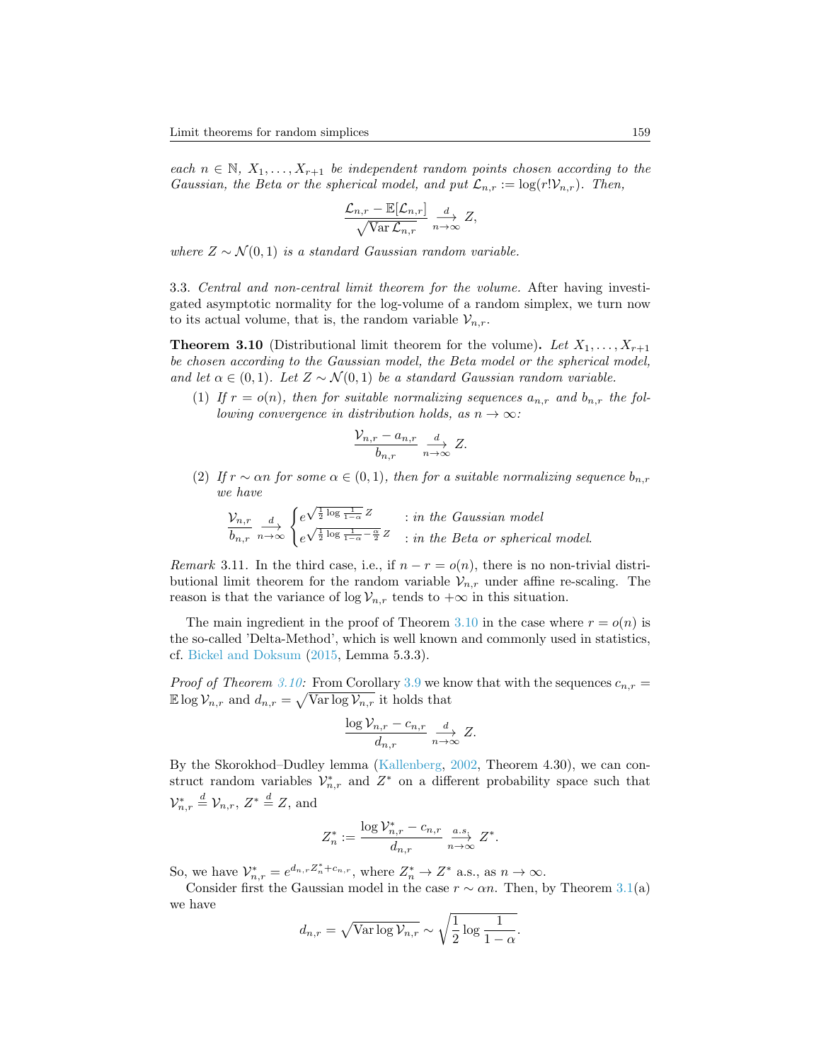*each $n \in \mathbb{N}$, $X_1, \ldots, X_{r+1}$ be independent random points chosen according to the Gaussian, the Beta or the spherical model, and put $\mathcal{L}_{n,r} := \log(r!\mathcal{V}_{n,r})$. Then,*

$$\frac{\mathcal{L}_{n,r} - \mathbb{E}[\mathcal{L}_{n,r}]}{\sqrt{\operatorname{Var} \mathcal{L}_{n,r}}} \xrightarrow[n\to\infty]{d} Z,$$

*where $Z \sim \mathcal{N}(0,1)$ is a standard Gaussian random variable.*

3.3. *Central and non-central limit theorem for the volume.* After having investigated asymptotic normality for the log-volume of a random simplex, we turn now to its actual volume, that is, the random variable $\mathcal{V}_{n,r}$.

**Theorem 3.10** (Distributional limit theorem for the volume)**.** *Let $X_1, \ldots, X_{r+1}$ be chosen according to the Gaussian model, the Beta model or the spherical model, and let $\alpha \in (0,1)$. Let $Z \sim \mathcal{N}(0,1)$ be a standard Gaussian random variable.*

(1) *If $r = o(n)$, then for suitable normalizing sequences $a_{n,r}$ and $b_{n,r}$ the following convergence in distribution holds, as $n \to \infty$:*

$$\frac{\mathcal{V}_{n,r} - a_{n,r}}{b_{n,r}} \xrightarrow[n\to\infty]{d} Z.$$

(2) *If $r \sim \alpha n$ for some $\alpha \in (0,1)$, then for a suitable normalizing sequence $b_{n,r}$ we have*

$$\frac{\mathcal{V}_{n,r}}{b_{n,r}} \xrightarrow[n\to\infty]{d} \begin{cases} e^{\sqrt{\frac{1}{2}\log\frac{1}{1-\alpha}}\,Z} & : \textit{in the Gaussian model} \\ e^{\sqrt{\frac{1}{2}\log\frac{1}{1-\alpha}-\frac{\alpha}{2}}\,Z} & : \textit{in the Beta or spherical model.} \end{cases}$$

*Remark* 3.11. In the third case, i.e., if $n - r = o(n)$, there is no non-trivial distributional limit theorem for the random variable $\mathcal{V}_{n,r}$ under affine re-scaling. The reason is that the variance of $\log \mathcal{V}_{n,r}$ tends to $+\infty$ in this situation.

The main ingredient in the proof of Theorem 3.10 in the case where $r = o(n)$ is the so-called 'Delta-Method', which is well known and commonly used in statistics, cf. Bickel and Doksum (2015, Lemma 5.3.3).

*Proof of Theorem 3.10:* From Corollary 3.9 we know that with the sequences $c_{n,r} = \mathbb{E}\log\mathcal{V}_{n,r}$ and $d_{n,r} = \sqrt{\operatorname{Var}\log\mathcal{V}_{n,r}}$ it holds that

$$\frac{\log\mathcal{V}_{n,r} - c_{n,r}}{d_{n,r}} \xrightarrow[n\to\infty]{d} Z.$$

By the Skorokhod–Dudley lemma (Kallenberg, 2002, Theorem 4.30), we can construct random variables $\mathcal{V}^*_{n,r}$ and $Z^*$ on a different probability space such that $\mathcal{V}^*_{n,r} \overset{d}{=} \mathcal{V}_{n,r}$, $Z^* \overset{d}{=} Z$, and

$$Z^*_n := \frac{\log\mathcal{V}^*_{n,r} - c_{n,r}}{d_{n,r}} \xrightarrow[n\to\infty]{a.s.} Z^*.$$

So, we have $\mathcal{V}^*_{n,r} = e^{d_{n,r}Z^*_n + c_{n,r}}$, where $Z^*_n \to Z^*$ a.s., as $n \to \infty$.

Consider first the Gaussian model in the case $r \sim \alpha n$. Then, by Theorem 3.1(a) we have

$$d_{n,r} = \sqrt{\operatorname{Var}\log\mathcal{V}_{n,r}} \sim \sqrt{\frac{1}{2}\log\frac{1}{1-\alpha}}.$$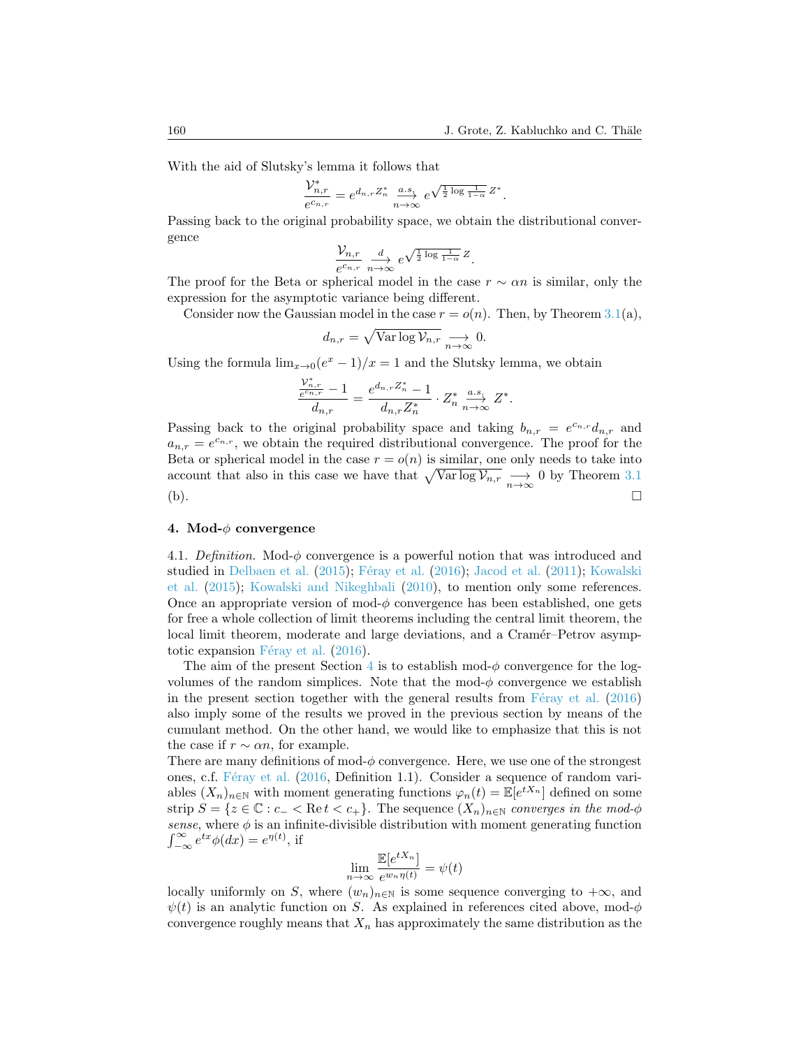With the aid of Slutsky's lemma it follows that

$$\frac{\mathcal{V}_{n,r}^*}{e^{c_{n,r}}} = e^{d_{n,r} Z_n^*} \xrightarrow[n\to\infty]{a.s.} e^{\sqrt{\frac{1}{2}\log\frac{1}{1-\alpha}}\, Z^*}.$$

Passing back to the original probability space, we obtain the distributional convergence

$$\frac{\mathcal{V}_{n,r}}{e^{c_{n,r}}} \xrightarrow[n\to\infty]{d} e^{\sqrt{\frac{1}{2}\log\frac{1}{1-\alpha}}\, Z}.$$

The proof for the Beta or spherical model in the case $r \sim \alpha n$ is similar, only the expression for the asymptotic variance being different.

Consider now the Gaussian model in the case $r = o(n)$. Then, by Theorem 3.1(a),

$$d_{n,r} = \sqrt{\operatorname{Var}\log \mathcal{V}_{n,r}} \underset{n\to\infty}{\longrightarrow} 0.$$

Using the formula $\lim_{x\to 0}(e^x - 1)/x = 1$ and the Slutsky lemma, we obtain

$$\frac{\frac{\mathcal{V}_{n,r}^*}{e^{c_{n,r}}} - 1}{d_{n,r}} = \frac{e^{d_{n,r} Z_n^*} - 1}{d_{n,r} Z_n^*} \cdot Z_n^* \xrightarrow[n\to\infty]{a.s.} Z^*.$$

Passing back to the original probability space and taking $b_{n,r} = e^{c_{n,r}} d_{n,r}$ and $a_{n,r} = e^{c_{n,r}}$, we obtain the required distributional convergence. The proof for the Beta or spherical model in the case $r = o(n)$ is similar, one only needs to take into account that also in this case we have that $\sqrt{\operatorname{Var}\log \mathcal{V}_{n,r}} \underset{n\to\infty}{\longrightarrow} 0$ by Theorem 3.1 (b). □

## 4. Mod-$\phi$ convergence

4.1. *Definition.* Mod-$\phi$ convergence is a powerful notion that was introduced and studied in Delbaen et al. (2015); Féray et al. (2016); Jacod et al. (2011); Kowalski et al. (2015); Kowalski and Nikeghbali (2010), to mention only some references. Once an appropriate version of mod-$\phi$ convergence has been established, one gets for free a whole collection of limit theorems including the central limit theorem, the local limit theorem, moderate and large deviations, and a Cramér–Petrov asymptotic expansion Féray et al. (2016).

The aim of the present Section 4 is to establish mod-$\phi$ convergence for the log-volumes of the random simplices. Note that the mod-$\phi$ convergence we establish in the present section together with the general results from Féray et al. (2016) also imply some of the results we proved in the previous section by means of the cumulant method. On the other hand, we would like to emphasize that this is not the case if $r \sim \alpha n$, for example.

There are many definitions of mod-$\phi$ convergence. Here, we use one of the strongest ones, c.f. Féray et al. (2016, Definition 1.1). Consider a sequence of random variables $(X_n)_{n\in\mathbb{N}}$ with moment generating functions $\varphi_n(t) = \mathbb{E}[e^{tX_n}]$ defined on some strip $S = \{z \in \mathbb{C} : c_- < \operatorname{Re} t < c_+\}$. The sequence $(X_n)_{n\in\mathbb{N}}$ *converges in the mod-$\phi$ sense*, where $\phi$ is an infinite-divisible distribution with moment generating function $\int_{-\infty}^{\infty} e^{tx}\phi(dx) = e^{\eta(t)}$, if

$$\lim_{n\to\infty} \frac{\mathbb{E}[e^{tX_n}]}{e^{w_n \eta(t)}} = \psi(t)$$

locally uniformly on $S$, where $(w_n)_{n\in\mathbb{N}}$ is some sequence converging to $+\infty$, and $\psi(t)$ is an analytic function on $S$. As explained in references cited above, mod-$\phi$ convergence roughly means that $X_n$ has approximately the same distribution as the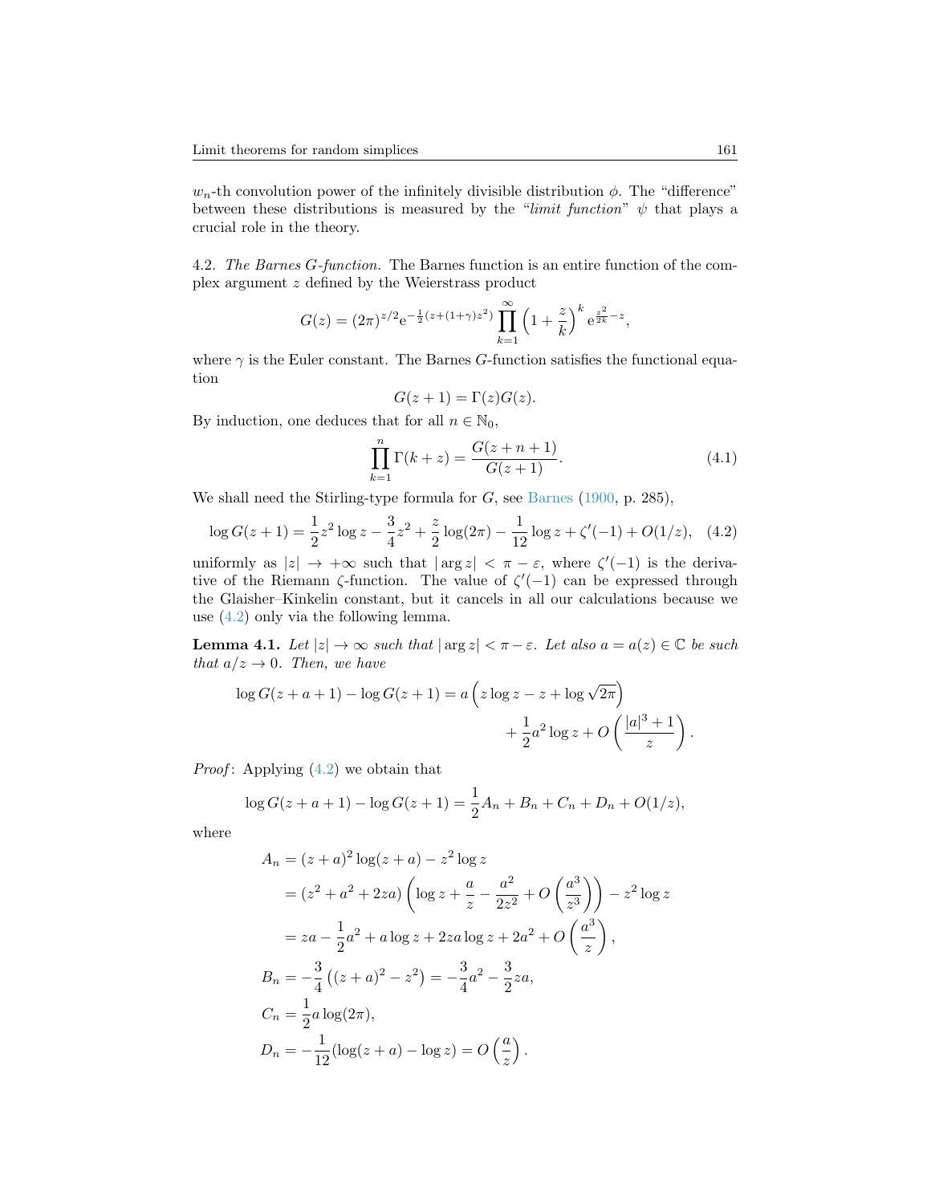$w_n$-th convolution power of the infinitely divisible distribution $\phi$. The "difference" between these distributions is measured by the "*limit function*" $\psi$ that plays a crucial role in the theory.

4.2. *The Barnes G-function.* The Barnes function is an entire function of the complex argument $z$ defined by the Weierstrass product

$$G(z) = (2\pi)^{z/2} \mathrm{e}^{-\frac{1}{2}(z+(1+\gamma)z^2)} \prod_{k=1}^{\infty} \left(1 + \frac{z}{k}\right)^k \mathrm{e}^{\frac{z^2}{2k} - z},$$

where $\gamma$ is the Euler constant. The Barnes $G$-function satisfies the functional equation

$$G(z+1) = \Gamma(z) G(z).$$

By induction, one deduces that for all $n \in \mathbb{N}_0$,

$$\prod_{k=1}^{n} \Gamma(k+z) = \frac{G(z+n+1)}{G(z+1)}. \tag{4.1}$$

We shall need the Stirling-type formula for $G$, see Barnes (1900, p. 285),

$$\log G(z+1) = \frac{1}{2} z^2 \log z - \frac{3}{4} z^2 + \frac{z}{2} \log(2\pi) - \frac{1}{12} \log z + \zeta'(-1) + O(1/z), \tag{4.2}$$

uniformly as $|z| \to +\infty$ such that $|\arg z| < \pi - \varepsilon$, where $\zeta'(-1)$ is the derivative of the Riemann $\zeta$-function. The value of $\zeta'(-1)$ can be expressed through the Glaisher–Kinkelin constant, but it cancels in all our calculations because we use (4.2) only via the following lemma.

**Lemma 4.1.** *Let $|z| \to \infty$ such that $|\arg z| < \pi - \varepsilon$. Let also $a = a(z) \in \mathbb{C}$ be such that $a/z \to 0$. Then, we have*

$$\log G(z+a+1) - \log G(z+1) = a\left(z \log z - z + \log \sqrt{2\pi}\right) + \frac{1}{2} a^2 \log z + O\left(\frac{|a|^3 + 1}{z}\right).$$

*Proof*: Applying (4.2) we obtain that

$$\log G(z+a+1) - \log G(z+1) = \frac{1}{2} A_n + B_n + C_n + D_n + O(1/z),$$

where

$$\begin{aligned}
A_n &= (z+a)^2 \log(z+a) - z^2 \log z \\
&= (z^2 + a^2 + 2za)\left(\log z + \frac{a}{z} - \frac{a^2}{2z^2} + O\left(\frac{a^3}{z^3}\right)\right) - z^2 \log z \\
&= za - \frac{1}{2} a^2 + a \log z + 2za \log z + 2a^2 + O\left(\frac{a^3}{z}\right), \\
B_n &= -\frac{3}{4}\left((z+a)^2 - z^2\right) = -\frac{3}{4} a^2 - \frac{3}{2} za, \\
C_n &= \frac{1}{2} a \log(2\pi), \\
D_n &= -\frac{1}{12}(\log(z+a) - \log z) = O\left(\frac{a}{z}\right).
\end{aligned}$$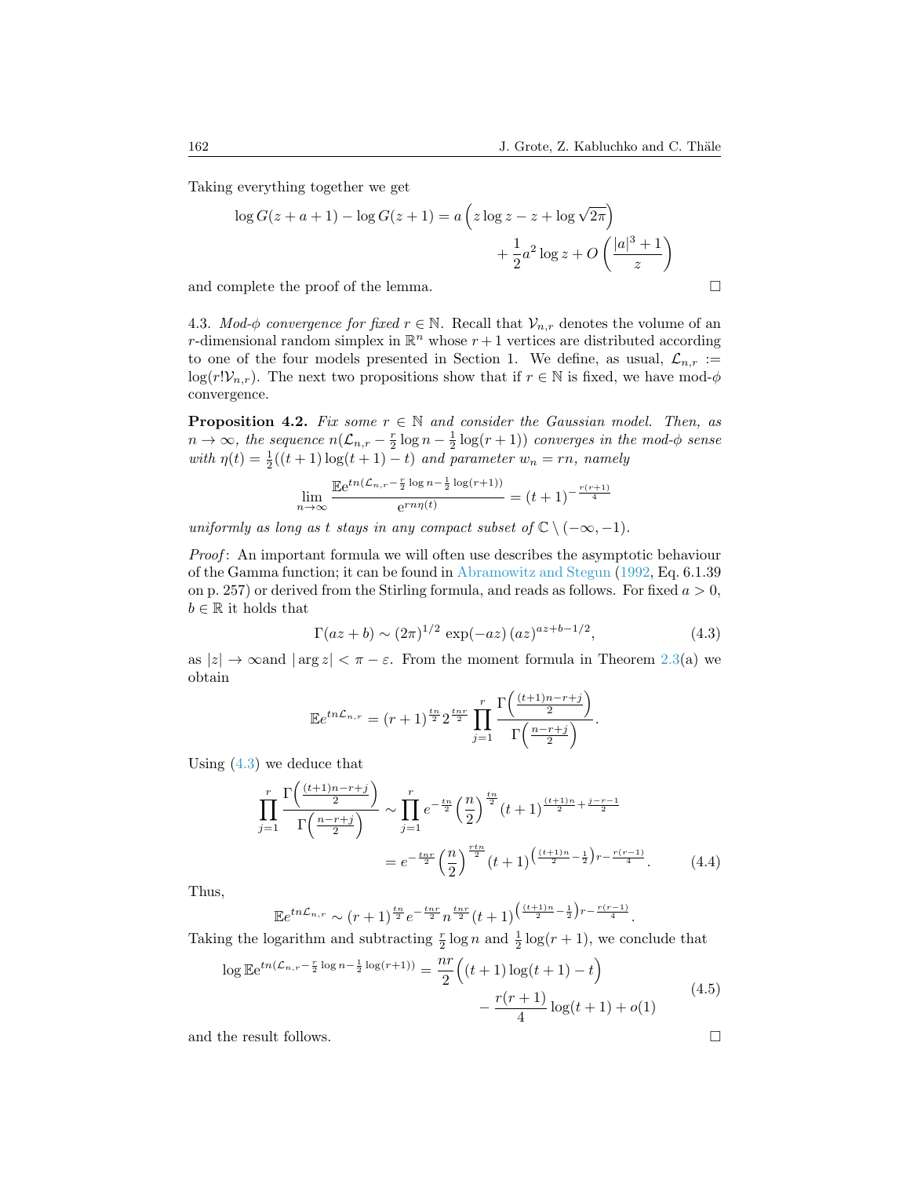Taking everything together we get

$$\log G(z+a+1) - \log G(z+1) = a\left(z\log z - z + \log\sqrt{2\pi}\right) + \frac{1}{2}a^2\log z + O\left(\frac{|a|^3+1}{z}\right)$$

and complete the proof of the lemma. □

4.3. *Mod-$\phi$ convergence for fixed $r \in \mathbb{N}$.* Recall that $\mathcal{V}_{n,r}$ denotes the volume of an $r$-dimensional random simplex in $\mathbb{R}^n$ whose $r+1$ vertices are distributed according to one of the four models presented in Section 1. We define, as usual, $\mathcal{L}_{n,r} := \log(r!\mathcal{V}_{n,r})$. The next two propositions show that if $r \in \mathbb{N}$ is fixed, we have mod-$\phi$ convergence.

**Proposition 4.2.** *Fix some $r \in \mathbb{N}$ and consider the Gaussian model. Then, as $n \to \infty$, the sequence $n(\mathcal{L}_{n,r} - \frac{r}{2}\log n - \frac{1}{2}\log(r+1))$ converges in the mod-$\phi$ sense with $\eta(t) = \frac{1}{2}((t+1)\log(t+1) - t)$ and parameter $w_n = rn$, namely*

$$\lim_{n\to\infty} \frac{\mathbb{E}e^{tn(\mathcal{L}_{n,r} - \frac{r}{2}\log n - \frac{1}{2}\log(r+1))}}{e^{rn\eta(t)}} = (t+1)^{-\frac{r(r+1)}{4}}$$

*uniformly as long as $t$ stays in any compact subset of $\mathbb{C}\setminus(-\infty,-1)$.*

*Proof*: An important formula we will often use describes the asymptotic behaviour of the Gamma function; it can be found in Abramowitz and Stegun (1992, Eq. 6.1.39 on p. 257) or derived from the Stirling formula, and reads as follows. For fixed $a > 0$, $b \in \mathbb{R}$ it holds that

$$\Gamma(az+b) \sim (2\pi)^{1/2}\exp(-az)\,(az)^{az+b-1/2}, \tag{4.3}$$

as $|z| \to \infty$and $|\arg z| < \pi - \varepsilon$. From the moment formula in Theorem 2.3(a) we obtain

$$\mathbb{E}e^{tn\mathcal{L}_{n,r}} = (r+1)^{\frac{tn}{2}} 2^{\frac{tnr}{2}} \prod_{j=1}^{r} \frac{\Gamma\left(\frac{(t+1)n-r+j}{2}\right)}{\Gamma\left(\frac{n-r+j}{2}\right)}.$$

Using (4.3) we deduce that

$$\begin{aligned}\prod_{j=1}^{r} \frac{\Gamma\left(\frac{(t+1)n-r+j}{2}\right)}{\Gamma\left(\frac{n-r+j}{2}\right)} &\sim \prod_{j=1}^{r} e^{-\frac{tn}{2}}\left(\frac{n}{2}\right)^{\frac{tn}{2}}(t+1)^{\frac{(t+1)n}{2}+\frac{j-r-1}{2}} \\ &= e^{-\frac{tnr}{2}}\left(\frac{n}{2}\right)^{\frac{rtn}{2}}(t+1)^{\left(\frac{(t+1)n}{2}-\frac{1}{2}\right)r-\frac{r(r-1)}{4}}.\end{aligned} \tag{4.4}$$

Thus,

$$\mathbb{E}e^{tn\mathcal{L}_{n,r}} \sim (r+1)^{\frac{tn}{2}} e^{-\frac{tnr}{2}} n^{\frac{tnr}{2}} (t+1)^{\left(\frac{(t+1)n}{2}-\frac{1}{2}\right)r-\frac{r(r-1)}{4}}.$$

Taking the logarithm and subtracting $\frac{r}{2}\log n$ and $\frac{1}{2}\log(r+1)$, we conclude that

$$\begin{aligned}\log \mathbb{E}e^{tn(\mathcal{L}_{n,r} - \frac{r}{2}\log n - \frac{1}{2}\log(r+1))} &= \frac{nr}{2}\Big((t+1)\log(t+1) - t\Big) \\ &\quad - \frac{r(r+1)}{4}\log(t+1) + o(1)\end{aligned} \tag{4.5}$$

and the result follows. □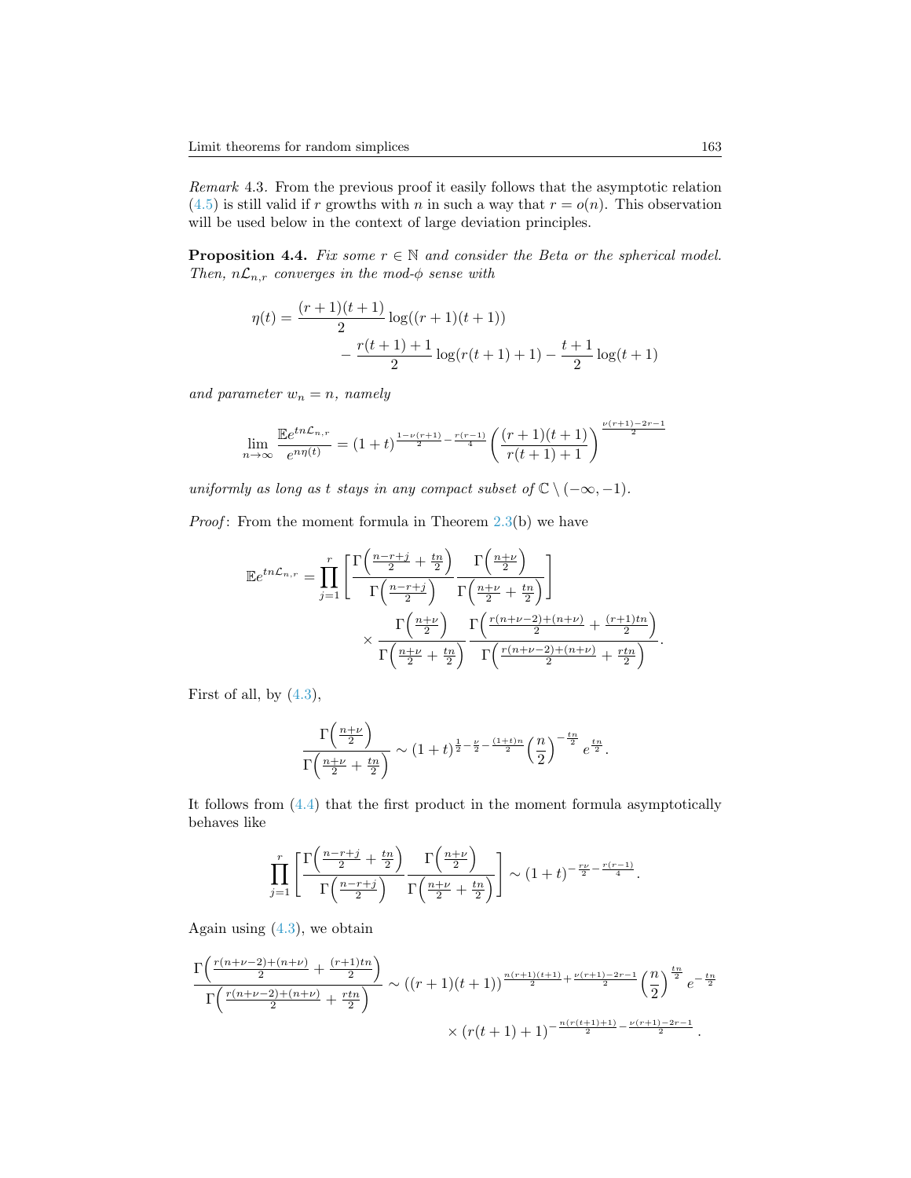*Remark* 4.3. From the previous proof it easily follows that the asymptotic relation (4.5) is still valid if $r$ growths with $n$ in such a way that $r = o(n)$. This observation will be used below in the context of large deviation principles.

**Proposition 4.4.** *Fix some $r \in \mathbb{N}$ and consider the Beta or the spherical model. Then, $n\mathcal{L}_{n,r}$ converges in the mod-$\phi$ sense with*

$$\eta(t) = \frac{(r+1)(t+1)}{2}\log((r+1)(t+1)) \\ - \frac{r(t+1)+1}{2}\log(r(t+1)+1) - \frac{t+1}{2}\log(t+1)$$

*and parameter $w_n = n$, namely*

$$\lim_{n\to\infty} \frac{\mathbb{E}e^{tn\mathcal{L}_{n,r}}}{e^{n\eta(t)}} = (1+t)^{\frac{1-\nu(r+1)}{2} - \frac{r(r-1)}{4}} \left(\frac{(r+1)(t+1)}{r(t+1)+1}\right)^{\frac{\nu(r+1)-2r-1}{2}}$$

*uniformly as long as $t$ stays in any compact subset of $\mathbb{C}\setminus(-\infty,-1)$.*

*Proof*: From the moment formula in Theorem 2.3(b) we have

$$\mathbb{E}e^{tn\mathcal{L}_{n,r}} = \prod_{j=1}^{r}\left[\frac{\Gamma\left(\frac{n-r+j}{2}+\frac{tn}{2}\right)}{\Gamma\left(\frac{n-r+j}{2}\right)}\frac{\Gamma\left(\frac{n+\nu}{2}\right)}{\Gamma\left(\frac{n+\nu}{2}+\frac{tn}{2}\right)}\right] \\ \times \frac{\Gamma\left(\frac{n+\nu}{2}\right)}{\Gamma\left(\frac{n+\nu}{2}+\frac{tn}{2}\right)}\frac{\Gamma\left(\frac{r(n+\nu-2)+(n+\nu)}{2}+\frac{(r+1)tn}{2}\right)}{\Gamma\left(\frac{r(n+\nu-2)+(n+\nu)}{2}+\frac{rtn}{2}\right)}.$$

First of all, by (4.3),

$$\frac{\Gamma\left(\frac{n+\nu}{2}\right)}{\Gamma\left(\frac{n+\nu}{2}+\frac{tn}{2}\right)} \sim (1+t)^{\frac{1}{2}-\frac{\nu}{2}-\frac{(1+t)n}{2}}\left(\frac{n}{2}\right)^{-\frac{tn}{2}}e^{\frac{tn}{2}}.$$

It follows from (4.4) that the first product in the moment formula asymptotically behaves like

$$\prod_{j=1}^{r}\left[\frac{\Gamma\left(\frac{n-r+j}{2}+\frac{tn}{2}\right)}{\Gamma\left(\frac{n-r+j}{2}\right)}\frac{\Gamma\left(\frac{n+\nu}{2}\right)}{\Gamma\left(\frac{n+\nu}{2}+\frac{tn}{2}\right)}\right] \sim (1+t)^{-\frac{r\nu}{2}-\frac{r(r-1)}{4}}.$$

Again using (4.3), we obtain

$$\frac{\Gamma\left(\frac{r(n+\nu-2)+(n+\nu)}{2}+\frac{(r+1)tn}{2}\right)}{\Gamma\left(\frac{r(n+\nu-2)+(n+\nu)}{2}+\frac{rtn}{2}\right)} \sim ((r+1)(t+1))^{\frac{n(r+1)(t+1)}{2}+\frac{\nu(r+1)-2r-1}{2}}\left(\frac{n}{2}\right)^{\frac{tn}{2}}e^{-\frac{tn}{2}} \\ \times (r(t+1)+1)^{-\frac{n(r(t+1)+1)}{2}-\frac{\nu(r+1)-2r-1}{2}}.$$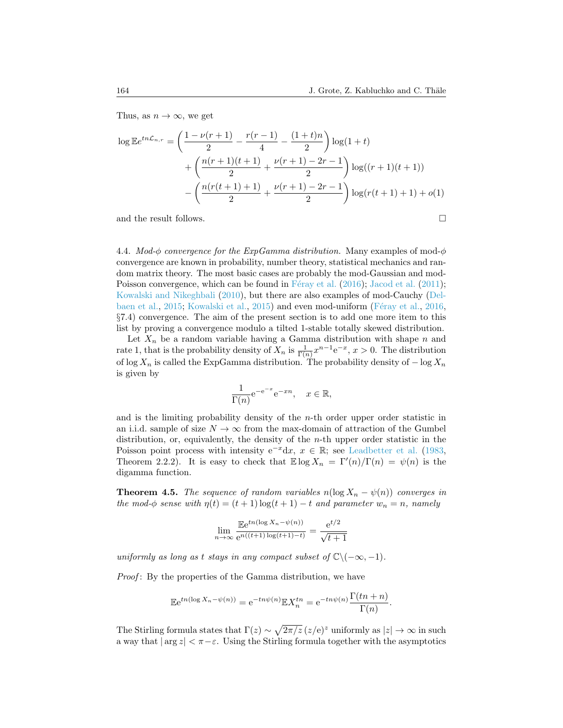Thus, as $n \to \infty$, we get

$$
\begin{aligned}
\log \mathbb{E} e^{tn\mathcal{L}_{n,r}} &= \left(\frac{1-\nu(r+1)}{2} - \frac{r(r-1)}{4} - \frac{(1+t)n}{2}\right)\log(1+t) \\
&\quad + \left(\frac{n(r+1)(t+1)}{2} + \frac{\nu(r+1)-2r-1}{2}\right)\log((r+1)(t+1)) \\
&\quad - \left(\frac{n(r(t+1)+1)}{2} + \frac{\nu(r+1)-2r-1}{2}\right)\log(r(t+1)+1) + o(1)
\end{aligned}
$$

and the result follows. □

4.4. *Mod-$\phi$ convergence for the ExpGamma distribution.* Many examples of mod-$\phi$ convergence are known in probability, number theory, statistical mechanics and random matrix theory. The most basic cases are probably the mod-Gaussian and mod-Poisson convergence, which can be found in Féray et al. (2016); Jacod et al. (2011); Kowalski and Nikeghbali (2010), but there are also examples of mod-Cauchy (Delbaen et al., 2015; Kowalski et al., 2015) and even mod-uniform (Féray et al., 2016, §7.4) convergence. The aim of the present section is to add one more item to this list by proving a convergence modulo a tilted 1-stable totally skewed distribution.

Let $X_n$ be a random variable having a Gamma distribution with shape $n$ and rate 1, that is the probability density of $X_n$ is $\frac{1}{\Gamma(n)}x^{n-1}e^{-x}$, $x > 0$. The distribution of $\log X_n$ is called the ExpGamma distribution. The probability density of $-\log X_n$ is given by

$$
\frac{1}{\Gamma(n)}e^{-e^{-x}}e^{-xn}, \quad x \in \mathbb{R},
$$

and is the limiting probability density of the $n$-th order upper order statistic in an i.i.d. sample of size $N \to \infty$ from the max-domain of attraction of the Gumbel distribution, or, equivalently, the density of the $n$-th upper order statistic in the Poisson point process with intensity $e^{-x}dx$, $x \in \mathbb{R}$; see Leadbetter et al. (1983, Theorem 2.2.2). It is easy to check that $\mathbb{E}\log X_n = \Gamma'(n)/\Gamma(n) = \psi(n)$ is the digamma function.

**Theorem 4.5.** *The sequence of random variables $n(\log X_n - \psi(n))$ converges in the mod-$\phi$ sense with $\eta(t) = (t+1)\log(t+1) - t$ and parameter $w_n = n$, namely*

$$
\lim_{n\to\infty} \frac{\mathbb{E}e^{tn(\log X_n - \psi(n))}}{e^{n((t+1)\log(t+1)-t)}} = \frac{e^{t/2}}{\sqrt{t+1}}
$$

*uniformly as long as $t$ stays in any compact subset of $\mathbb{C}\backslash(-\infty,-1)$.*

*Proof*: By the properties of the Gamma distribution, we have

$$
\mathbb{E}e^{tn(\log X_n - \psi(n))} = e^{-tn\psi(n)}\mathbb{E}X_n^{tn} = e^{-tn\psi(n)}\frac{\Gamma(tn+n)}{\Gamma(n)}.
$$

The Stirling formula states that $\Gamma(z) \sim \sqrt{2\pi/z}\,(z/e)^z$ uniformly as $|z| \to \infty$ in such a way that $|\arg z| < \pi - \varepsilon$. Using the Stirling formula together with the asymptotics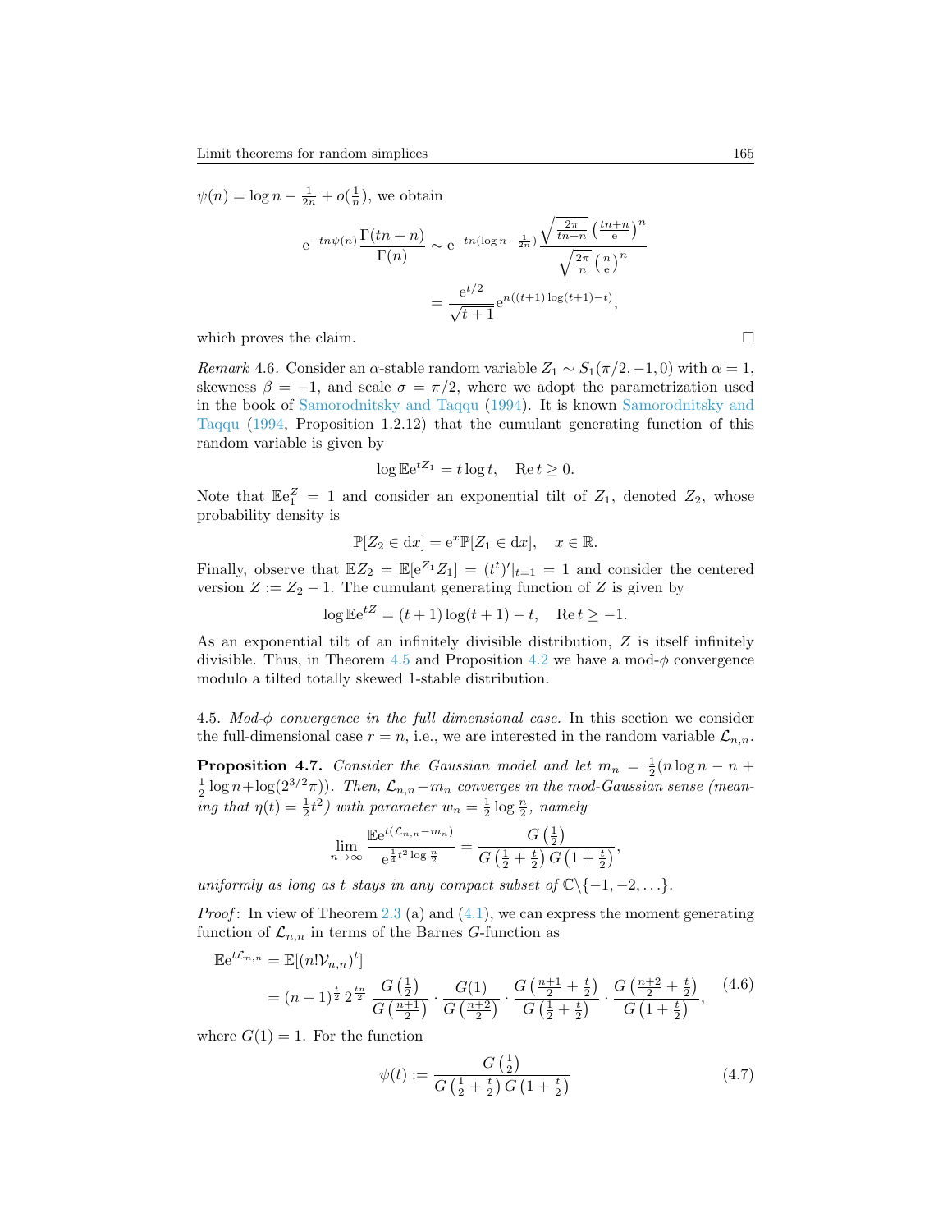$\psi(n) = \log n - \frac{1}{2n} + o(\frac{1}{n})$, we obtain

$$\mathrm{e}^{-tn\psi(n)}\frac{\Gamma(tn+n)}{\Gamma(n)} \sim \mathrm{e}^{-tn(\log n - \frac{1}{2n})}\frac{\sqrt{\frac{2\pi}{tn+n}}\left(\frac{tn+n}{\mathrm{e}}\right)^n}{\sqrt{\frac{2\pi}{n}}\left(\frac{n}{\mathrm{e}}\right)^n}$$
$$= \frac{\mathrm{e}^{t/2}}{\sqrt{t+1}}\mathrm{e}^{n((t+1)\log(t+1)-t)},$$

which proves the claim. $\square$

*Remark* 4.6. Consider an $\alpha$-stable random variable $Z_1 \sim S_1(\pi/2, -1, 0)$ with $\alpha = 1$, skewness $\beta = -1$, and scale $\sigma = \pi/2$, where we adopt the parametrization used in the book of Samorodnitsky and Taqqu (1994). It is known Samorodnitsky and Taqqu (1994, Proposition 1.2.12) that the cumulant generating function of this random variable is given by

$$\log \mathbb{E}\mathrm{e}^{tZ_1} = t\log t, \quad \mathrm{Re}\, t \geq 0.$$

Note that $\mathbb{E}\mathrm{e}_1^Z = 1$ and consider an exponential tilt of $Z_1$, denoted $Z_2$, whose probability density is

$$\mathbb{P}[Z_2 \in \mathrm{d}x] = \mathrm{e}^x\mathbb{P}[Z_1 \in \mathrm{d}x], \quad x \in \mathbb{R}.$$

Finally, observe that $\mathbb{E}Z_2 = \mathbb{E}[\mathrm{e}^{Z_1}Z_1] = (t^t)'|_{t=1} = 1$ and consider the centered version $Z := Z_2 - 1$. The cumulant generating function of $Z$ is given by

$$\log \mathbb{E}\mathrm{e}^{tZ} = (t+1)\log(t+1) - t, \quad \mathrm{Re}\, t \geq -1.$$

As an exponential tilt of an infinitely divisible distribution, $Z$ is itself infinitely divisible. Thus, in Theorem 4.5 and Proposition 4.2 we have a mod-$\phi$ convergence modulo a tilted totally skewed 1-stable distribution.

4.5. *Mod-$\phi$ convergence in the full dimensional case.* In this section we consider the full-dimensional case $r = n$, i.e., we are interested in the random variable $\mathcal{L}_{n,n}$.

**Proposition 4.7.** *Consider the Gaussian model and let $m_n = \frac{1}{2}(n\log n - n + \frac{1}{2}\log n + \log(2^{3/2}\pi))$. Then, $\mathcal{L}_{n,n} - m_n$ converges in the mod-Gaussian sense (meaning that $\eta(t) = \frac{1}{2}t^2$) with parameter $w_n = \frac{1}{2}\log\frac{n}{2}$, namely*

$$\lim_{n\to\infty}\frac{\mathbb{E}\mathrm{e}^{t(\mathcal{L}_{n,n}-m_n)}}{\mathrm{e}^{\frac{1}{4}t^2\log\frac{n}{2}}} = \frac{G\left(\frac{1}{2}\right)}{G\left(\frac{1}{2}+\frac{t}{2}\right)G\left(1+\frac{t}{2}\right)},$$

*uniformly as long as $t$ stays in any compact subset of $\mathbb{C}\backslash\{-1, -2, \ldots\}$.*

*Proof*: In view of Theorem 2.3 (a) and (4.1), we can express the moment generating function of $\mathcal{L}_{n,n}$ in terms of the Barnes $G$-function as

$$\begin{aligned}\mathbb{E}\mathrm{e}^{t\mathcal{L}_{n,n}} &= \mathbb{E}[(n!\mathcal{V}_{n,n})^t] \\ &= (n+1)^{\frac{t}{2}}\,2^{\frac{tn}{2}}\,\frac{G\left(\frac{1}{2}\right)}{G\left(\frac{n+1}{2}\right)}\cdot\frac{G(1)}{G\left(\frac{n+2}{2}\right)}\cdot\frac{G\left(\frac{n+1}{2}+\frac{t}{2}\right)}{G\left(\frac{1}{2}+\frac{t}{2}\right)}\cdot\frac{G\left(\frac{n+2}{2}+\frac{t}{2}\right)}{G\left(1+\frac{t}{2}\right)},\end{aligned} \tag{4.6}$$

where $G(1) = 1$. For the function

$$\psi(t) := \frac{G\left(\frac{1}{2}\right)}{G\left(\frac{1}{2}+\frac{t}{2}\right)G\left(1+\frac{t}{2}\right)} \tag{4.7}$$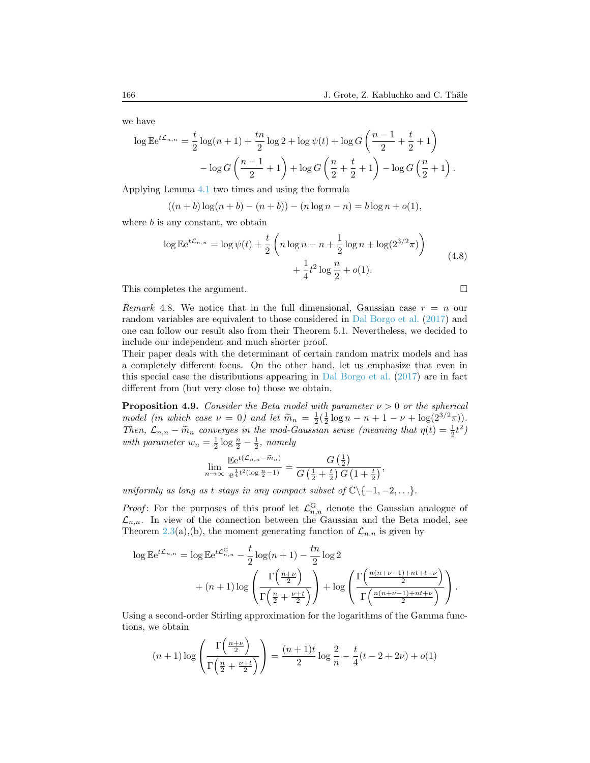we have

$$\log \mathbb{E} e^{t\mathcal{L}_{n,n}} = \frac{t}{2}\log(n+1) + \frac{tn}{2}\log 2 + \log\psi(t) + \log G\left(\frac{n-1}{2} + \frac{t}{2} + 1\right) \\ - \log G\left(\frac{n-1}{2} + 1\right) + \log G\left(\frac{n}{2} + \frac{t}{2} + 1\right) - \log G\left(\frac{n}{2} + 1\right).$$

Applying Lemma 4.1 two times and using the formula

$$((n+b)\log(n+b) - (n+b)) - (n\log n - n) = b\log n + o(1),$$

where $b$ is any constant, we obtain

$$\log \mathbb{E} e^{t\mathcal{L}_{n,n}} = \log\psi(t) + \frac{t}{2}\left(n\log n - n + \frac{1}{2}\log n + \log(2^{3/2}\pi)\right) \\ + \frac{1}{4}t^2 \log\frac{n}{2} + o(1). \tag{4.8}$$

This completes the argument. $\square$

*Remark* 4.8. We notice that in the full dimensional, Gaussian case $r = n$ our random variables are equivalent to those considered in Dal Borgo et al. (2017) and one can follow our result also from their Theorem 5.1. Nevertheless, we decided to include our independent and much shorter proof.
Their paper deals with the determinant of certain random matrix models and has a completely different focus. On the other hand, let us emphasize that even in this special case the distributions appearing in Dal Borgo et al. (2017) are in fact different from (but very close to) those we obtain.

**Proposition 4.9.** *Consider the Beta model with parameter $\nu > 0$ or the spherical model (in which case $\nu = 0$) and let $\widetilde{m}_n = \frac{1}{2}(\frac{1}{2}\log n - n + 1 - \nu + \log(2^{3/2}\pi))$. Then, $\mathcal{L}_{n,n} - \widetilde{m}_n$ converges in the mod-Gaussian sense (meaning that $\eta(t) = \frac{1}{2}t^2$) with parameter $w_n = \frac{1}{2}\log\frac{n}{2} - \frac{1}{2}$, namely*

$$\lim_{n\to\infty} \frac{\mathbb{E} e^{t(\mathcal{L}_{n,n} - \widetilde{m}_n)}}{e^{\frac{1}{4}t^2(\log\frac{n}{2} - 1)}} = \frac{G\left(\frac{1}{2}\right)}{G\left(\frac{1}{2} + \frac{t}{2}\right)G\left(1 + \frac{t}{2}\right)},$$

*uniformly as long as $t$ stays in any compact subset of $\mathbb{C}\backslash\{-1,-2,\ldots\}$.*

*Proof*: For the purposes of this proof let $\mathcal{L}^{\mathrm{G}}_{n,n}$ denote the Gaussian analogue of $\mathcal{L}_{n,n}$. In view of the connection between the Gaussian and the Beta model, see Theorem 2.3(a),(b), the moment generating function of $\mathcal{L}_{n,n}$ is given by

$$\log \mathbb{E} e^{t\mathcal{L}_{n,n}} = \log \mathbb{E} e^{t\mathcal{L}^{\mathrm{G}}_{n,n}} - \frac{t}{2}\log(n+1) - \frac{tn}{2}\log 2 \\ + (n+1)\log\left(\frac{\Gamma\left(\frac{n+\nu}{2}\right)}{\Gamma\left(\frac{n}{2} + \frac{\nu+t}{2}\right)}\right) + \log\left(\frac{\Gamma\left(\frac{n(n+\nu-1)+nt+t+\nu}{2}\right)}{\Gamma\left(\frac{n(n+\nu-1)+nt+\nu}{2}\right)}\right).$$

Using a second-order Stirling approximation for the logarithms of the Gamma functions, we obtain

$$(n+1)\log\left(\frac{\Gamma\left(\frac{n+\nu}{2}\right)}{\Gamma\left(\frac{n}{2} + \frac{\nu+t}{2}\right)}\right) = \frac{(n+1)t}{2}\log\frac{2}{n} - \frac{t}{4}(t - 2 + 2\nu) + o(1)$$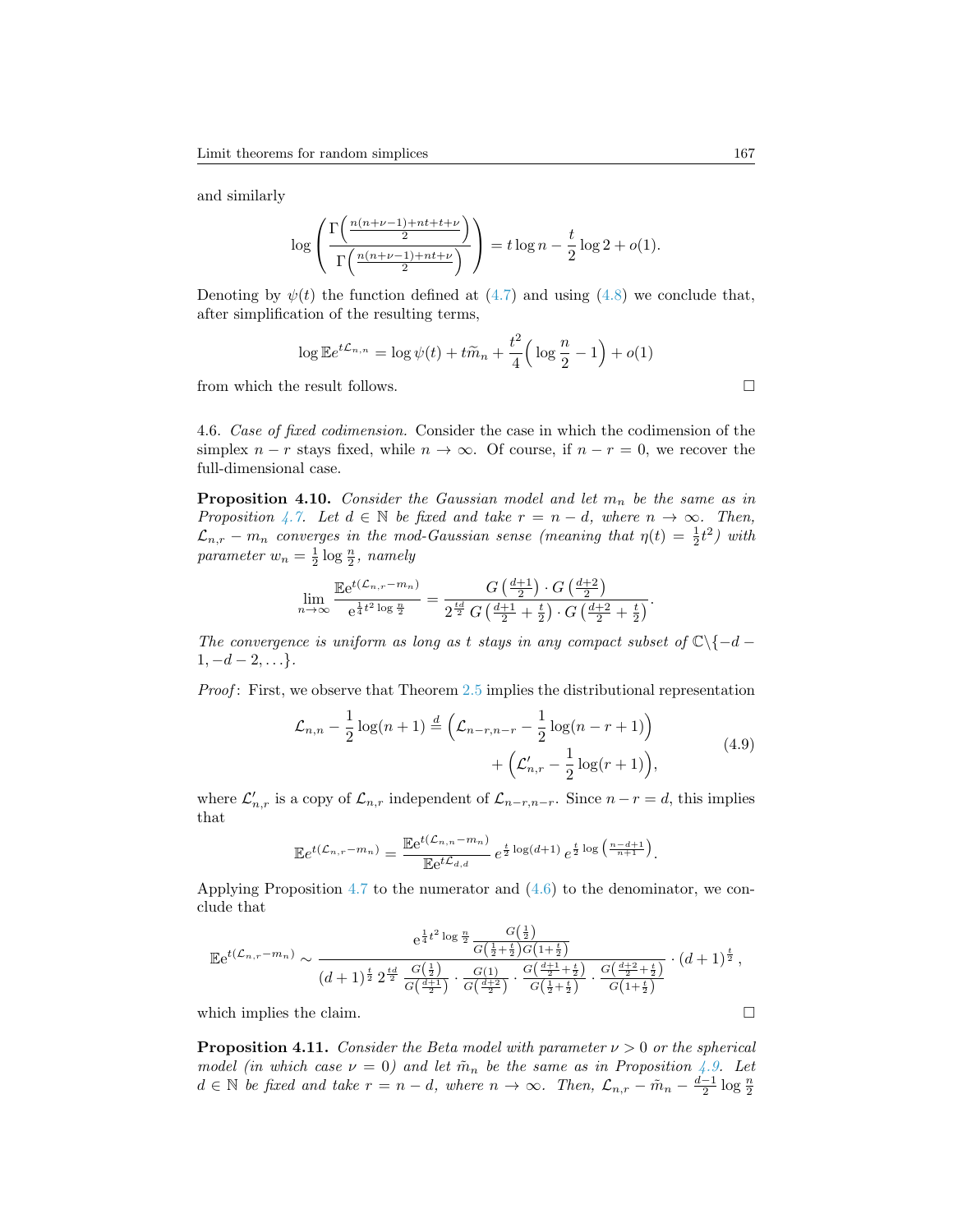and similarly

$$\log\left(\frac{\Gamma\left(\frac{n(n+\nu-1)+nt+t+\nu}{2}\right)}{\Gamma\left(\frac{n(n+\nu-1)+nt+\nu}{2}\right)}\right) = t\log n - \frac{t}{2}\log 2 + o(1).$$

Denoting by $\psi(t)$ the function defined at (4.7) and using (4.8) we conclude that, after simplification of the resulting terms,

$$\log \mathbb{E}e^{t\mathcal{L}_{n,n}} = \log\psi(t) + t\widetilde{m}_n + \frac{t^2}{4}\left(\log\frac{n}{2} - 1\right) + o(1)$$

from which the result follows. □

4.6. *Case of fixed codimension.* Consider the case in which the codimension of the simplex $n-r$ stays fixed, while $n\to\infty$. Of course, if $n-r=0$, we recover the full-dimensional case.

**Proposition 4.10.** *Consider the Gaussian model and let $m_n$ be the same as in Proposition 4.7. Let $d\in\mathbb{N}$ be fixed and take $r=n-d$, where $n\to\infty$. Then, $\mathcal{L}_{n,r}-m_n$ converges in the mod-Gaussian sense (meaning that $\eta(t)=\frac{1}{2}t^2$) with parameter $w_n=\frac{1}{2}\log\frac{n}{2}$, namely*

$$\lim_{n\to\infty}\frac{\mathbb{E}e^{t(\mathcal{L}_{n,r}-m_n)}}{e^{\frac{1}{4}t^2\log\frac{n}{2}}} = \frac{G\left(\frac{d+1}{2}\right)\cdot G\left(\frac{d+2}{2}\right)}{2^{\frac{td}{2}}\,G\left(\frac{d+1}{2}+\frac{t}{2}\right)\cdot G\left(\frac{d+2}{2}+\frac{t}{2}\right)}.$$

*The convergence is uniform as long as $t$ stays in any compact subset of $\mathbb{C}\backslash\{-d-1,-d-2,\ldots\}$.*

*Proof*: First, we observe that Theorem 2.5 implies the distributional representation

$$\mathcal{L}_{n,n} - \frac{1}{2}\log(n+1) \overset{d}{=} \left(\mathcal{L}_{n-r,n-r} - \frac{1}{2}\log(n-r+1)\right) + \left(\mathcal{L}'_{n,r} - \frac{1}{2}\log(r+1)\right), \tag{4.9}$$

where $\mathcal{L}'_{n,r}$ is a copy of $\mathcal{L}_{n,r}$ independent of $\mathcal{L}_{n-r,n-r}$. Since $n-r=d$, this implies that

$$\mathbb{E}e^{t(\mathcal{L}_{n,r}-m_n)} = \frac{\mathbb{E}e^{t(\mathcal{L}_{n,n}-m_n)}}{\mathbb{E}e^{t\mathcal{L}_{d,d}}}\, e^{\frac{t}{2}\log(d+1)}\, e^{\frac{t}{2}\log\left(\frac{n-d+1}{n+1}\right)}.$$

Applying Proposition 4.7 to the numerator and (4.6) to the denominator, we conclude that

$$\mathbb{E}e^{t(\mathcal{L}_{n,r}-m_n)} \sim \frac{e^{\frac{1}{4}t^2\log\frac{n}{2}}\,\frac{G\left(\frac{1}{2}\right)}{G\left(\frac{1}{2}+\frac{t}{2}\right)G\left(1+\frac{t}{2}\right)}}{(d+1)^{\frac{t}{2}}\,2^{\frac{td}{2}}\,\frac{G\left(\frac{1}{2}\right)}{G\left(\frac{d+1}{2}\right)}\cdot\frac{G(1)}{G\left(\frac{d+2}{2}\right)}\cdot\frac{G\left(\frac{d+1}{2}+\frac{t}{2}\right)}{G\left(\frac{1}{2}+\frac{t}{2}\right)}\cdot\frac{G\left(\frac{d+2}{2}+\frac{t}{2}\right)}{G\left(1+\frac{t}{2}\right)}}\cdot(d+1)^{\frac{t}{2}},$$

which implies the claim. □

**Proposition 4.11.** *Consider the Beta model with parameter $\nu>0$ or the spherical model (in which case $\nu=0$) and let $\tilde{m}_n$ be the same as in Proposition 4.9. Let $d\in\mathbb{N}$ be fixed and take $r=n-d$, where $n\to\infty$. Then, $\mathcal{L}_{n,r}-\tilde{m}_n-\frac{d-1}{2}\log\frac{n}{2}$*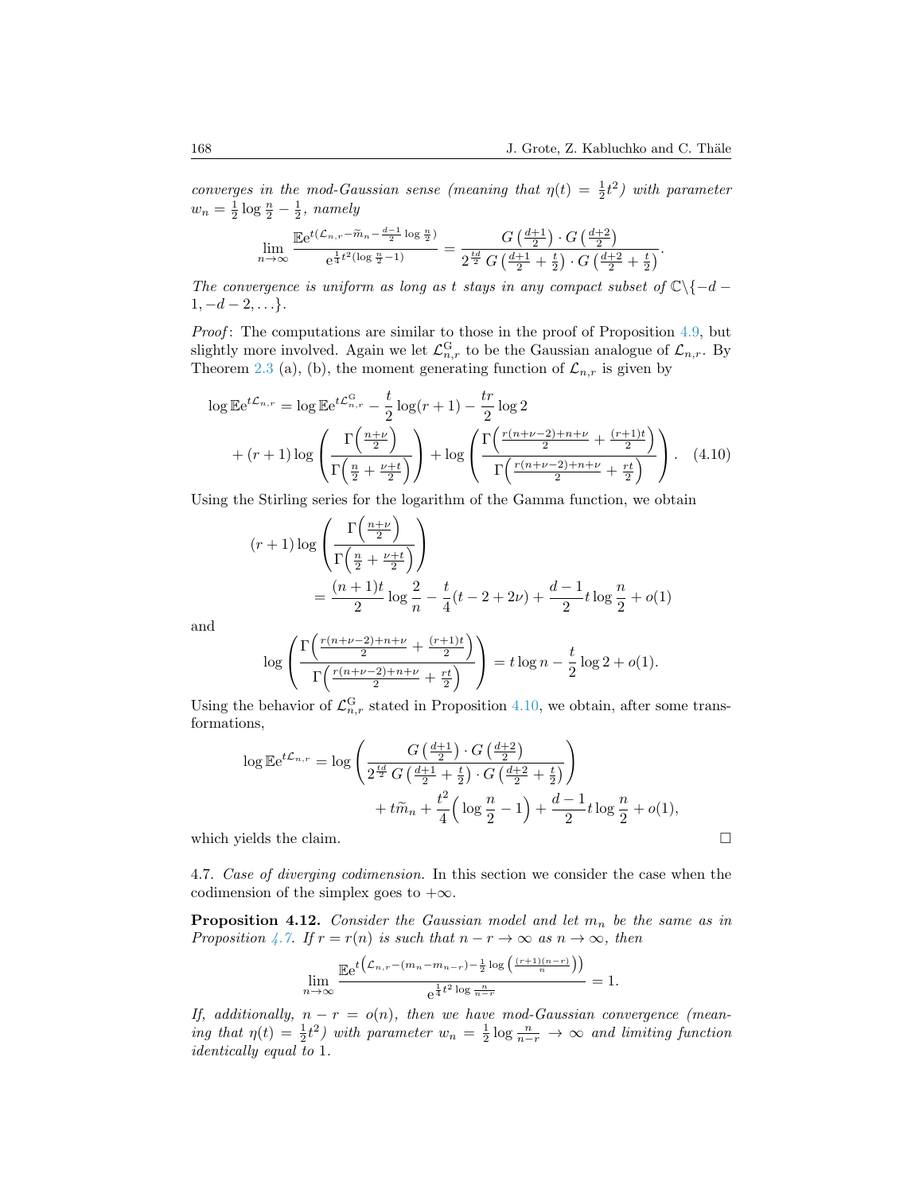*converges in the mod-Gaussian sense (meaning that $\eta(t) = \frac{1}{2}t^2$) with parameter $w_n = \frac{1}{2}\log\frac{n}{2} - \frac{1}{2}$, namely*

$$\lim_{n\to\infty} \frac{\mathbb{E}\mathrm{e}^{t(\mathcal{L}_{n,r} - \widetilde{m}_n - \frac{d-1}{2}\log\frac{n}{2})}}{\mathrm{e}^{\frac{1}{4}t^2(\log\frac{n}{2}-1)}} = \frac{G\left(\frac{d+1}{2}\right)\cdot G\left(\frac{d+2}{2}\right)}{2^{\frac{td}{2}}\, G\left(\frac{d+1}{2}+\frac{t}{2}\right)\cdot G\left(\frac{d+2}{2}+\frac{t}{2}\right)}.$$

*The convergence is uniform as long as $t$ stays in any compact subset of $\mathbb{C}\backslash\{-d-1, -d-2, \ldots\}$.*

*Proof*: The computations are similar to those in the proof of Proposition 4.9, but slightly more involved. Again we let $\mathcal{L}_{n,r}^{\mathrm{G}}$ to be the Gaussian analogue of $\mathcal{L}_{n,r}$. By Theorem 2.3 (a), (b), the moment generating function of $\mathcal{L}_{n,r}$ is given by

$$\begin{aligned}\log\mathbb{E}\mathrm{e}^{t\mathcal{L}_{n,r}} &= \log\mathbb{E}\mathrm{e}^{t\mathcal{L}_{n,r}^{\mathrm{G}}} - \frac{t}{2}\log(r+1) - \frac{tr}{2}\log 2 \\ &+ (r+1)\log\left(\frac{\Gamma\left(\frac{n+\nu}{2}\right)}{\Gamma\left(\frac{n}{2}+\frac{\nu+t}{2}\right)}\right) + \log\left(\frac{\Gamma\left(\frac{r(n+\nu-2)+n+\nu}{2}+\frac{(r+1)t}{2}\right)}{\Gamma\left(\frac{r(n+\nu-2)+n+\nu}{2}+\frac{rt}{2}\right)}\right). \quad (4.10)\end{aligned}$$

Using the Stirling series for the logarithm of the Gamma function, we obtain

$$\begin{aligned}(r+1)&\log\left(\frac{\Gamma\left(\frac{n+\nu}{2}\right)}{\Gamma\left(\frac{n}{2}+\frac{\nu+t}{2}\right)}\right) \\ &= \frac{(n+1)t}{2}\log\frac{2}{n} - \frac{t}{4}(t-2+2\nu) + \frac{d-1}{2}t\log\frac{n}{2} + o(1)\end{aligned}$$

and

$$\log\left(\frac{\Gamma\left(\frac{r(n+\nu-2)+n+\nu}{2}+\frac{(r+1)t}{2}\right)}{\Gamma\left(\frac{r(n+\nu-2)+n+\nu}{2}+\frac{rt}{2}\right)}\right) = t\log n - \frac{t}{2}\log 2 + o(1).$$

Using the behavior of $\mathcal{L}_{n,r}^{\mathrm{G}}$ stated in Proposition 4.10, we obtain, after some transformations,

$$\begin{aligned}\log\mathbb{E}\mathrm{e}^{t\mathcal{L}_{n,r}} = \log&\left(\frac{G\left(\frac{d+1}{2}\right)\cdot G\left(\frac{d+2}{2}\right)}{2^{\frac{td}{2}}\, G\left(\frac{d+1}{2}+\frac{t}{2}\right)\cdot G\left(\frac{d+2}{2}+\frac{t}{2}\right)}\right) \\ &+ t\widetilde{m}_n + \frac{t^2}{4}\left(\log\frac{n}{2} - 1\right) + \frac{d-1}{2}t\log\frac{n}{2} + o(1),\end{aligned}$$

which yields the claim. $\square$

4.7. *Case of diverging codimension.* In this section we consider the case when the codimension of the simplex goes to $+\infty$.

**Proposition 4.12.** *Consider the Gaussian model and let $m_n$ be the same as in Proposition 4.7. If $r = r(n)$ is such that $n - r \to \infty$ as $n \to \infty$, then*

$$\lim_{n\to\infty} \frac{\mathbb{E}\mathrm{e}^{t\left(\mathcal{L}_{n,r} - (m_n - m_{n-r}) - \frac{1}{2}\log\left(\frac{(r+1)(n-r)}{n}\right)\right)}}{\mathrm{e}^{\frac{1}{4}t^2\log\frac{n}{n-r}}} = 1.$$

*If, additionally, $n - r = o(n)$, then we have mod-Gaussian convergence (meaning that $\eta(t) = \frac{1}{2}t^2$) with parameter $w_n = \frac{1}{2}\log\frac{n}{n-r} \to \infty$ and limiting function identically equal to 1.*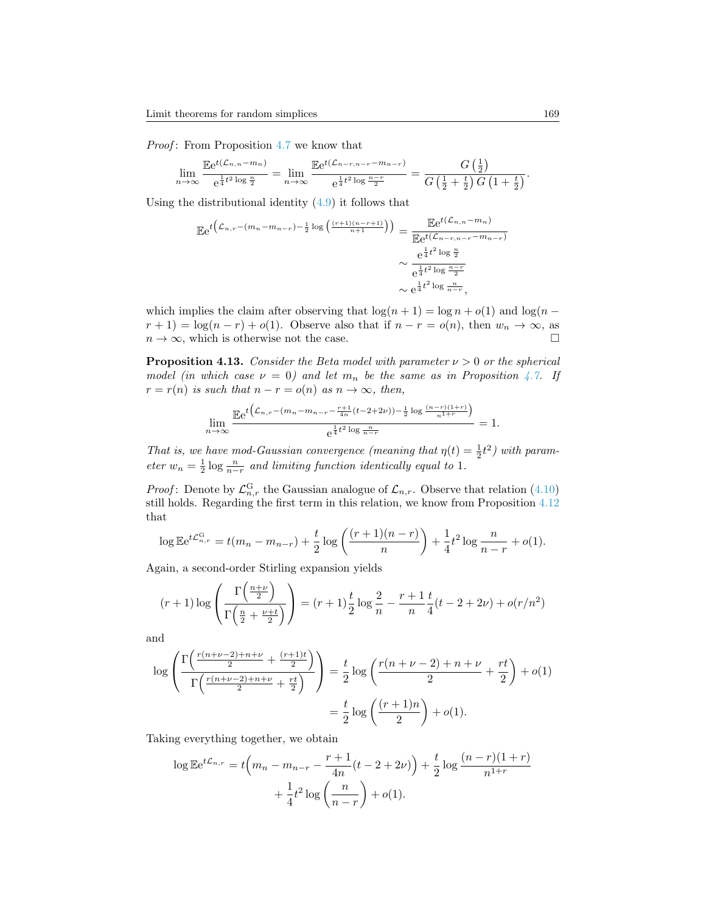*Proof*: From Proposition 4.7 we know that

$$\lim_{n\to\infty} \frac{\mathbb{E}\mathrm{e}^{t(\mathcal{L}_{n,n}-m_n)}}{\mathrm{e}^{\frac{1}{4}t^2\log\frac{n}{2}}} = \lim_{n\to\infty} \frac{\mathbb{E}\mathrm{e}^{t(\mathcal{L}_{n-r,n-r}-m_{n-r})}}{\mathrm{e}^{\frac{1}{4}t^2\log\frac{n-r}{2}}} = \frac{G\left(\frac{1}{2}\right)}{G\left(\frac{1}{2}+\frac{t}{2}\right)G\left(1+\frac{t}{2}\right)}.$$

Using the distributional identity (4.9) it follows that

$$\begin{aligned}\mathbb{E}\mathrm{e}^{t\left(\mathcal{L}_{n,r}-(m_n-m_{n-r})-\frac{1}{2}\log\left(\frac{(r+1)(n-r+1)}{n+1}\right)\right)} &= \frac{\mathbb{E}\mathrm{e}^{t(\mathcal{L}_{n,n}-m_n)}}{\mathbb{E}\mathrm{e}^{t(\mathcal{L}_{n-r,n-r}-m_{n-r})}}\\ &\sim \frac{\mathrm{e}^{\frac{1}{4}t^2\log\frac{n}{2}}}{\mathrm{e}^{\frac{1}{4}t^2\log\frac{n-r}{2}}}\\ &\sim \mathrm{e}^{\frac{1}{4}t^2\log\frac{n}{n-r}},\end{aligned}$$

which implies the claim after observing that $\log(n+1) = \log n + o(1)$ and $\log(n-r+1) = \log(n-r)+o(1)$. Observe also that if $n-r = o(n)$, then $w_n \to \infty$, as $n\to\infty$, which is otherwise not the case. $\square$

**Proposition 4.13.** *Consider the Beta model with parameter $\nu > 0$ or the spherical model (in which case $\nu = 0$) and let $m_n$ be the same as in Proposition 4.7. If $r = r(n)$ is such that $n - r = o(n)$ as $n \to \infty$, then,*

$$\lim_{n\to\infty} \frac{\mathbb{E}\mathrm{e}^{t\left(\mathcal{L}_{n,r}-(m_n-m_{n-r}-\frac{r+1}{4n}(t-2+2\nu))-\frac{1}{2}\log\frac{(n-r)(1+r)}{n^{1+r}}\right)}}{\mathrm{e}^{\frac{1}{4}t^2\log\frac{n}{n-r}}} = 1.$$

*That is, we have mod-Gaussian convergence (meaning that $\eta(t) = \frac{1}{2}t^2$) with parameter $w_n = \frac{1}{2}\log\frac{n}{n-r}$ and limiting function identically equal to 1.*

*Proof*: Denote by $\mathcal{L}^{\mathrm{G}}_{n,r}$ the Gaussian analogue of $\mathcal{L}_{n,r}$. Observe that relation (4.10) still holds. Regarding the first term in this relation, we know from Proposition 4.12 that

$$\log\mathbb{E}\mathrm{e}^{t\mathcal{L}^{\mathrm{G}}_{n,r}} = t(m_n - m_{n-r}) + \frac{t}{2}\log\left(\frac{(r+1)(n-r)}{n}\right) + \frac{1}{4}t^2\log\frac{n}{n-r} + o(1).$$

Again, a second-order Stirling expansion yields

$$(r+1)\log\left(\frac{\Gamma\left(\frac{n+\nu}{2}\right)}{\Gamma\left(\frac{n}{2}+\frac{\nu+t}{2}\right)}\right) = (r+1)\frac{t}{2}\log\frac{2}{n} - \frac{r+1}{n}\frac{t}{4}(t-2+2\nu) + o(r/n^2)$$

and

$$\begin{aligned}\log\left(\frac{\Gamma\left(\frac{r(n+\nu-2)+n+\nu}{2}+\frac{(r+1)t}{2}\right)}{\Gamma\left(\frac{r(n+\nu-2)+n+\nu}{2}+\frac{rt}{2}\right)}\right) &= \frac{t}{2}\log\left(\frac{r(n+\nu-2)+n+\nu}{2}+\frac{rt}{2}\right)+o(1)\\ &= \frac{t}{2}\log\left(\frac{(r+1)n}{2}\right)+o(1).\end{aligned}$$

Taking everything together, we obtain

$$\begin{aligned}\log\mathbb{E}\mathrm{e}^{t\mathcal{L}_{n,r}} &= t\Big(m_n - m_{n-r} - \frac{r+1}{4n}(t-2+2\nu)\Big) + \frac{t}{2}\log\frac{(n-r)(1+r)}{n^{1+r}}\\ &\quad + \frac{1}{4}t^2\log\left(\frac{n}{n-r}\right)+o(1).\end{aligned}$$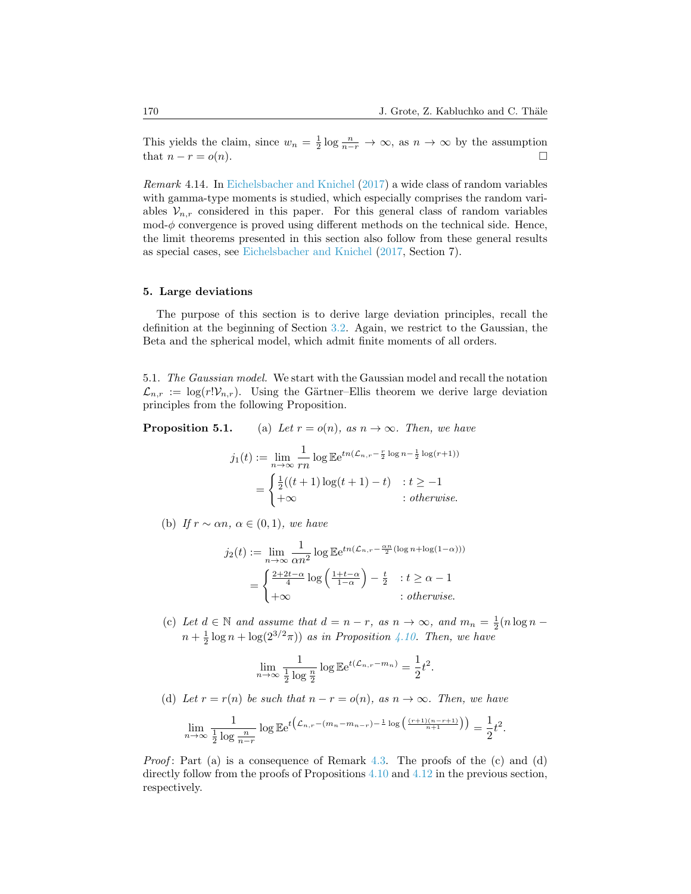This yields the claim, since $w_n = \frac{1}{2}\log\frac{n}{n-r} \to \infty$, as $n \to \infty$ by the assumption that $n - r = o(n)$. □

*Remark* 4.14. In Eichelsbacher and Knichel (2017) a wide class of random variables with gamma-type moments is studied, which especially comprises the random variables $\mathcal{V}_{n,r}$ considered in this paper. For this general class of random variables mod-$\phi$ convergence is proved using different methods on the technical side. Hence, the limit theorems presented in this section also follow from these general results as special cases, see Eichelsbacher and Knichel (2017, Section 7).

## 5. Large deviations

The purpose of this section is to derive large deviation principles, recall the definition at the beginning of Section 3.2. Again, we restrict to the Gaussian, the Beta and the spherical model, which admit finite moments of all orders.

5.1. *The Gaussian model.* We start with the Gaussian model and recall the notation $\mathcal{L}_{n,r} := \log(r!\mathcal{V}_{n,r})$. Using the Gärtner–Ellis theorem we derive large deviation principles from the following Proposition.

**Proposition 5.1.** (a) *Let $r = o(n)$, as $n \to \infty$. Then, we have*

$$
\begin{aligned}
j_1(t) &:= \lim_{n\to\infty} \frac{1}{rn} \log \mathbb{E} e^{tn(\mathcal{L}_{n,r} - \frac{r}{2}\log n - \frac{1}{2}\log(r+1))} \\
&= \begin{cases} \frac{1}{2}((t+1)\log(t+1) - t) & : t \geq -1 \\ +\infty & : \textit{otherwise.} \end{cases}
\end{aligned}
$$

(b) *If $r \sim \alpha n$, $\alpha \in (0,1)$, we have*

$$
\begin{aligned}
j_2(t) &:= \lim_{n\to\infty} \frac{1}{\alpha n^2} \log \mathbb{E} e^{tn(\mathcal{L}_{n,r} - \frac{\alpha n}{2}(\log n + \log(1-\alpha)))} \\
&= \begin{cases} \frac{2+2t-\alpha}{4}\log\left(\frac{1+t-\alpha}{1-\alpha}\right) - \frac{t}{2} & : t \geq \alpha - 1 \\ +\infty & : \textit{otherwise.} \end{cases}
\end{aligned}
$$

(c) *Let $d \in \mathbb{N}$ and assume that $d = n - r$, as $n \to \infty$, and $m_n = \frac{1}{2}(n\log n - n + \frac{1}{2}\log n + \log(2^{3/2}\pi))$ as in Proposition 4.10. Then, we have*

$$
\lim_{n\to\infty} \frac{1}{\frac{1}{2}\log\frac{n}{2}} \log \mathbb{E} e^{t(\mathcal{L}_{n,r} - m_n)} = \frac{1}{2}t^2.
$$

(d) *Let $r = r(n)$ be such that $n - r = o(n)$, as $n \to \infty$. Then, we have*

$$
\lim_{n\to\infty} \frac{1}{\frac{1}{2}\log\frac{n}{n-r}} \log \mathbb{E} e^{t\left(\mathcal{L}_{n,r} - (m_n - m_{n-r}) - \frac{1}{4}\log\left(\frac{(r+1)(n-r+1)}{n+1}\right)\right)} = \frac{1}{2}t^2.
$$

*Proof*: Part (a) is a consequence of Remark 4.3. The proofs of the (c) and (d) directly follow from the proofs of Propositions 4.10 and 4.12 in the previous section, respectively.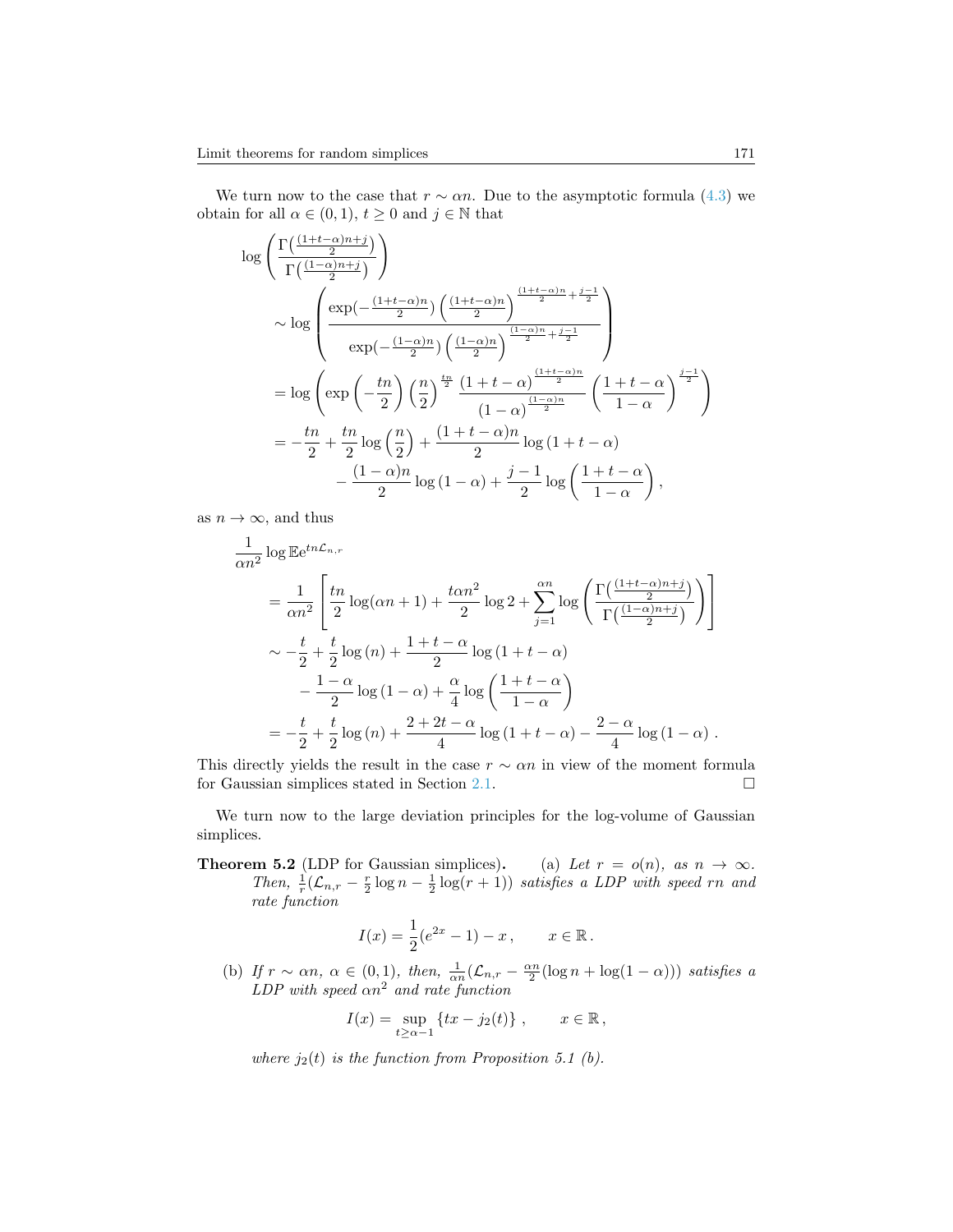We turn now to the case that $r \sim \alpha n$. Due to the asymptotic formula (4.3) we obtain for all $\alpha \in (0,1)$, $t \geq 0$ and $j \in \mathbb{N}$ that

$$
\begin{aligned}
&\log\left(\frac{\Gamma\left(\frac{(1+t-\alpha)n+j}{2}\right)}{\Gamma\left(\frac{(1-\alpha)n+j}{2}\right)}\right) \\
&\quad\sim \log\left(\frac{\exp(-\frac{(1+t-\alpha)n}{2})\left(\frac{(1+t-\alpha)n}{2}\right)^{\frac{(1+t-\alpha)n}{2}+\frac{j-1}{2}}}{\exp(-\frac{(1-\alpha)n}{2})\left(\frac{(1-\alpha)n}{2}\right)^{\frac{(1-\alpha)n}{2}+\frac{j-1}{2}}}\right) \\
&\quad= \log\left(\exp\left(-\frac{tn}{2}\right)\left(\frac{n}{2}\right)^{\frac{tn}{2}}\frac{(1+t-\alpha)^{\frac{(1+t-\alpha)n}{2}}}{(1-\alpha)^{\frac{(1-\alpha)n}{2}}}\left(\frac{1+t-\alpha}{1-\alpha}\right)^{\frac{j-1}{2}}\right) \\
&\quad= -\frac{tn}{2} + \frac{tn}{2}\log\left(\frac{n}{2}\right) + \frac{(1+t-\alpha)n}{2}\log(1+t-\alpha) \\
&\qquad\qquad - \frac{(1-\alpha)n}{2}\log(1-\alpha) + \frac{j-1}{2}\log\left(\frac{1+t-\alpha}{1-\alpha}\right),
\end{aligned}
$$

as $n \to \infty$, and thus

$$
\begin{aligned}
&\frac{1}{\alpha n^2}\log \mathbb{E} e^{tn\mathcal{L}_{n,r}} \\
&\quad= \frac{1}{\alpha n^2}\left[\frac{tn}{2}\log(\alpha n+1) + \frac{t\alpha n^2}{2}\log 2 + \sum_{j=1}^{\alpha n}\log\left(\frac{\Gamma\left(\frac{(1+t-\alpha)n+j}{2}\right)}{\Gamma\left(\frac{(1-\alpha)n+j}{2}\right)}\right)\right] \\
&\quad\sim -\frac{t}{2} + \frac{t}{2}\log(n) + \frac{1+t-\alpha}{2}\log(1+t-\alpha) \\
&\qquad - \frac{1-\alpha}{2}\log(1-\alpha) + \frac{\alpha}{4}\log\left(\frac{1+t-\alpha}{1-\alpha}\right) \\
&\quad= -\frac{t}{2} + \frac{t}{2}\log(n) + \frac{2+2t-\alpha}{4}\log(1+t-\alpha) - \frac{2-\alpha}{4}\log(1-\alpha)\,.
\end{aligned}
$$

This directly yields the result in the case $r \sim \alpha n$ in view of the moment formula for Gaussian simplices stated in Section 2.1. $\square$

We turn now to the large deviation principles for the log-volume of Gaussian simplices.

**Theorem 5.2** (LDP for Gaussian simplices)**.** (a) *Let $r = o(n)$, as $n \to \infty$. Then, $\frac{1}{r}(\mathcal{L}_{n,r} - \frac{r}{2}\log n - \frac{1}{2}\log(r+1))$ satisfies a LDP with speed $rn$ and rate function*

$$I(x) = \frac{1}{2}(e^{2x}-1) - x\,, \qquad x \in \mathbb{R}\,.$$

(b) *If $r \sim \alpha n$, $\alpha \in (0,1)$, then, $\frac{1}{\alpha n}(\mathcal{L}_{n,r} - \frac{\alpha n}{2}(\log n + \log(1-\alpha)))$ satisfies a LDP with speed $\alpha n^2$ and rate function*

$$I(x) = \sup_{t \geq \alpha - 1}\{tx - j_2(t)\}\,, \qquad x \in \mathbb{R}\,,$$

*where $j_2(t)$ is the function from Proposition 5.1 (b).*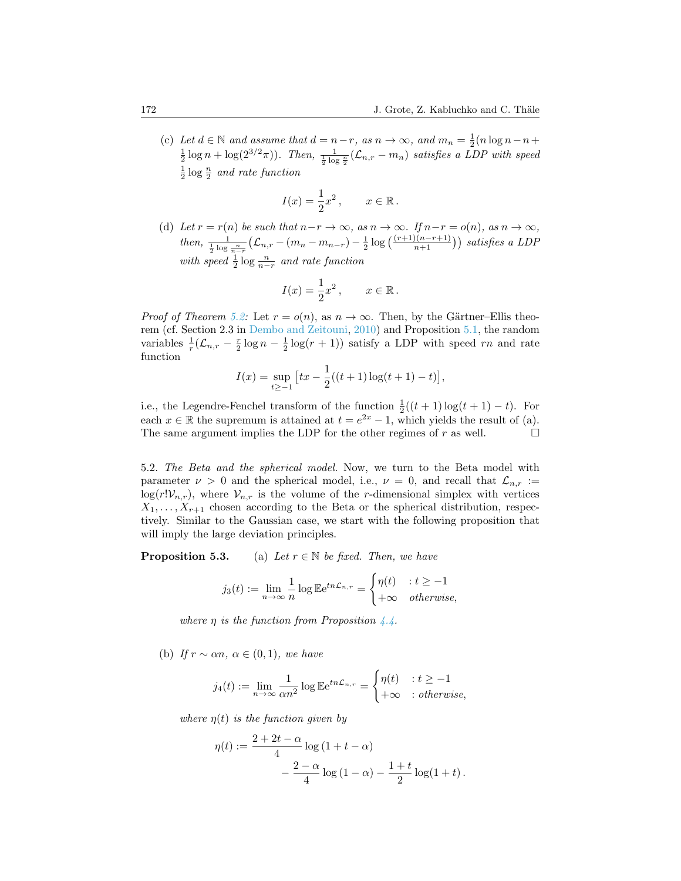(c) *Let $d \in \mathbb{N}$ and assume that $d = n - r$, as $n \to \infty$, and $m_n = \frac{1}{2}(n \log n - n + \frac{1}{2}\log n + \log(2^{3/2}\pi))$. Then, $\frac{1}{\frac{1}{2}\log\frac{n}{2}}(\mathcal{L}_{n,r} - m_n)$ satisfies a LDP with speed $\frac{1}{2}\log\frac{n}{2}$ and rate function*

$$I(x) = \frac{1}{2}x^2\,, \qquad x \in \mathbb{R}\,.$$

(d) *Let $r = r(n)$ be such that $n - r \to \infty$, as $n \to \infty$. If $n - r = o(n)$, as $n \to \infty$, then, $\frac{1}{\frac{1}{2}\log\frac{n}{n-r}}\big(\mathcal{L}_{n,r} - (m_n - m_{n-r}) - \frac{1}{2}\log\big(\frac{(r+1)(n-r+1)}{n+1}\big)\big)$ satisfies a LDP with speed $\frac{1}{2}\log\frac{n}{n-r}$ and rate function*

$$I(x) = \frac{1}{2}x^2\,, \qquad x \in \mathbb{R}\,.$$

*Proof of Theorem 5.2:* Let $r = o(n)$, as $n \to \infty$. Then, by the Gärtner–Ellis theorem (cf. Section 2.3 in Dembo and Zeitouni, 2010) and Proposition 5.1, the random variables $\frac{1}{r}(\mathcal{L}_{n,r} - \frac{r}{2}\log n - \frac{1}{2}\log(r+1))$ satisfy a LDP with speed $rn$ and rate function

$$I(x) = \sup_{t \geq -1}\Big[tx - \frac{1}{2}((t+1)\log(t+1) - t)\Big],$$

i.e., the Legendre-Fenchel transform of the function $\frac{1}{2}((t+1)\log(t+1) - t)$. For each $x \in \mathbb{R}$ the supremum is attained at $t = e^{2x} - 1$, which yields the result of (a). The same argument implies the LDP for the other regimes of $r$ as well. $\square$

5.2. *The Beta and the spherical model.* Now, we turn to the Beta model with parameter $\nu > 0$ and the spherical model, i.e., $\nu = 0$, and recall that $\mathcal{L}_{n,r} := \log(r!\mathcal{V}_{n,r})$, where $\mathcal{V}_{n,r}$ is the volume of the $r$-dimensional simplex with vertices $X_1, \ldots, X_{r+1}$ chosen according to the Beta or the spherical distribution, respectively. Similar to the Gaussian case, we start with the following proposition that will imply the large deviation principles.

**Proposition 5.3.** (a) *Let $r \in \mathbb{N}$ be fixed. Then, we have*

$$j_3(t) := \lim_{n\to\infty}\frac{1}{n}\log\mathbb{E}e^{tn\mathcal{L}_{n,r}} = \begin{cases}\eta(t) & : t \geq -1\\ +\infty & otherwise,\end{cases}$$

*where $\eta$ is the function from Proposition 4.4.*

(b) *If $r \sim \alpha n$, $\alpha \in (0,1)$, we have*

$$j_4(t) := \lim_{n\to\infty}\frac{1}{\alpha n^2}\log\mathbb{E}e^{tn\mathcal{L}_{n,r}} = \begin{cases}\eta(t) & : t \geq -1\\ +\infty & : otherwise,\end{cases}$$

*where $\eta(t)$ is the function given by*

$$\eta(t) := \frac{2 + 2t - \alpha}{4}\log(1 + t - \alpha) - \frac{2-\alpha}{4}\log(1-\alpha) - \frac{1+t}{2}\log(1+t)\,.$$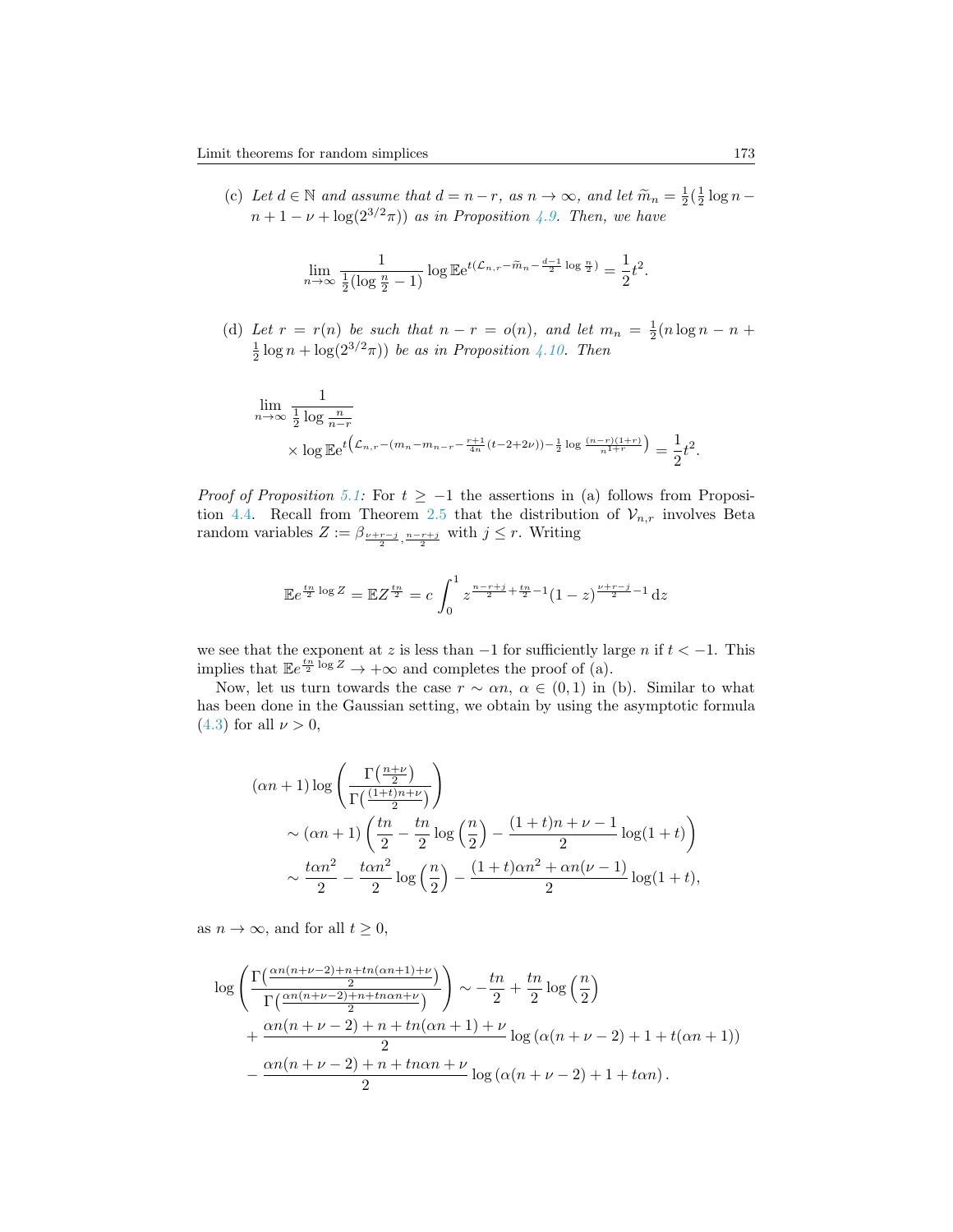(c) *Let $d \in \mathbb{N}$ and assume that $d = n - r$, as $n \to \infty$, and let $\widetilde{m}_n = \frac{1}{2}(\frac{1}{2}\log n - n + 1 - \nu + \log(2^{3/2}\pi))$ as in Proposition 4.9. Then, we have*

$$\lim_{n\to\infty} \frac{1}{\frac{1}{2}(\log \frac{n}{2} - 1)} \log \mathbb{E} e^{t(\mathcal{L}_{n,r} - \widetilde{m}_n - \frac{d-1}{2}\log\frac{n}{2})} = \frac{1}{2}t^2.$$

(d) *Let $r = r(n)$ be such that $n - r = o(n)$, and let $m_n = \frac{1}{2}(n\log n - n + \frac{1}{2}\log n + \log(2^{3/2}\pi))$ be as in Proposition 4.10. Then*

$$\lim_{n\to\infty} \frac{1}{\frac{1}{2}\log\frac{n}{n-r}} \times \log \mathbb{E} e^{t\left(\mathcal{L}_{n,r} - (m_n - m_{n-r} - \frac{r+1}{4n}(t-2+2\nu)) - \frac{1}{2}\log\frac{(n-r)(1+r)}{n^{1+r}}\right)} = \frac{1}{2}t^2.$$

*Proof of Proposition 5.1:* For $t \geq -1$ the assertions in (a) follows from Proposition 4.4. Recall from Theorem 2.5 that the distribution of $\mathcal{V}_{n,r}$ involves Beta random variables $Z := \beta_{\frac{\nu+r-j}{2},\frac{n-r+j}{2}}$ with $j \leq r$. Writing

$$\mathbb{E} e^{\frac{tn}{2}\log Z} = \mathbb{E} Z^{\frac{tn}{2}} = c\int_0^1 z^{\frac{n-r+j}{2}+\frac{tn}{2}-1}(1-z)^{\frac{\nu+r-j}{2}-1}\,\mathrm{d}z$$

we see that the exponent at $z$ is less than $-1$ for sufficiently large $n$ if $t < -1$. This implies that $\mathbb{E} e^{\frac{tn}{2}\log Z} \to +\infty$ and completes the proof of (a).

Now, let us turn towards the case $r \sim \alpha n$, $\alpha \in (0,1)$ in (b). Similar to what has been done in the Gaussian setting, we obtain by using the asymptotic formula (4.3) for all $\nu > 0$,

$$\begin{aligned}
&(\alpha n + 1)\log\left(\frac{\Gamma\left(\frac{n+\nu}{2}\right)}{\Gamma\left(\frac{(1+t)n+\nu}{2}\right)}\right) \\
&\quad\sim (\alpha n + 1)\left(\frac{tn}{2} - \frac{tn}{2}\log\left(\frac{n}{2}\right) - \frac{(1+t)n + \nu - 1}{2}\log(1+t)\right) \\
&\quad\sim \frac{t\alpha n^2}{2} - \frac{t\alpha n^2}{2}\log\left(\frac{n}{2}\right) - \frac{(1+t)\alpha n^2 + \alpha n(\nu-1)}{2}\log(1+t),
\end{aligned}$$

as $n \to \infty$, and for all $t \geq 0$,

$$\begin{aligned}
\log\left(\frac{\Gamma\left(\frac{\alpha n(n+\nu-2)+n+tn(\alpha n+1)+\nu}{2}\right)}{\Gamma\left(\frac{\alpha n(n+\nu-2)+n+tn\alpha n+\nu}{2}\right)}\right) &\sim -\frac{tn}{2} + \frac{tn}{2}\log\left(\frac{n}{2}\right) \\
&+ \frac{\alpha n(n+\nu-2)+n+tn(\alpha n+1)+\nu}{2}\log\left(\alpha(n+\nu-2)+1+t(\alpha n+1)\right) \\
&- \frac{\alpha n(n+\nu-2)+n+tn\alpha n+\nu}{2}\log\left(\alpha(n+\nu-2)+1+t\alpha n\right).
\end{aligned}$$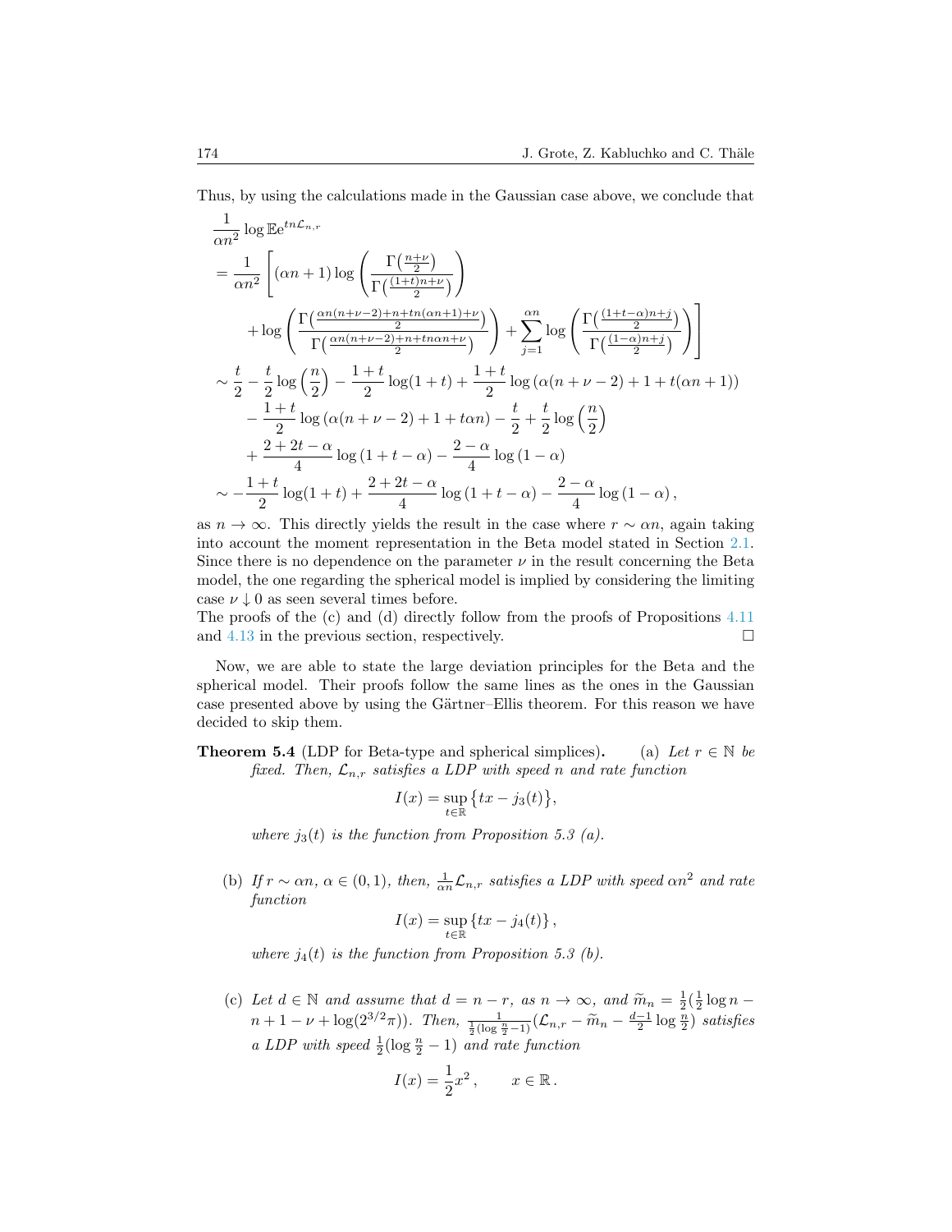Thus, by using the calculations made in the Gaussian case above, we conclude that

$$
\begin{aligned}
&\frac{1}{\alpha n^2}\log \mathbb{E}e^{tn\mathcal{L}_{n,r}}\\
&=\frac{1}{\alpha n^2}\Bigg[(\alpha n+1)\log\left(\frac{\Gamma\left(\frac{n+\nu}{2}\right)}{\Gamma\left(\frac{(1+t)n+\nu}{2}\right)}\right)\\
&\qquad+\log\left(\frac{\Gamma\left(\frac{\alpha n(n+\nu-2)+n+tn(\alpha n+1)+\nu}{2}\right)}{\Gamma\left(\frac{\alpha n(n+\nu-2)+n+tn\alpha n+\nu}{2}\right)}\right)+\sum_{j=1}^{\alpha n}\log\left(\frac{\Gamma\left(\frac{(1+t-\alpha)n+j}{2}\right)}{\Gamma\left(\frac{(1-\alpha)n+j}{2}\right)}\right)\Bigg]\\
&\sim\frac{t}{2}-\frac{t}{2}\log\left(\frac{n}{2}\right)-\frac{1+t}{2}\log(1+t)+\frac{1+t}{2}\log\left(\alpha(n+\nu-2)+1+t(\alpha n+1)\right)\\
&\qquad-\frac{1+t}{2}\log\left(\alpha(n+\nu-2)+1+t\alpha n\right)-\frac{t}{2}+\frac{t}{2}\log\left(\frac{n}{2}\right)\\
&\qquad+\frac{2+2t-\alpha}{4}\log\left(1+t-\alpha\right)-\frac{2-\alpha}{4}\log\left(1-\alpha\right)\\
&\sim-\frac{1+t}{2}\log(1+t)+\frac{2+2t-\alpha}{4}\log\left(1+t-\alpha\right)-\frac{2-\alpha}{4}\log\left(1-\alpha\right),
\end{aligned}
$$

as $n\to\infty$. This directly yields the result in the case where $r\sim\alpha n$, again taking into account the moment representation in the Beta model stated in Section 2.1. Since there is no dependence on the parameter $\nu$ in the result concerning the Beta model, the one regarding the spherical model is implied by considering the limiting case $\nu\downarrow 0$ as seen several times before.
The proofs of the (c) and (d) directly follow from the proofs of Propositions 4.11 and 4.13 in the previous section, respectively. □

Now, we are able to state the large deviation principles for the Beta and the spherical model. Their proofs follow the same lines as the ones in the Gaussian case presented above by using the Gärtner–Ellis theorem. For this reason we have decided to skip them.

**Theorem 5.4** (LDP for Beta-type and spherical simplices)**.** (a) *Let $r\in\mathbb{N}$ be fixed. Then, $\mathcal{L}_{n,r}$ satisfies a LDP with speed $n$ and rate function*

$$I(x)=\sup_{t\in\mathbb{R}}\{tx-j_3(t)\},$$

*where $j_3(t)$ is the function from Proposition 5.3 (a).*

(b) *If $r\sim\alpha n$, $\alpha\in(0,1)$, then, $\frac{1}{\alpha n}\mathcal{L}_{n,r}$ satisfies a LDP with speed $\alpha n^2$ and rate function*

$$I(x)=\sup_{t\in\mathbb{R}}\{tx-j_4(t)\},$$

*where $j_4(t)$ is the function from Proposition 5.3 (b).*

(c) *Let $d\in\mathbb{N}$ and assume that $d=n-r$, as $n\to\infty$, and $\widetilde{m}_n=\frac{1}{2}(\frac{1}{2}\log n-n+1-\nu+\log(2^{3/2}\pi))$. Then, $\frac{1}{\frac{1}{2}(\log\frac{n}{2}-1)}(\mathcal{L}_{n,r}-\widetilde{m}_n-\frac{d-1}{2}\log\frac{n}{2})$ satisfies a LDP with speed $\frac{1}{2}(\log\frac{n}{2}-1)$ and rate function*

$$I(x)=\frac{1}{2}x^2,\qquad x\in\mathbb{R}.$$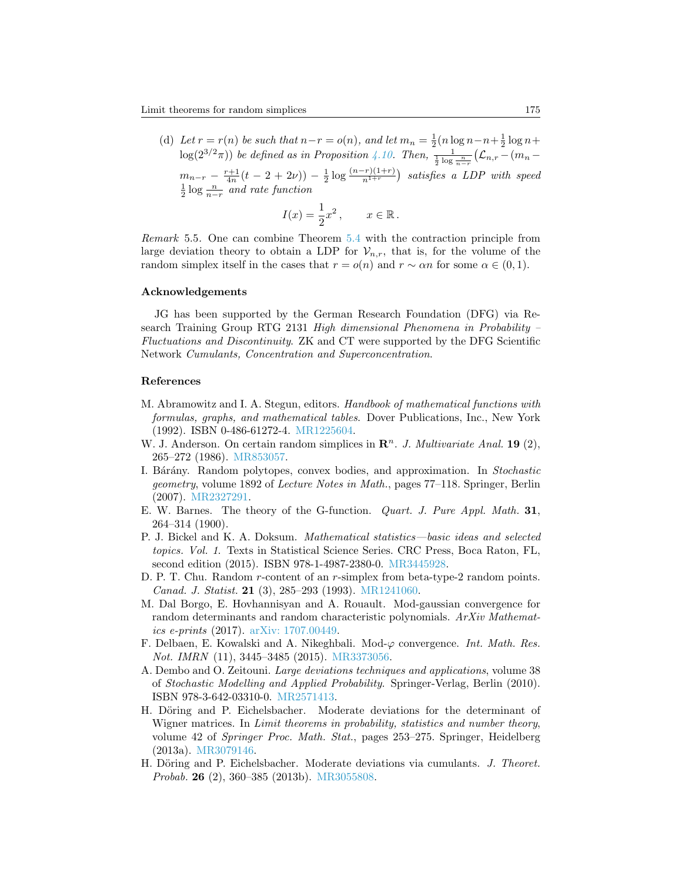(d) *Let $r = r(n)$ be such that $n-r = o(n)$, and let $m_n = \frac{1}{2}(n\log n - n + \frac{1}{2}\log n + \log(2^{3/2}\pi))$ be defined as in Proposition 4.10. Then, $\frac{1}{\frac{1}{2}\log\frac{n}{n-r}}\big(\mathcal{L}_{n,r} - (m_n - m_{n-r} - \frac{r+1}{4n}(t-2+2\nu)) - \frac{1}{2}\log\frac{(n-r)(1+r)}{n^{1+r}}\big)$ satisfies a LDP with speed $\frac{1}{2}\log\frac{n}{n-r}$ and rate function*

$$I(x) = \frac{1}{2}x^2\,, \qquad x \in \mathbb{R}\,.$$

*Remark* 5.5. One can combine Theorem 5.4 with the contraction principle from large deviation theory to obtain a LDP for $\mathcal{V}_{n,r}$, that is, for the volume of the random simplex itself in the cases that $r = o(n)$ and $r \sim \alpha n$ for some $\alpha \in (0,1)$.

## Acknowledgements

JG has been supported by the German Research Foundation (DFG) via Research Training Group RTG 2131 *High dimensional Phenomena in Probability – Fluctuations and Discontinuity*. ZK and CT were supported by the DFG Scientific Network *Cumulants, Concentration and Superconcentration*.

## References

M. Abramowitz and I. A. Stegun, editors. *Handbook of mathematical functions with formulas, graphs, and mathematical tables*. Dover Publications, Inc., New York (1992). ISBN 0-486-61272-4. MR1225604.

W. J. Anderson. On certain random simplices in $\mathbf{R}^n$. *J. Multivariate Anal.* **19** (2), 265–272 (1986). MR853057.

I. Bárány. Random polytopes, convex bodies, and approximation. In *Stochastic geometry*, volume 1892 of *Lecture Notes in Math.*, pages 77–118. Springer, Berlin (2007). MR2327291.

E. W. Barnes. The theory of the G-function. *Quart. J. Pure Appl. Math.* **31**, 264–314 (1900).

P. J. Bickel and K. A. Doksum. *Mathematical statistics—basic ideas and selected topics. Vol. 1.* Texts in Statistical Science Series. CRC Press, Boca Raton, FL, second edition (2015). ISBN 978-1-4987-2380-0. MR3445928.

D. P. T. Chu. Random $r$-content of an $r$-simplex from beta-type-2 random points. *Canad. J. Statist.* **21** (3), 285–293 (1993). MR1241060.

M. Dal Borgo, E. Hovhannisyan and A. Rouault. Mod-gaussian convergence for random determinants and random characteristic polynomials. *ArXiv Mathematics e-prints* (2017). arXiv: 1707.00449.

F. Delbaen, E. Kowalski and A. Nikeghbali. Mod-$\varphi$ convergence. *Int. Math. Res. Not. IMRN* (11), 3445–3485 (2015). MR3373056.

A. Dembo and O. Zeitouni. *Large deviations techniques and applications*, volume 38 of *Stochastic Modelling and Applied Probability*. Springer-Verlag, Berlin (2010). ISBN 978-3-642-03310-0. MR2571413.

H. Döring and P. Eichelsbacher. Moderate deviations for the determinant of Wigner matrices. In *Limit theorems in probability, statistics and number theory*, volume 42 of *Springer Proc. Math. Stat.*, pages 253–275. Springer, Heidelberg (2013a). MR3079146.

H. Döring and P. Eichelsbacher. Moderate deviations via cumulants. *J. Theoret. Probab.* **26** (2), 360–385 (2013b). MR3055808.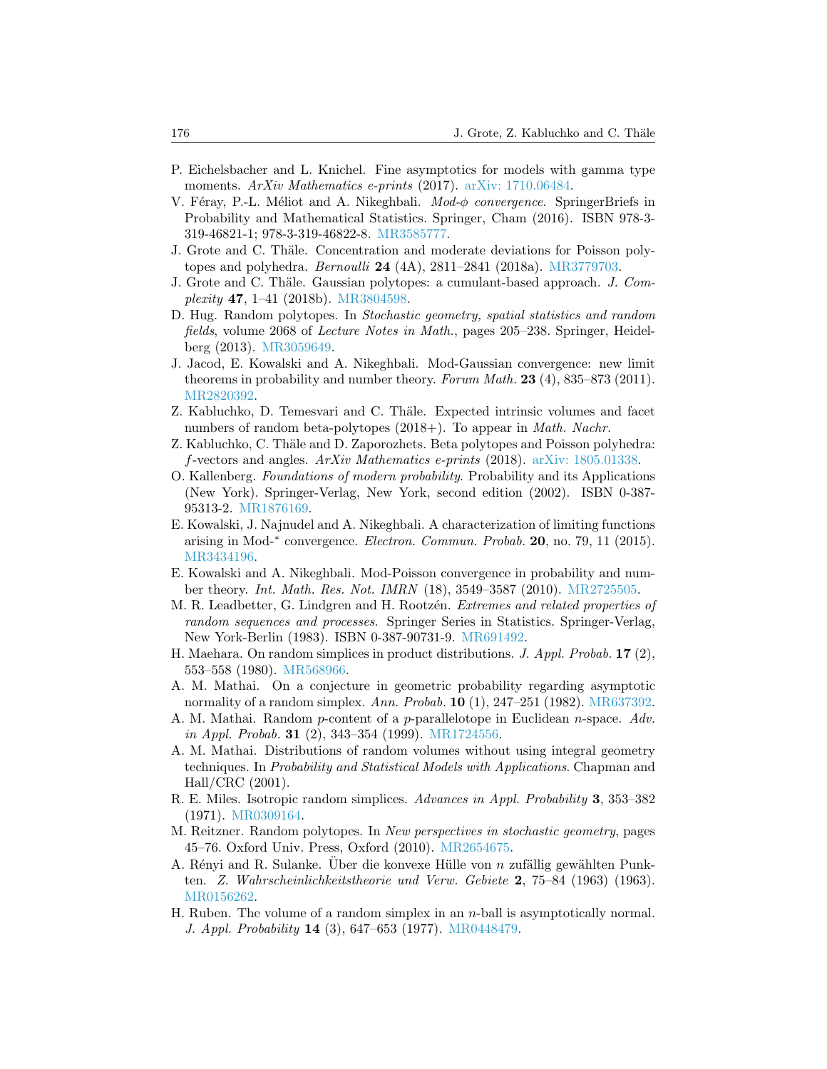P. Eichelsbacher and L. Knichel. Fine asymptotics for models with gamma type moments. *ArXiv Mathematics e-prints* (2017). arXiv: 1710.06484.

V. Féray, P.-L. Méliot and A. Nikeghbali. *Mod-$\phi$ convergence*. SpringerBriefs in Probability and Mathematical Statistics. Springer, Cham (2016). ISBN 978-3-319-46821-1; 978-3-319-46822-8. MR3585777.

J. Grote and C. Thäle. Concentration and moderate deviations for Poisson polytopes and polyhedra. *Bernoulli* **24** (4A), 2811–2841 (2018a). MR3779703.

J. Grote and C. Thäle. Gaussian polytopes: a cumulant-based approach. *J. Complexity* **47**, 1–41 (2018b). MR3804598.

D. Hug. Random polytopes. In *Stochastic geometry, spatial statistics and random fields*, volume 2068 of *Lecture Notes in Math.*, pages 205–238. Springer, Heidelberg (2013). MR3059649.

J. Jacod, E. Kowalski and A. Nikeghbali. Mod-Gaussian convergence: new limit theorems in probability and number theory. *Forum Math.* **23** (4), 835–873 (2011). MR2820392.

Z. Kabluchko, D. Temesvari and C. Thäle. Expected intrinsic volumes and facet numbers of random beta-polytopes (2018+). To appear in *Math. Nachr.*

Z. Kabluchko, C. Thäle and D. Zaporozhets. Beta polytopes and Poisson polyhedra: $f$-vectors and angles. *ArXiv Mathematics e-prints* (2018). arXiv: 1805.01338.

O. Kallenberg. *Foundations of modern probability*. Probability and its Applications (New York). Springer-Verlag, New York, second edition (2002). ISBN 0-387-95313-2. MR1876169.

E. Kowalski, J. Najnudel and A. Nikeghbali. A characterization of limiting functions arising in Mod-$^*$ convergence. *Electron. Commun. Probab.* **20**, no. 79, 11 (2015). MR3434196.

E. Kowalski and A. Nikeghbali. Mod-Poisson convergence in probability and number theory. *Int. Math. Res. Not. IMRN* (18), 3549–3587 (2010). MR2725505.

M. R. Leadbetter, G. Lindgren and H. Rootzén. *Extremes and related properties of random sequences and processes*. Springer Series in Statistics. Springer-Verlag, New York-Berlin (1983). ISBN 0-387-90731-9. MR691492.

H. Maehara. On random simplices in product distributions. *J. Appl. Probab.* **17** (2), 553–558 (1980). MR568966.

A. M. Mathai. On a conjecture in geometric probability regarding asymptotic normality of a random simplex. *Ann. Probab.* **10** (1), 247–251 (1982). MR637392.

A. M. Mathai. Random $p$-content of a $p$-parallelotope in Euclidean $n$-space. *Adv. in Appl. Probab.* **31** (2), 343–354 (1999). MR1724556.

A. M. Mathai. Distributions of random volumes without using integral geometry techniques. In *Probability and Statistical Models with Applications*. Chapman and Hall/CRC (2001).

R. E. Miles. Isotropic random simplices. *Advances in Appl. Probability* **3**, 353–382 (1971). MR0309164.

M. Reitzner. Random polytopes. In *New perspectives in stochastic geometry*, pages 45–76. Oxford Univ. Press, Oxford (2010). MR2654675.

A. Rényi and R. Sulanke. Über die konvexe Hülle von $n$ zufällig gewählten Punkten. *Z. Wahrscheinlichkeitstheorie und Verw. Gebiete* **2**, 75–84 (1963) (1963). MR0156262.

H. Ruben. The volume of a random simplex in an $n$-ball is asymptotically normal. *J. Appl. Probability* **14** (3), 647–653 (1977). MR0448479.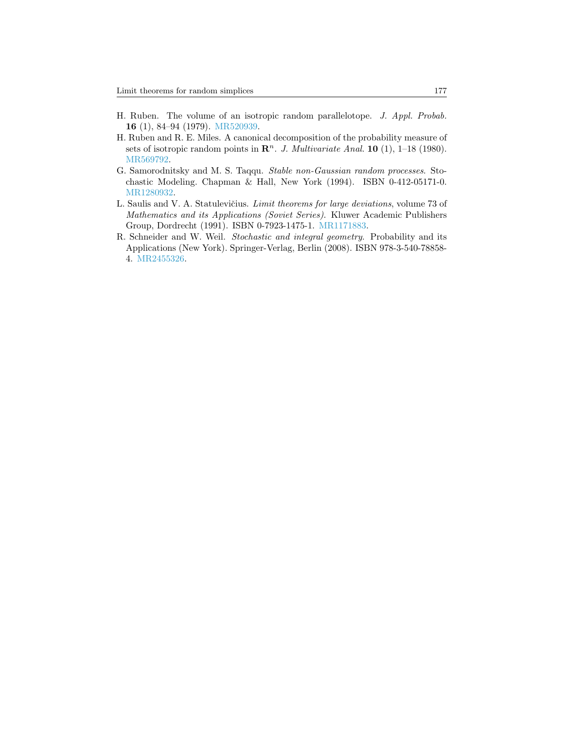H. Ruben. The volume of an isotropic random parallelotope. *J. Appl. Probab.* **16** (1), 84–94 (1979). MR520939.

H. Ruben and R. E. Miles. A canonical decomposition of the probability measure of sets of isotropic random points in $\mathbf{R}^n$. *J. Multivariate Anal.* **10** (1), 1–18 (1980). MR569792.

G. Samorodnitsky and M. S. Taqqu. *Stable non-Gaussian random processes*. Stochastic Modeling. Chapman & Hall, New York (1994). ISBN 0-412-05171-0. MR1280932.

L. Saulis and V. A. Statulevičius. *Limit theorems for large deviations*, volume 73 of *Mathematics and its Applications (Soviet Series)*. Kluwer Academic Publishers Group, Dordrecht (1991). ISBN 0-7923-1475-1. MR1171883.

R. Schneider and W. Weil. *Stochastic and integral geometry*. Probability and its Applications (New York). Springer-Verlag, Berlin (2008). ISBN 978-3-540-78858-4. MR2455326.